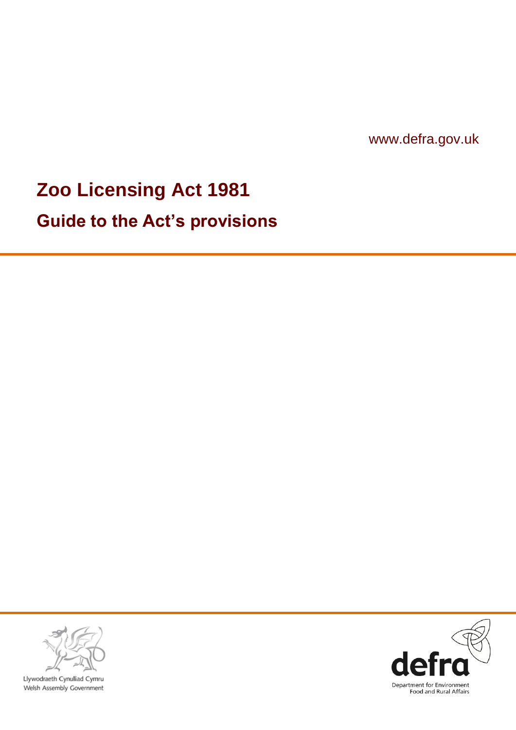www.defra.gov.uk

# Zoo Licensing Act 1981

## Guide to the Act's provisions

Llywodraeth Cynulliad Cymru
Welsh Assembly Government

defra
Department for Environment Food and Rural Affairs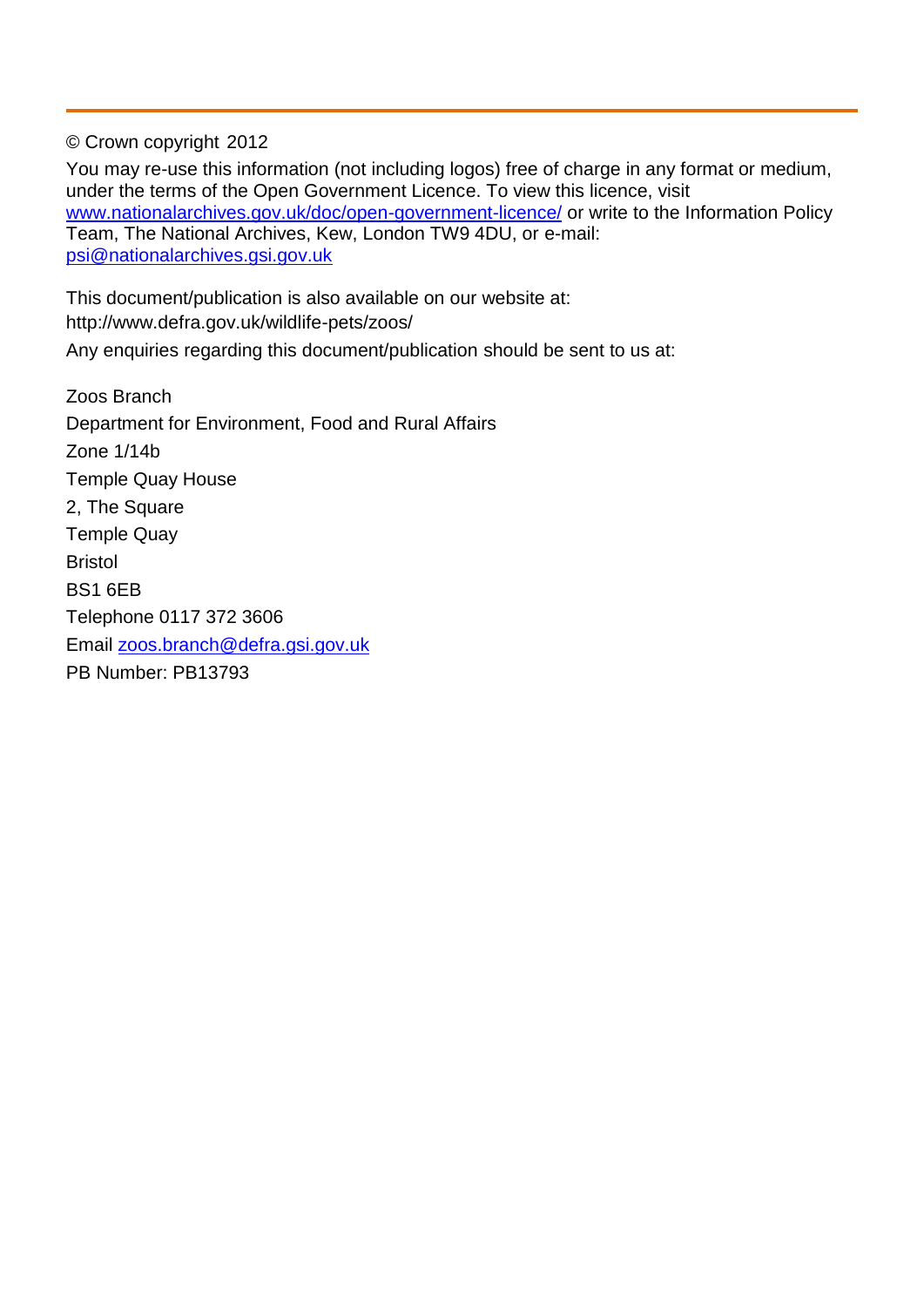© Crown copyright 2012

You may re-use this information (not including logos) free of charge in any format or medium, under the terms of the Open Government Licence. To view this licence, visit [www.nationalarchives.gov.uk/doc/open-government-licence/](http://www.nationalarchives.gov.uk/doc/open-government-licence/) or write to the Information Policy Team, The National Archives, Kew, London TW9 4DU, or e-mail: [psi@nationalarchives.gsi.gov.uk](mailto:psi@nationalarchives.gsi.gov.uk)

This document/publication is also available on our website at:
http://www.defra.gov.uk/wildlife-pets/zoos/

Any enquiries regarding this document/publication should be sent to us at:

Zoos Branch
Department for Environment, Food and Rural Affairs
Zone 1/14b
Temple Quay House
2, The Square
Temple Quay
Bristol
BS1 6EB
Telephone 0117 372 3606
Email [zoos.branch@defra.gsi.gov.uk](mailto:zoos.branch@defra.gsi.gov.uk)
PB Number: PB13793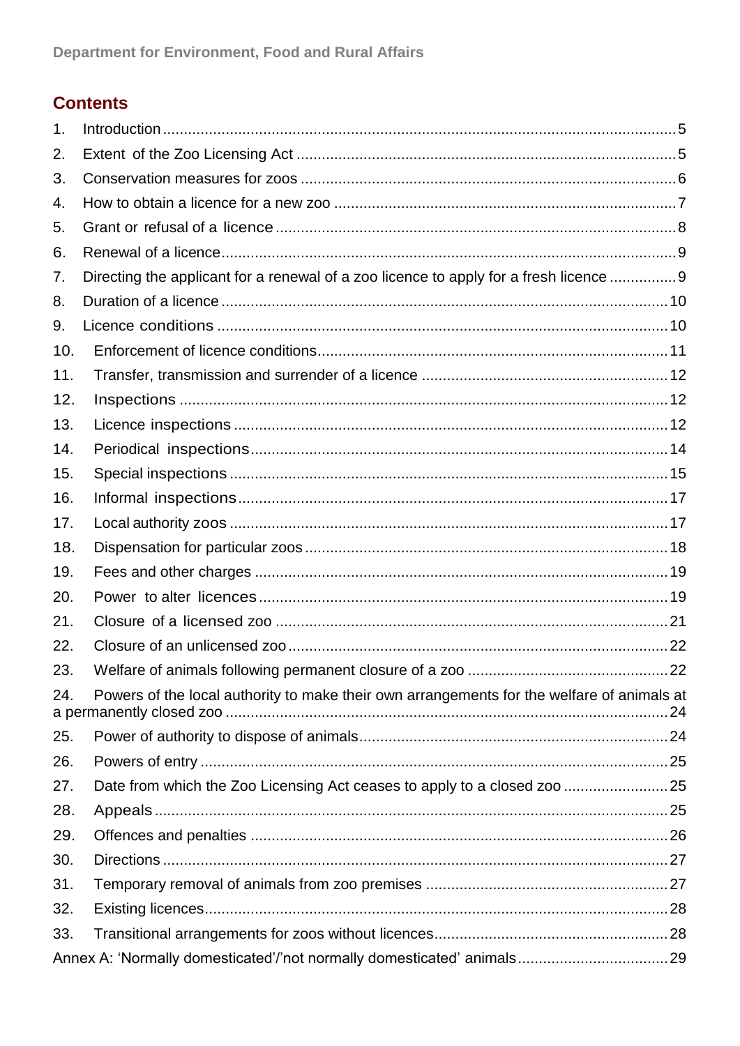## Contents

1. Introduction ... 5
2. Extent of the Zoo Licensing Act ... 5
3. Conservation measures for zoos ... 6
4. How to obtain a licence for a new zoo ... 7
5. Grant or refusal of a licence ... 8
6. Renewal of a licence ... 9
7. Directing the applicant for a renewal of a zoo licence to apply for a fresh licence ... 9
8. Duration of a licence ... 10
9. Licence conditions ... 10
10. Enforcement of licence conditions ... 11
11. Transfer, transmission and surrender of a licence ... 12
12. Inspections ... 12
13. Licence inspections ... 12
14. Periodical inspections ... 14
15. Special inspections ... 15
16. Informal inspections ... 17
17. Local authority zoos ... 17
18. Dispensation for particular zoos ... 18
19. Fees and other charges ... 19
20. Power to alter licences ... 19
21. Closure of a licensed zoo ... 21
22. Closure of an unlicensed zoo ... 22
23. Welfare of animals following permanent closure of a zoo ... 22
24. Powers of the local authority to make their own arrangements for the welfare of animals at a permanently closed zoo ... 24
25. Power of authority to dispose of animals ... 24
26. Powers of entry ... 25
27. Date from which the Zoo Licensing Act ceases to apply to a closed zoo ... 25
28. Appeals ... 25
29. Offences and penalties ... 26
30. Directions ... 27
31. Temporary removal of animals from zoo premises ... 27
32. Existing licences ... 28
33. Transitional arrangements for zoos without licences ... 28

Annex A: 'Normally domesticated'/'not normally domesticated' animals ... 29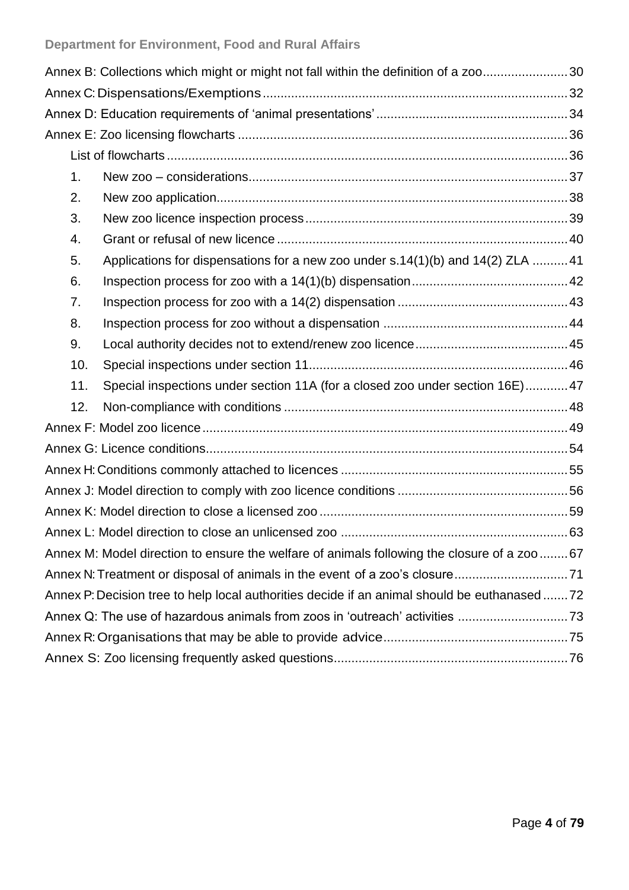Annex B: Collections which might or might not fall within the definition of a zoo........................30

Annex C: Dispensations/Exemptions.....................................................................................32

Annex D: Education requirements of 'animal presentations'.....................................................34

Annex E: Zoo licensing flowcharts .............................................................................................36

List of flowcharts .................................................................................................................36

1. New zoo – considerations.........................................................................................37
2. New zoo application..................................................................................................38
3. New zoo licence inspection process.........................................................................39
4. Grant or refusal of new licence.................................................................................40
5. Applications for dispensations for a new zoo under s.14(1)(b) and 14(2) ZLA ..........41
6. Inspection process for zoo with a 14(1)(b) dispensation............................................42
7. Inspection process for zoo with a 14(2) dispensation................................................43
8. Inspection process for zoo without a dispensation ....................................................44
9. Local authority decides not to extend/renew zoo licence...........................................45
10. Special inspections under section 11.........................................................................46
11. Special inspections under section 11A (for a closed zoo under section 16E)............47
12. Non-compliance with conditions ................................................................................48

Annex F: Model zoo licence.......................................................................................................49

Annex G: Licence conditions......................................................................................................54

Annex H: Conditions commonly attached to licences ................................................................55

Annex J: Model direction to comply with zoo licence conditions ................................................56

Annex K: Model direction to close a licensed zoo......................................................................59

Annex L: Model direction to close an unlicensed zoo ................................................................63

Annex M: Model direction to ensure the welfare of animals following the closure of a zoo........67

Annex N: Treatment or disposal of animals in the event of a zoo's closure................................71

Annex P: Decision tree to help local authorities decide if an animal should be euthanased.......72

Annex Q: The use of hazardous animals from zoos in 'outreach' activities ...............................73

Annex R: Organisations that may be able to provide advice......................................................75

Annex S: Zoo licensing frequently asked questions...................................................................76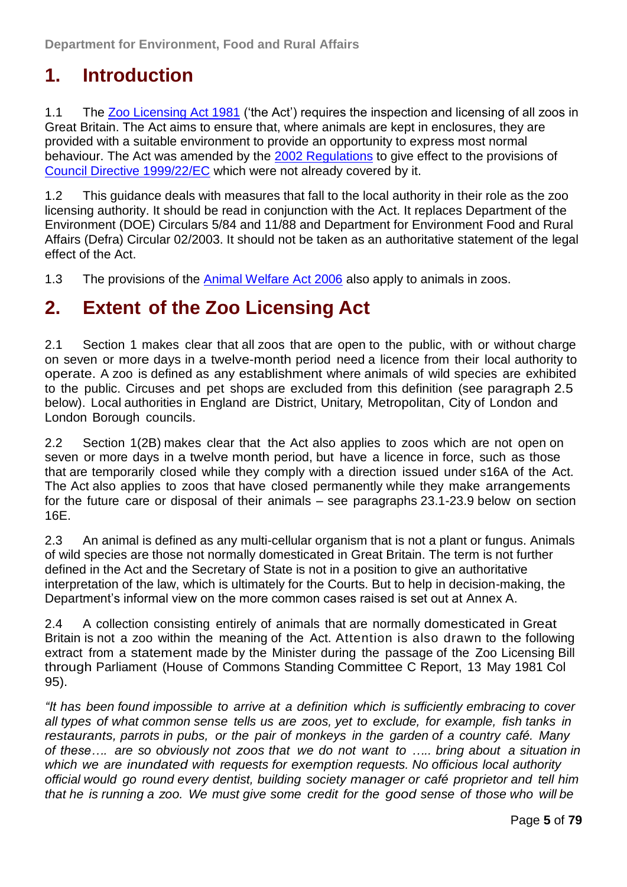# 1. Introduction

1.1 The [Zoo Licensing Act 1981]() ('the Act') requires the inspection and licensing of all zoos in Great Britain. The Act aims to ensure that, where animals are kept in enclosures, they are provided with a suitable environment to provide an opportunity to express most normal behaviour. The Act was amended by the [2002 Regulations]() to give effect to the provisions of [Council Directive 1999/22/EC]() which were not already covered by it.

1.2 This guidance deals with measures that fall to the local authority in their role as the zoo licensing authority. It should be read in conjunction with the Act. It replaces Department of the Environment (DOE) Circulars 5/84 and 11/88 and Department for Environment Food and Rural Affairs (Defra) Circular 02/2003. It should not be taken as an authoritative statement of the legal effect of the Act.

1.3 The provisions of the [Animal Welfare Act 2006]() also apply to animals in zoos.

# 2. Extent of the Zoo Licensing Act

2.1 Section 1 makes clear that all zoos that are open to the public, with or without charge on seven or more days in a twelve-month period need a licence from their local authority to operate. A zoo is defined as any establishment where animals of wild species are exhibited to the public. Circuses and pet shops are excluded from this definition (see paragraph 2.5 below). Local authorities in England are District, Unitary, Metropolitan, City of London and London Borough councils.

2.2 Section 1(2B) makes clear that the Act also applies to zoos which are not open on seven or more days in a twelve month period, but have a licence in force, such as those that are temporarily closed while they comply with a direction issued under s16A of the Act. The Act also applies to zoos that have closed permanently while they make arrangements for the future care or disposal of their animals – see paragraphs 23.1-23.9 below on section 16E.

2.3 An animal is defined as any multi-cellular organism that is not a plant or fungus. Animals of wild species are those not normally domesticated in Great Britain. The term is not further defined in the Act and the Secretary of State is not in a position to give an authoritative interpretation of the law, which is ultimately for the Courts. But to help in decision-making, the Department's informal view on the more common cases raised is set out at Annex A.

2.4 A collection consisting entirely of animals that are normally domesticated in Great Britain is not a zoo within the meaning of the Act. Attention is also drawn to the following extract from a statement made by the Minister during the passage of the Zoo Licensing Bill through Parliament (House of Commons Standing Committee C Report, 13 May 1981 Col 95).

*"It has been found impossible to arrive at a definition which is sufficiently embracing to cover all types of what common sense tells us are zoos, yet to exclude, for example, fish tanks in restaurants, parrots in pubs, or the pair of monkeys in the garden of a country café. Many of these…. are so obviously not zoos that we do not want to ….. bring about a situation in which we are inundated with requests for exemption requests. No officious local authority official would go round every dentist, building society manager or café proprietor and tell him that he is running a zoo. We must give some credit for the good sense of those who will be*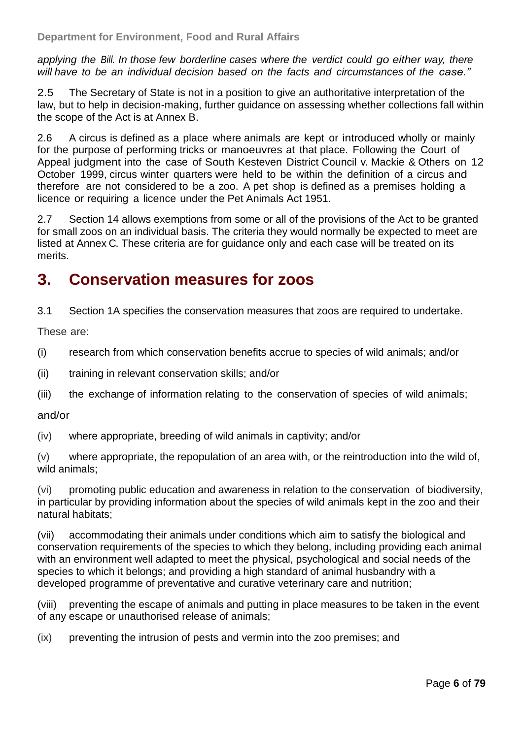*applying the Bill. In those few borderline cases where the verdict could go either way, there will have to be an individual decision based on the facts and circumstances of the case."*

2.5 The Secretary of State is not in a position to give an authoritative interpretation of the law, but to help in decision-making, further guidance on assessing whether collections fall within the scope of the Act is at Annex B.

2.6 A circus is defined as a place where animals are kept or introduced wholly or mainly for the purpose of performing tricks or manoeuvres at that place. Following the Court of Appeal judgment into the case of South Kesteven District Council v. Mackie & Others on 12 October 1999, circus winter quarters were held to be within the definition of a circus and therefore are not considered to be a zoo. A pet shop is defined as a premises holding a licence or requiring a licence under the Pet Animals Act 1951.

2.7 Section 14 allows exemptions from some or all of the provisions of the Act to be granted for small zoos on an individual basis. The criteria they would normally be expected to meet are listed at Annex C. These criteria are for guidance only and each case will be treated on its merits.

## 3. Conservation measures for zoos

3.1 Section 1A specifies the conservation measures that zoos are required to undertake.

These are:

(i) research from which conservation benefits accrue to species of wild animals; and/or

(ii) training in relevant conservation skills; and/or

(iii) the exchange of information relating to the conservation of species of wild animals;

and/or

(iv) where appropriate, breeding of wild animals in captivity; and/or

(v) where appropriate, the repopulation of an area with, or the reintroduction into the wild of, wild animals;

(vi) promoting public education and awareness in relation to the conservation of biodiversity, in particular by providing information about the species of wild animals kept in the zoo and their natural habitats;

(vii) accommodating their animals under conditions which aim to satisfy the biological and conservation requirements of the species to which they belong, including providing each animal with an environment well adapted to meet the physical, psychological and social needs of the species to which it belongs; and providing a high standard of animal husbandry with a developed programme of preventative and curative veterinary care and nutrition;

(viii) preventing the escape of animals and putting in place measures to be taken in the event of any escape or unauthorised release of animals;

(ix) preventing the intrusion of pests and vermin into the zoo premises; and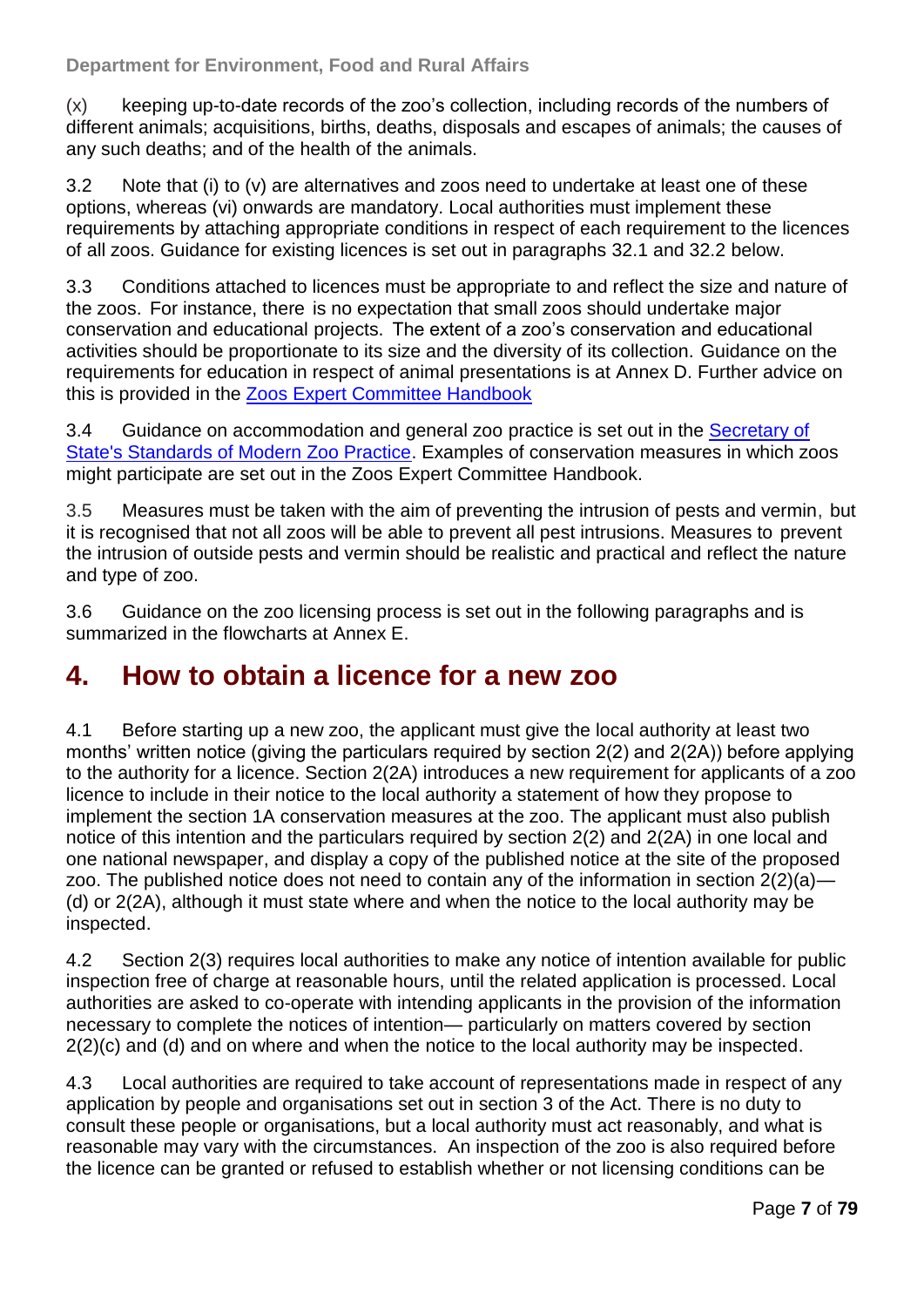(x) keeping up-to-date records of the zoo's collection, including records of the numbers of different animals; acquisitions, births, deaths, disposals and escapes of animals; the causes of any such deaths; and of the health of the animals.

3.2 Note that (i) to (v) are alternatives and zoos need to undertake at least one of these options, whereas (vi) onwards are mandatory. Local authorities must implement these requirements by attaching appropriate conditions in respect of each requirement to the licences of all zoos. Guidance for existing licences is set out in paragraphs 32.1 and 32.2 below.

3.3 Conditions attached to licences must be appropriate to and reflect the size and nature of the zoos. For instance, there is no expectation that small zoos should undertake major conservation and educational projects. The extent of a zoo's conservation and educational activities should be proportionate to its size and the diversity of its collection. Guidance on the requirements for education in respect of animal presentations is at Annex D. Further advice on this is provided in the [Zoos Expert Committee Handbook]()

3.4 Guidance on accommodation and general zoo practice is set out in the [Secretary of State's Standards of Modern Zoo Practice](). Examples of conservation measures in which zoos might participate are set out in the Zoos Expert Committee Handbook.

3.5 Measures must be taken with the aim of preventing the intrusion of pests and vermin, but it is recognised that not all zoos will be able to prevent all pest intrusions. Measures to prevent the intrusion of outside pests and vermin should be realistic and practical and reflect the nature and type of zoo.

3.6 Guidance on the zoo licensing process is set out in the following paragraphs and is summarized in the flowcharts at Annex E.

# 4. How to obtain a licence for a new zoo

4.1 Before starting up a new zoo, the applicant must give the local authority at least two months' written notice (giving the particulars required by section 2(2) and 2(2A)) before applying to the authority for a licence. Section 2(2A) introduces a new requirement for applicants of a zoo licence to include in their notice to the local authority a statement of how they propose to implement the section 1A conservation measures at the zoo. The applicant must also publish notice of this intention and the particulars required by section 2(2) and 2(2A) in one local and one national newspaper, and display a copy of the published notice at the site of the proposed zoo. The published notice does not need to contain any of the information in section 2(2)(a)—(d) or 2(2A), although it must state where and when the notice to the local authority may be inspected.

4.2 Section 2(3) requires local authorities to make any notice of intention available for public inspection free of charge at reasonable hours, until the related application is processed. Local authorities are asked to co-operate with intending applicants in the provision of the information necessary to complete the notices of intention— particularly on matters covered by section 2(2)(c) and (d) and on where and when the notice to the local authority may be inspected.

4.3 Local authorities are required to take account of representations made in respect of any application by people and organisations set out in section 3 of the Act. There is no duty to consult these people or organisations, but a local authority must act reasonably, and what is reasonable may vary with the circumstances. An inspection of the zoo is also required before the licence can be granted or refused to establish whether or not licensing conditions can be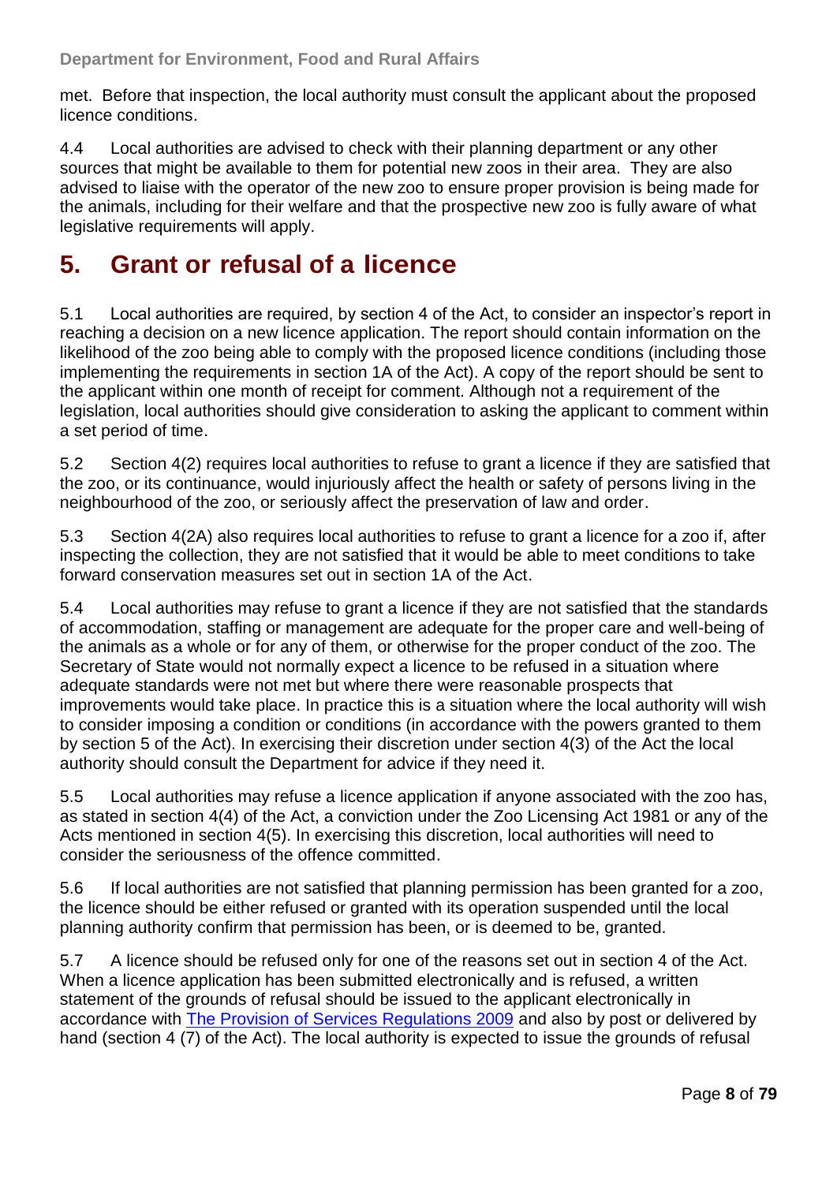met. Before that inspection, the local authority must consult the applicant about the proposed licence conditions.

4.4 Local authorities are advised to check with their planning department or any other sources that might be available to them for potential new zoos in their area. They are also advised to liaise with the operator of the new zoo to ensure proper provision is being made for the animals, including for their welfare and that the prospective new zoo is fully aware of what legislative requirements will apply.

# 5. Grant or refusal of a licence

5.1 Local authorities are required, by section 4 of the Act, to consider an inspector's report in reaching a decision on a new licence application. The report should contain information on the likelihood of the zoo being able to comply with the proposed licence conditions (including those implementing the requirements in section 1A of the Act). A copy of the report should be sent to the applicant within one month of receipt for comment. Although not a requirement of the legislation, local authorities should give consideration to asking the applicant to comment within a set period of time.

5.2 Section 4(2) requires local authorities to refuse to grant a licence if they are satisfied that the zoo, or its continuance, would injuriously affect the health or safety of persons living in the neighbourhood of the zoo, or seriously affect the preservation of law and order.

5.3 Section 4(2A) also requires local authorities to refuse to grant a licence for a zoo if, after inspecting the collection, they are not satisfied that it would be able to meet conditions to take forward conservation measures set out in section 1A of the Act.

5.4 Local authorities may refuse to grant a licence if they are not satisfied that the standards of accommodation, staffing or management are adequate for the proper care and well-being of the animals as a whole or for any of them, or otherwise for the proper conduct of the zoo. The Secretary of State would not normally expect a licence to be refused in a situation where adequate standards were not met but where there were reasonable prospects that improvements would take place. In practice this is a situation where the local authority will wish to consider imposing a condition or conditions (in accordance with the powers granted to them by section 5 of the Act). In exercising their discretion under section 4(3) of the Act the local authority should consult the Department for advice if they need it.

5.5 Local authorities may refuse a licence application if anyone associated with the zoo has, as stated in section 4(4) of the Act, a conviction under the Zoo Licensing Act 1981 or any of the Acts mentioned in section 4(5). In exercising this discretion, local authorities will need to consider the seriousness of the offence committed.

5.6 If local authorities are not satisfied that planning permission has been granted for a zoo, the licence should be either refused or granted with its operation suspended until the local planning authority confirm that permission has been, or is deemed to be, granted.

5.7 A licence should be refused only for one of the reasons set out in section 4 of the Act. When a licence application has been submitted electronically and is refused, a written statement of the grounds of refusal should be issued to the applicant electronically in accordance with The Provision of Services Regulations 2009 and also by post or delivered by hand (section 4 (7) of the Act). The local authority is expected to issue the grounds of refusal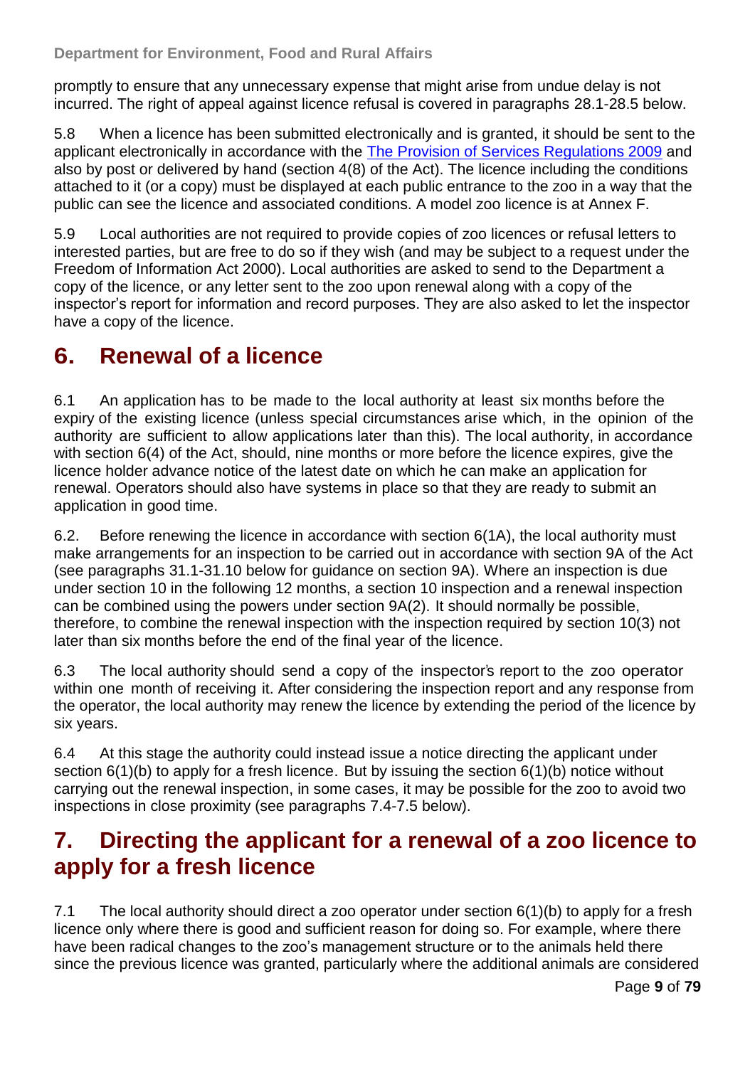promptly to ensure that any unnecessary expense that might arise from undue delay is not incurred. The right of appeal against licence refusal is covered in paragraphs 28.1-28.5 below.

5.8 When a licence has been submitted electronically and is granted, it should be sent to the applicant electronically in accordance with the [The Provision of Services Regulations 2009] and also by post or delivered by hand (section 4(8) of the Act). The licence including the conditions attached to it (or a copy) must be displayed at each public entrance to the zoo in a way that the public can see the licence and associated conditions. A model zoo licence is at Annex F.

5.9 Local authorities are not required to provide copies of zoo licences or refusal letters to interested parties, but are free to do so if they wish (and may be subject to a request under the Freedom of Information Act 2000). Local authorities are asked to send to the Department a copy of the licence, or any letter sent to the zoo upon renewal along with a copy of the inspector's report for information and record purposes. They are also asked to let the inspector have a copy of the licence.

# 6. Renewal of a licence

6.1 An application has to be made to the local authority at least six months before the expiry of the existing licence (unless special circumstances arise which, in the opinion of the authority are sufficient to allow applications later than this). The local authority, in accordance with section 6(4) of the Act, should, nine months or more before the licence expires, give the licence holder advance notice of the latest date on which he can make an application for renewal. Operators should also have systems in place so that they are ready to submit an application in good time.

6.2. Before renewing the licence in accordance with section 6(1A), the local authority must make arrangements for an inspection to be carried out in accordance with section 9A of the Act (see paragraphs 31.1-31.10 below for guidance on section 9A). Where an inspection is due under section 10 in the following 12 months, a section 10 inspection and a renewal inspection can be combined using the powers under section 9A(2). It should normally be possible, therefore, to combine the renewal inspection with the inspection required by section 10(3) not later than six months before the end of the final year of the licence.

6.3 The local authority should send a copy of the inspector's report to the zoo operator within one month of receiving it. After considering the inspection report and any response from the operator, the local authority may renew the licence by extending the period of the licence by six years.

6.4 At this stage the authority could instead issue a notice directing the applicant under section 6(1)(b) to apply for a fresh licence. But by issuing the section 6(1)(b) notice without carrying out the renewal inspection, in some cases, it may be possible for the zoo to avoid two inspections in close proximity (see paragraphs 7.4-7.5 below).

# 7. Directing the applicant for a renewal of a zoo licence to apply for a fresh licence

7.1 The local authority should direct a zoo operator under section 6(1)(b) to apply for a fresh licence only where there is good and sufficient reason for doing so. For example, where there have been radical changes to the zoo's management structure or to the animals held there since the previous licence was granted, particularly where the additional animals are considered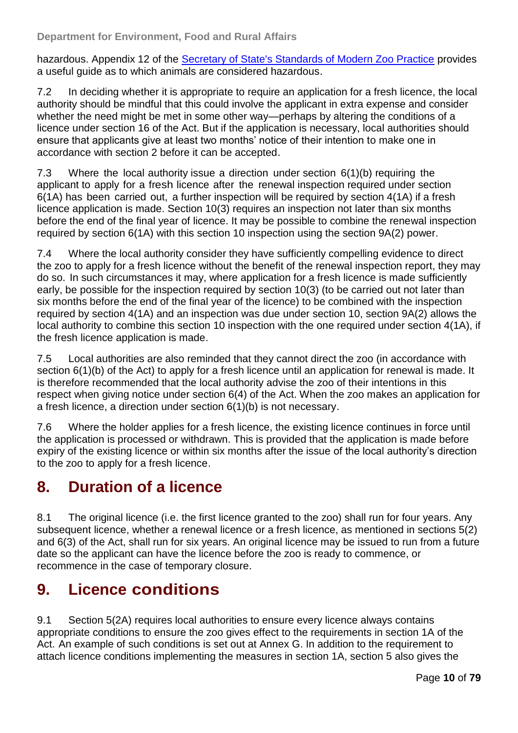hazardous. Appendix 12 of the [Secretary of State's Standards of Modern Zoo Practice]() provides a useful guide as to which animals are considered hazardous.

7.2 In deciding whether it is appropriate to require an application for a fresh licence, the local authority should be mindful that this could involve the applicant in extra expense and consider whether the need might be met in some other way—perhaps by altering the conditions of a licence under section 16 of the Act. But if the application is necessary, local authorities should ensure that applicants give at least two months' notice of their intention to make one in accordance with section 2 before it can be accepted.

7.3 Where the local authority issue a direction under section 6(1)(b) requiring the applicant to apply for a fresh licence after the renewal inspection required under section 6(1A) has been carried out, a further inspection will be required by section 4(1A) if a fresh licence application is made. Section 10(3) requires an inspection not later than six months before the end of the final year of licence. It may be possible to combine the renewal inspection required by section 6(1A) with this section 10 inspection using the section 9A(2) power.

7.4 Where the local authority consider they have sufficiently compelling evidence to direct the zoo to apply for a fresh licence without the benefit of the renewal inspection report, they may do so. In such circumstances it may, where application for a fresh licence is made sufficiently early, be possible for the inspection required by section 10(3) (to be carried out not later than six months before the end of the final year of the licence) to be combined with the inspection required by section 4(1A) and an inspection was due under section 10, section 9A(2) allows the local authority to combine this section 10 inspection with the one required under section 4(1A), if the fresh licence application is made.

7.5 Local authorities are also reminded that they cannot direct the zoo (in accordance with section 6(1)(b) of the Act) to apply for a fresh licence until an application for renewal is made. It is therefore recommended that the local authority advise the zoo of their intentions in this respect when giving notice under section 6(4) of the Act. When the zoo makes an application for a fresh licence, a direction under section 6(1)(b) is not necessary.

7.6 Where the holder applies for a fresh licence, the existing licence continues in force until the application is processed or withdrawn. This is provided that the application is made before expiry of the existing licence or within six months after the issue of the local authority's direction to the zoo to apply for a fresh licence.

# 8. Duration of a licence

8.1 The original licence (i.e. the first licence granted to the zoo) shall run for four years. Any subsequent licence, whether a renewal licence or a fresh licence, as mentioned in sections 5(2) and 6(3) of the Act, shall run for six years. An original licence may be issued to run from a future date so the applicant can have the licence before the zoo is ready to commence, or recommence in the case of temporary closure.

# 9. Licence conditions

9.1 Section 5(2A) requires local authorities to ensure every licence always contains appropriate conditions to ensure the zoo gives effect to the requirements in section 1A of the Act. An example of such conditions is set out at Annex G. In addition to the requirement to attach licence conditions implementing the measures in section 1A, section 5 also gives the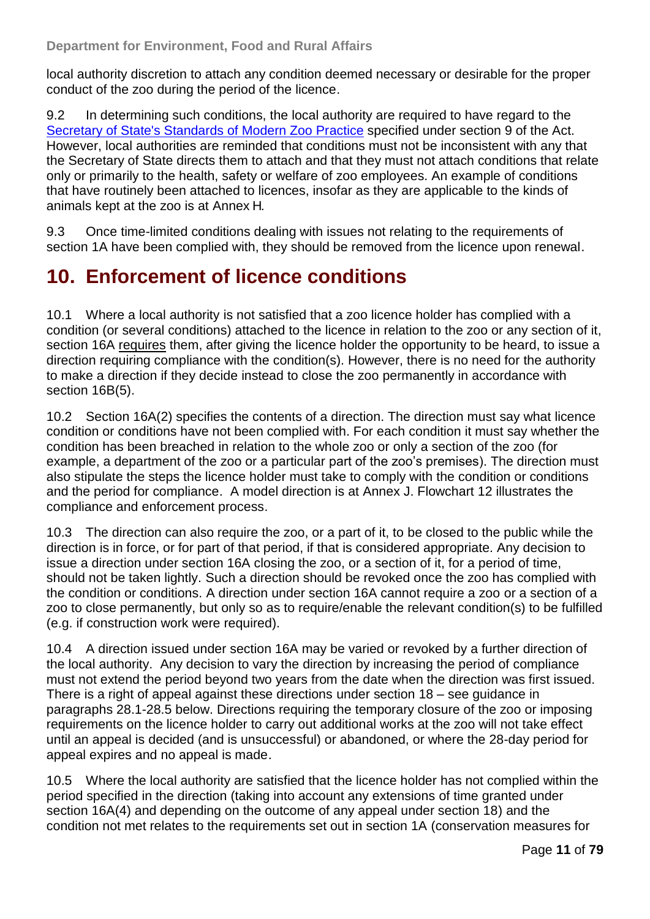local authority discretion to attach any condition deemed necessary or desirable for the proper conduct of the zoo during the period of the licence.

9.2 In determining such conditions, the local authority are required to have regard to the [Secretary of State's Standards of Modern Zoo Practice](#) specified under section 9 of the Act. However, local authorities are reminded that conditions must not be inconsistent with any that the Secretary of State directs them to attach and that they must not attach conditions that relate only or primarily to the health, safety or welfare of zoo employees. An example of conditions that have routinely been attached to licences, insofar as they are applicable to the kinds of animals kept at the zoo is at Annex H.

9.3 Once time-limited conditions dealing with issues not relating to the requirements of section 1A have been complied with, they should be removed from the licence upon renewal.

# 10. Enforcement of licence conditions

10.1 Where a local authority is not satisfied that a zoo licence holder has complied with a condition (or several conditions) attached to the licence in relation to the zoo or any section of it, section 16A requires them, after giving the licence holder the opportunity to be heard, to issue a direction requiring compliance with the condition(s). However, there is no need for the authority to make a direction if they decide instead to close the zoo permanently in accordance with section 16B(5).

10.2 Section 16A(2) specifies the contents of a direction. The direction must say what licence condition or conditions have not been complied with. For each condition it must say whether the condition has been breached in relation to the whole zoo or only a section of the zoo (for example, a department of the zoo or a particular part of the zoo's premises). The direction must also stipulate the steps the licence holder must take to comply with the condition or conditions and the period for compliance. A model direction is at Annex J. Flowchart 12 illustrates the compliance and enforcement process.

10.3 The direction can also require the zoo, or a part of it, to be closed to the public while the direction is in force, or for part of that period, if that is considered appropriate. Any decision to issue a direction under section 16A closing the zoo, or a section of it, for a period of time, should not be taken lightly. Such a direction should be revoked once the zoo has complied with the condition or conditions. A direction under section 16A cannot require a zoo or a section of a zoo to close permanently, but only so as to require/enable the relevant condition(s) to be fulfilled (e.g. if construction work were required).

10.4 A direction issued under section 16A may be varied or revoked by a further direction of the local authority. Any decision to vary the direction by increasing the period of compliance must not extend the period beyond two years from the date when the direction was first issued. There is a right of appeal against these directions under section 18 – see guidance in paragraphs 28.1-28.5 below. Directions requiring the temporary closure of the zoo or imposing requirements on the licence holder to carry out additional works at the zoo will not take effect until an appeal is decided (and is unsuccessful) or abandoned, or where the 28-day period for appeal expires and no appeal is made.

10.5 Where the local authority are satisfied that the licence holder has not complied within the period specified in the direction (taking into account any extensions of time granted under section 16A(4) and depending on the outcome of any appeal under section 18) and the condition not met relates to the requirements set out in section 1A (conservation measures for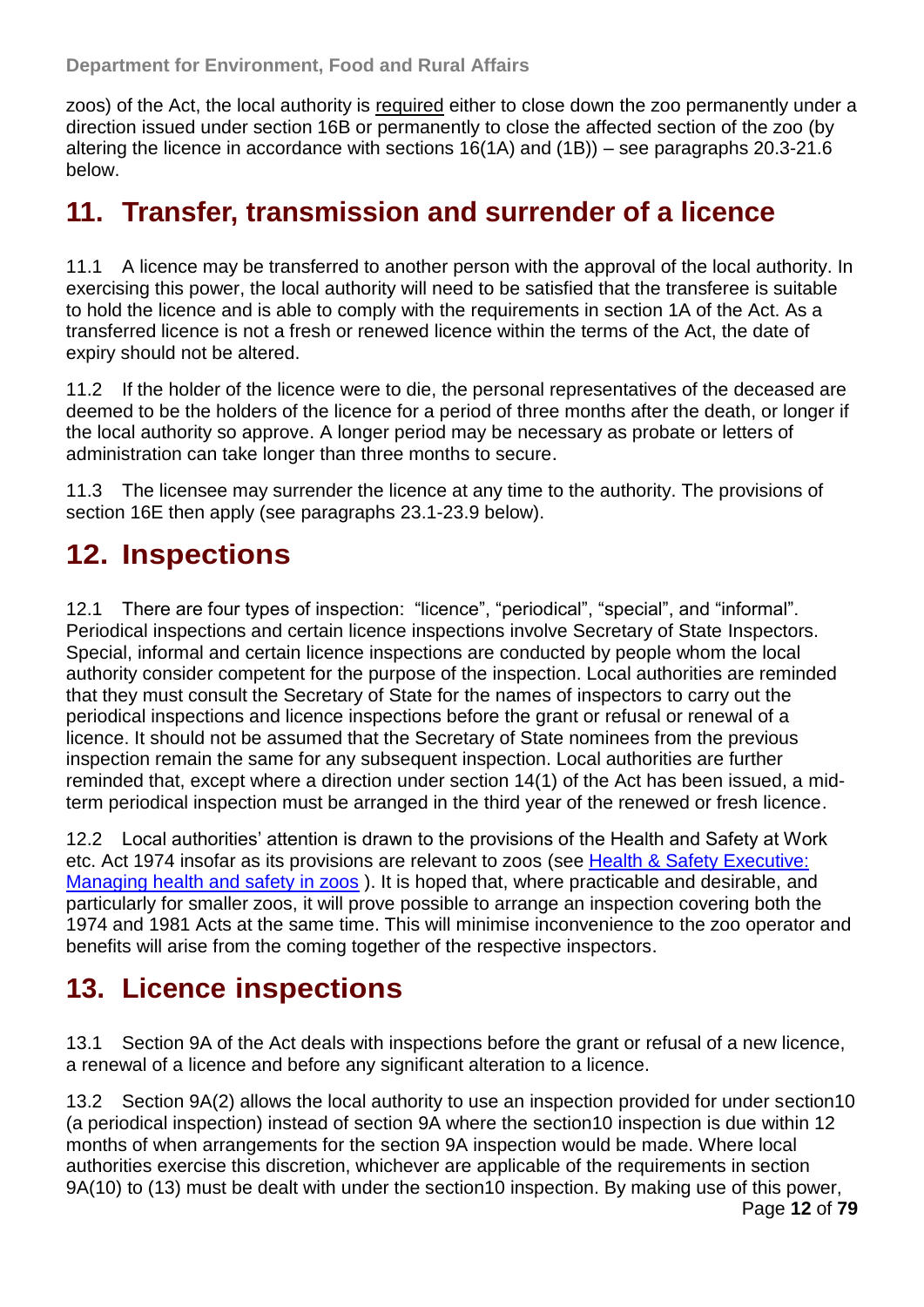zoos) of the Act, the local authority is required either to close down the zoo permanently under a direction issued under section 16B or permanently to close the affected section of the zoo (by altering the licence in accordance with sections 16(1A) and (1B)) – see paragraphs 20.3-21.6 below.

## 11. Transfer, transmission and surrender of a licence

11.1 A licence may be transferred to another person with the approval of the local authority. In exercising this power, the local authority will need to be satisfied that the transferee is suitable to hold the licence and is able to comply with the requirements in section 1A of the Act. As a transferred licence is not a fresh or renewed licence within the terms of the Act, the date of expiry should not be altered.

11.2 If the holder of the licence were to die, the personal representatives of the deceased are deemed to be the holders of the licence for a period of three months after the death, or longer if the local authority so approve. A longer period may be necessary as probate or letters of administration can take longer than three months to secure.

11.3 The licensee may surrender the licence at any time to the authority. The provisions of section 16E then apply (see paragraphs 23.1-23.9 below).

## 12. Inspections

12.1 There are four types of inspection: "licence", "periodical", "special", and "informal". Periodical inspections and certain licence inspections involve Secretary of State Inspectors. Special, informal and certain licence inspections are conducted by people whom the local authority consider competent for the purpose of the inspection. Local authorities are reminded that they must consult the Secretary of State for the names of inspectors to carry out the periodical inspections and licence inspections before the grant or refusal or renewal of a licence. It should not be assumed that the Secretary of State nominees from the previous inspection remain the same for any subsequent inspection. Local authorities are further reminded that, except where a direction under section 14(1) of the Act has been issued, a mid-term periodical inspection must be arranged in the third year of the renewed or fresh licence.

12.2 Local authorities' attention is drawn to the provisions of the Health and Safety at Work etc. Act 1974 insofar as its provisions are relevant to zoos (see Health & Safety Executive: Managing health and safety in zoos ). It is hoped that, where practicable and desirable, and particularly for smaller zoos, it will prove possible to arrange an inspection covering both the 1974 and 1981 Acts at the same time. This will minimise inconvenience to the zoo operator and benefits will arise from the coming together of the respective inspectors.

## 13. Licence inspections

13.1 Section 9A of the Act deals with inspections before the grant or refusal of a new licence, a renewal of a licence and before any significant alteration to a licence.

13.2 Section 9A(2) allows the local authority to use an inspection provided for under section10 (a periodical inspection) instead of section 9A where the section10 inspection is due within 12 months of when arrangements for the section 9A inspection would be made. Where local authorities exercise this discretion, whichever are applicable of the requirements in section 9A(10) to (13) must be dealt with under the section10 inspection. By making use of this power,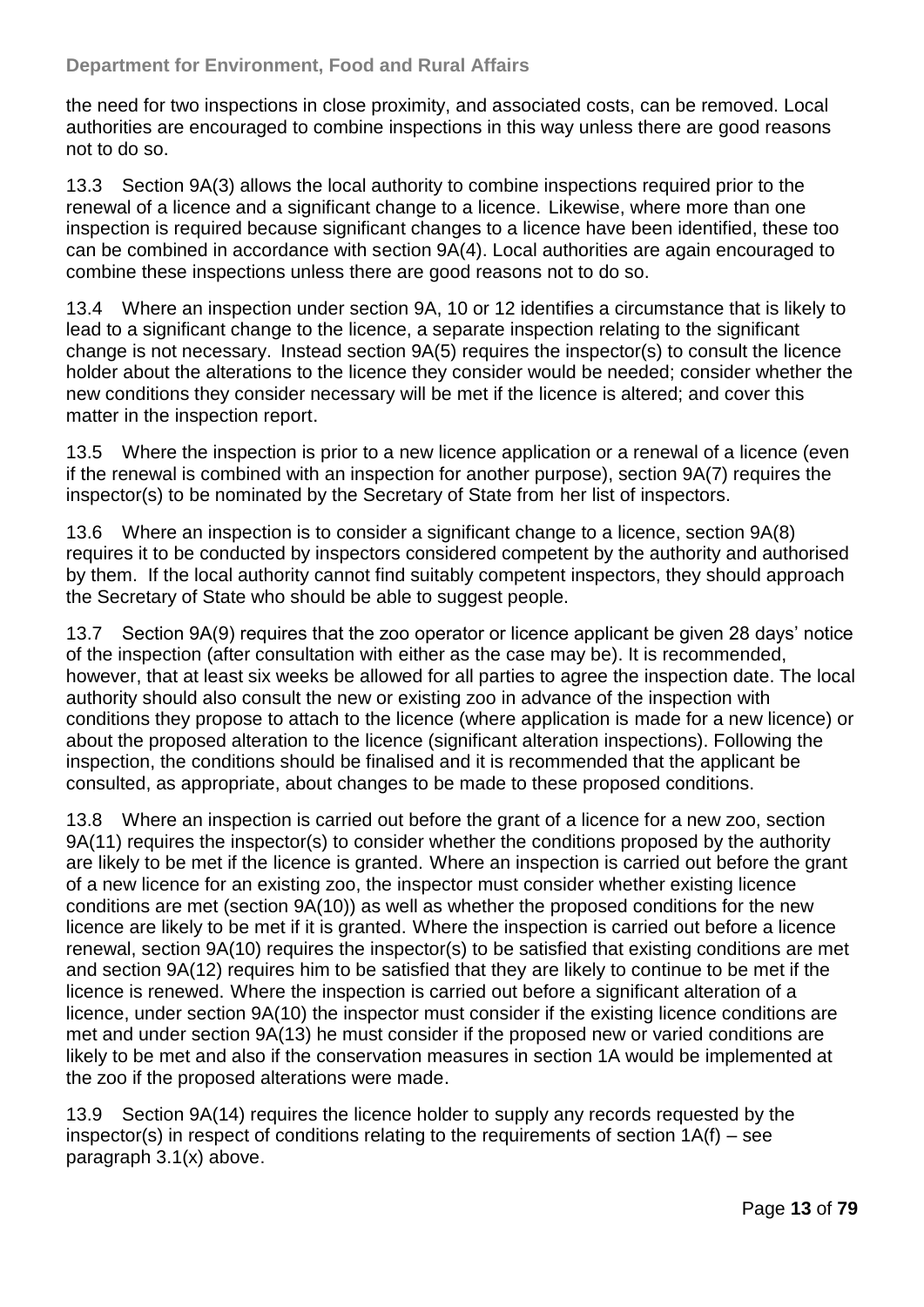the need for two inspections in close proximity, and associated costs, can be removed. Local authorities are encouraged to combine inspections in this way unless there are good reasons not to do so.

13.3 Section 9A(3) allows the local authority to combine inspections required prior to the renewal of a licence and a significant change to a licence. Likewise, where more than one inspection is required because significant changes to a licence have been identified, these too can be combined in accordance with section 9A(4). Local authorities are again encouraged to combine these inspections unless there are good reasons not to do so.

13.4 Where an inspection under section 9A, 10 or 12 identifies a circumstance that is likely to lead to a significant change to the licence, a separate inspection relating to the significant change is not necessary. Instead section 9A(5) requires the inspector(s) to consult the licence holder about the alterations to the licence they consider would be needed; consider whether the new conditions they consider necessary will be met if the licence is altered; and cover this matter in the inspection report.

13.5 Where the inspection is prior to a new licence application or a renewal of a licence (even if the renewal is combined with an inspection for another purpose), section 9A(7) requires the inspector(s) to be nominated by the Secretary of State from her list of inspectors.

13.6 Where an inspection is to consider a significant change to a licence, section 9A(8) requires it to be conducted by inspectors considered competent by the authority and authorised by them. If the local authority cannot find suitably competent inspectors, they should approach the Secretary of State who should be able to suggest people.

13.7 Section 9A(9) requires that the zoo operator or licence applicant be given 28 days' notice of the inspection (after consultation with either as the case may be). It is recommended, however, that at least six weeks be allowed for all parties to agree the inspection date. The local authority should also consult the new or existing zoo in advance of the inspection with conditions they propose to attach to the licence (where application is made for a new licence) or about the proposed alteration to the licence (significant alteration inspections). Following the inspection, the conditions should be finalised and it is recommended that the applicant be consulted, as appropriate, about changes to be made to these proposed conditions.

13.8 Where an inspection is carried out before the grant of a licence for a new zoo, section 9A(11) requires the inspector(s) to consider whether the conditions proposed by the authority are likely to be met if the licence is granted. Where an inspection is carried out before the grant of a new licence for an existing zoo, the inspector must consider whether existing licence conditions are met (section 9A(10)) as well as whether the proposed conditions for the new licence are likely to be met if it is granted. Where the inspection is carried out before a licence renewal, section 9A(10) requires the inspector(s) to be satisfied that existing conditions are met and section 9A(12) requires him to be satisfied that they are likely to continue to be met if the licence is renewed. Where the inspection is carried out before a significant alteration of a licence, under section 9A(10) the inspector must consider if the existing licence conditions are met and under section 9A(13) he must consider if the proposed new or varied conditions are likely to be met and also if the conservation measures in section 1A would be implemented at the zoo if the proposed alterations were made.

13.9 Section 9A(14) requires the licence holder to supply any records requested by the inspector(s) in respect of conditions relating to the requirements of section 1A(f) – see paragraph 3.1(x) above.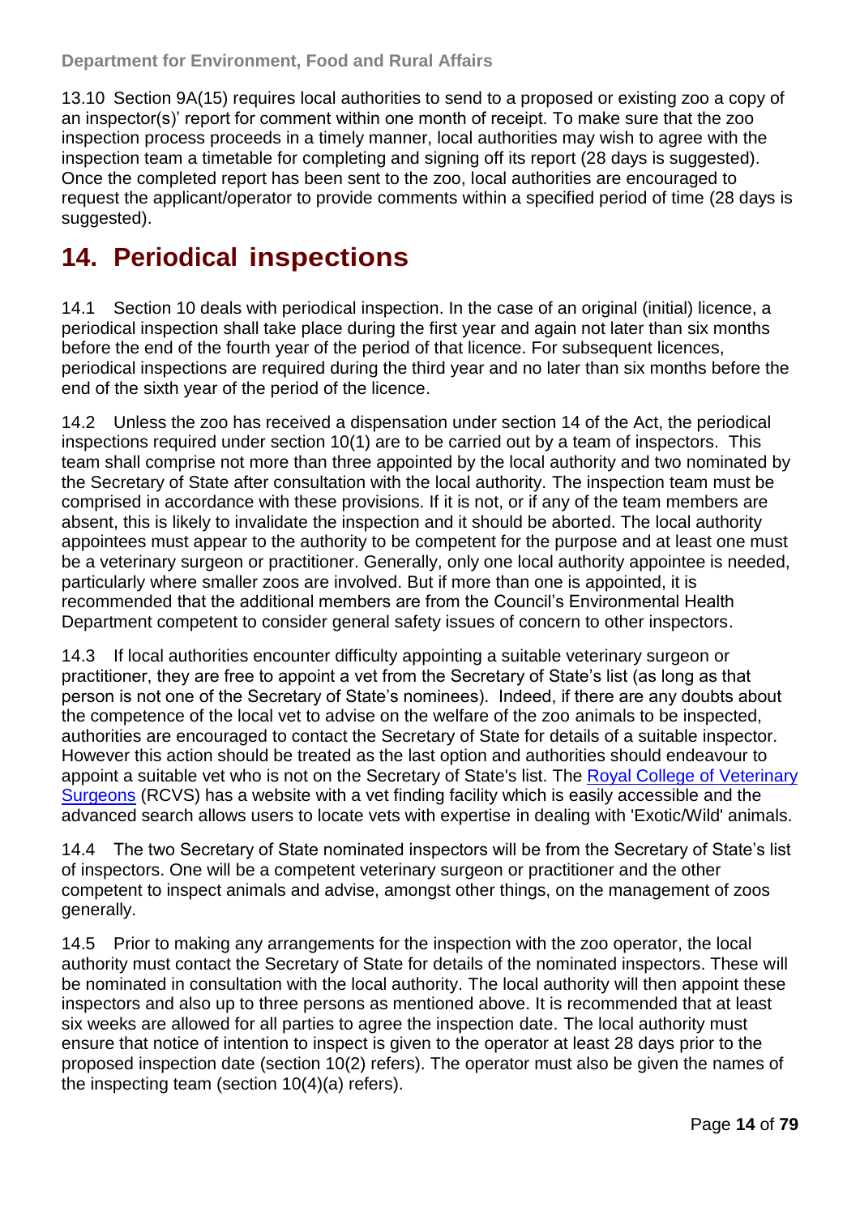13.10 Section 9A(15) requires local authorities to send to a proposed or existing zoo a copy of an inspector(s)' report for comment within one month of receipt. To make sure that the zoo inspection process proceeds in a timely manner, local authorities may wish to agree with the inspection team a timetable for completing and signing off its report (28 days is suggested). Once the completed report has been sent to the zoo, local authorities are encouraged to request the applicant/operator to provide comments within a specified period of time (28 days is suggested).

# 14. Periodical inspections

14.1 Section 10 deals with periodical inspection. In the case of an original (initial) licence, a periodical inspection shall take place during the first year and again not later than six months before the end of the fourth year of the period of that licence. For subsequent licences, periodical inspections are required during the third year and no later than six months before the end of the sixth year of the period of the licence.

14.2 Unless the zoo has received a dispensation under section 14 of the Act, the periodical inspections required under section 10(1) are to be carried out by a team of inspectors. This team shall comprise not more than three appointed by the local authority and two nominated by the Secretary of State after consultation with the local authority. The inspection team must be comprised in accordance with these provisions. If it is not, or if any of the team members are absent, this is likely to invalidate the inspection and it should be aborted. The local authority appointees must appear to the authority to be competent for the purpose and at least one must be a veterinary surgeon or practitioner. Generally, only one local authority appointee is needed, particularly where smaller zoos are involved. But if more than one is appointed, it is recommended that the additional members are from the Council's Environmental Health Department competent to consider general safety issues of concern to other inspectors.

14.3 If local authorities encounter difficulty appointing a suitable veterinary surgeon or practitioner, they are free to appoint a vet from the Secretary of State's list (as long as that person is not one of the Secretary of State's nominees). Indeed, if there are any doubts about the competence of the local vet to advise on the welfare of the zoo animals to be inspected, authorities are encouraged to contact the Secretary of State for details of a suitable inspector. However this action should be treated as the last option and authorities should endeavour to appoint a suitable vet who is not on the Secretary of State's list. The Royal College of Veterinary Surgeons (RCVS) has a website with a vet finding facility which is easily accessible and the advanced search allows users to locate vets with expertise in dealing with 'Exotic/Wild' animals.

14.4 The two Secretary of State nominated inspectors will be from the Secretary of State's list of inspectors. One will be a competent veterinary surgeon or practitioner and the other competent to inspect animals and advise, amongst other things, on the management of zoos generally.

14.5 Prior to making any arrangements for the inspection with the zoo operator, the local authority must contact the Secretary of State for details of the nominated inspectors. These will be nominated in consultation with the local authority. The local authority will then appoint these inspectors and also up to three persons as mentioned above. It is recommended that at least six weeks are allowed for all parties to agree the inspection date. The local authority must ensure that notice of intention to inspect is given to the operator at least 28 days prior to the proposed inspection date (section 10(2) refers). The operator must also be given the names of the inspecting team (section 10(4)(a) refers).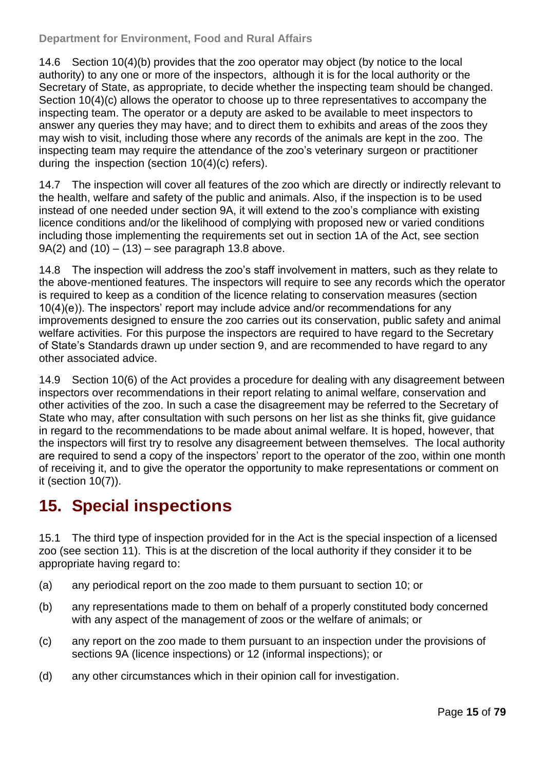14.6 Section 10(4)(b) provides that the zoo operator may object (by notice to the local authority) to any one or more of the inspectors, although it is for the local authority or the Secretary of State, as appropriate, to decide whether the inspecting team should be changed. Section 10(4)(c) allows the operator to choose up to three representatives to accompany the inspecting team. The operator or a deputy are asked to be available to meet inspectors to answer any queries they may have; and to direct them to exhibits and areas of the zoos they may wish to visit, including those where any records of the animals are kept in the zoo. The inspecting team may require the attendance of the zoo's veterinary surgeon or practitioner during the inspection (section 10(4)(c) refers).

14.7 The inspection will cover all features of the zoo which are directly or indirectly relevant to the health, welfare and safety of the public and animals. Also, if the inspection is to be used instead of one needed under section 9A, it will extend to the zoo's compliance with existing licence conditions and/or the likelihood of complying with proposed new or varied conditions including those implementing the requirements set out in section 1A of the Act, see section 9A(2) and (10) – (13) – see paragraph 13.8 above.

14.8 The inspection will address the zoo's staff involvement in matters, such as they relate to the above-mentioned features. The inspectors will require to see any records which the operator is required to keep as a condition of the licence relating to conservation measures (section 10(4)(e)). The inspectors' report may include advice and/or recommendations for any improvements designed to ensure the zoo carries out its conservation, public safety and animal welfare activities. For this purpose the inspectors are required to have regard to the Secretary of State's Standards drawn up under section 9, and are recommended to have regard to any other associated advice.

14.9 Section 10(6) of the Act provides a procedure for dealing with any disagreement between inspectors over recommendations in their report relating to animal welfare, conservation and other activities of the zoo. In such a case the disagreement may be referred to the Secretary of State who may, after consultation with such persons on her list as she thinks fit, give guidance in regard to the recommendations to be made about animal welfare. It is hoped, however, that the inspectors will first try to resolve any disagreement between themselves. The local authority are required to send a copy of the inspectors' report to the operator of the zoo, within one month of receiving it, and to give the operator the opportunity to make representations or comment on it (section 10(7)).

# 15. Special inspections

15.1 The third type of inspection provided for in the Act is the special inspection of a licensed zoo (see section 11). This is at the discretion of the local authority if they consider it to be appropriate having regard to:

(a) any periodical report on the zoo made to them pursuant to section 10; or

(b) any representations made to them on behalf of a properly constituted body concerned with any aspect of the management of zoos or the welfare of animals; or

(c) any report on the zoo made to them pursuant to an inspection under the provisions of sections 9A (licence inspections) or 12 (informal inspections); or

(d) any other circumstances which in their opinion call for investigation.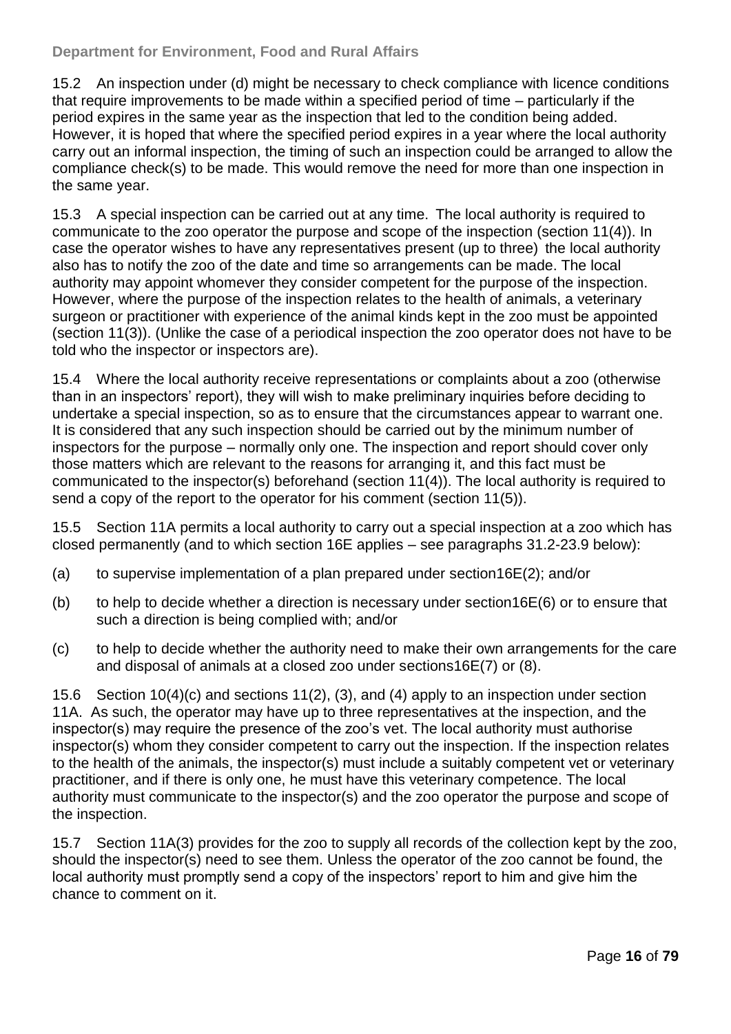15.2 An inspection under (d) might be necessary to check compliance with licence conditions that require improvements to be made within a specified period of time – particularly if the period expires in the same year as the inspection that led to the condition being added. However, it is hoped that where the specified period expires in a year where the local authority carry out an informal inspection, the timing of such an inspection could be arranged to allow the compliance check(s) to be made. This would remove the need for more than one inspection in the same year.

15.3 A special inspection can be carried out at any time. The local authority is required to communicate to the zoo operator the purpose and scope of the inspection (section 11(4)). In case the operator wishes to have any representatives present (up to three) the local authority also has to notify the zoo of the date and time so arrangements can be made. The local authority may appoint whomever they consider competent for the purpose of the inspection. However, where the purpose of the inspection relates to the health of animals, a veterinary surgeon or practitioner with experience of the animal kinds kept in the zoo must be appointed (section 11(3)). (Unlike the case of a periodical inspection the zoo operator does not have to be told who the inspector or inspectors are).

15.4 Where the local authority receive representations or complaints about a zoo (otherwise than in an inspectors' report), they will wish to make preliminary inquiries before deciding to undertake a special inspection, so as to ensure that the circumstances appear to warrant one. It is considered that any such inspection should be carried out by the minimum number of inspectors for the purpose – normally only one. The inspection and report should cover only those matters which are relevant to the reasons for arranging it, and this fact must be communicated to the inspector(s) beforehand (section 11(4)). The local authority is required to send a copy of the report to the operator for his comment (section 11(5)).

15.5 Section 11A permits a local authority to carry out a special inspection at a zoo which has closed permanently (and to which section 16E applies – see paragraphs 31.2-23.9 below):

(a) to supervise implementation of a plan prepared under section16E(2); and/or

(b) to help to decide whether a direction is necessary under section16E(6) or to ensure that such a direction is being complied with; and/or

(c) to help to decide whether the authority need to make their own arrangements for the care and disposal of animals at a closed zoo under sections16E(7) or (8).

15.6 Section 10(4)(c) and sections 11(2), (3), and (4) apply to an inspection under section 11A. As such, the operator may have up to three representatives at the inspection, and the inspector(s) may require the presence of the zoo's vet. The local authority must authorise inspector(s) whom they consider competent to carry out the inspection. If the inspection relates to the health of the animals, the inspector(s) must include a suitably competent vet or veterinary practitioner, and if there is only one, he must have this veterinary competence. The local authority must communicate to the inspector(s) and the zoo operator the purpose and scope of the inspection.

15.7 Section 11A(3) provides for the zoo to supply all records of the collection kept by the zoo, should the inspector(s) need to see them. Unless the operator of the zoo cannot be found, the local authority must promptly send a copy of the inspectors' report to him and give him the chance to comment on it.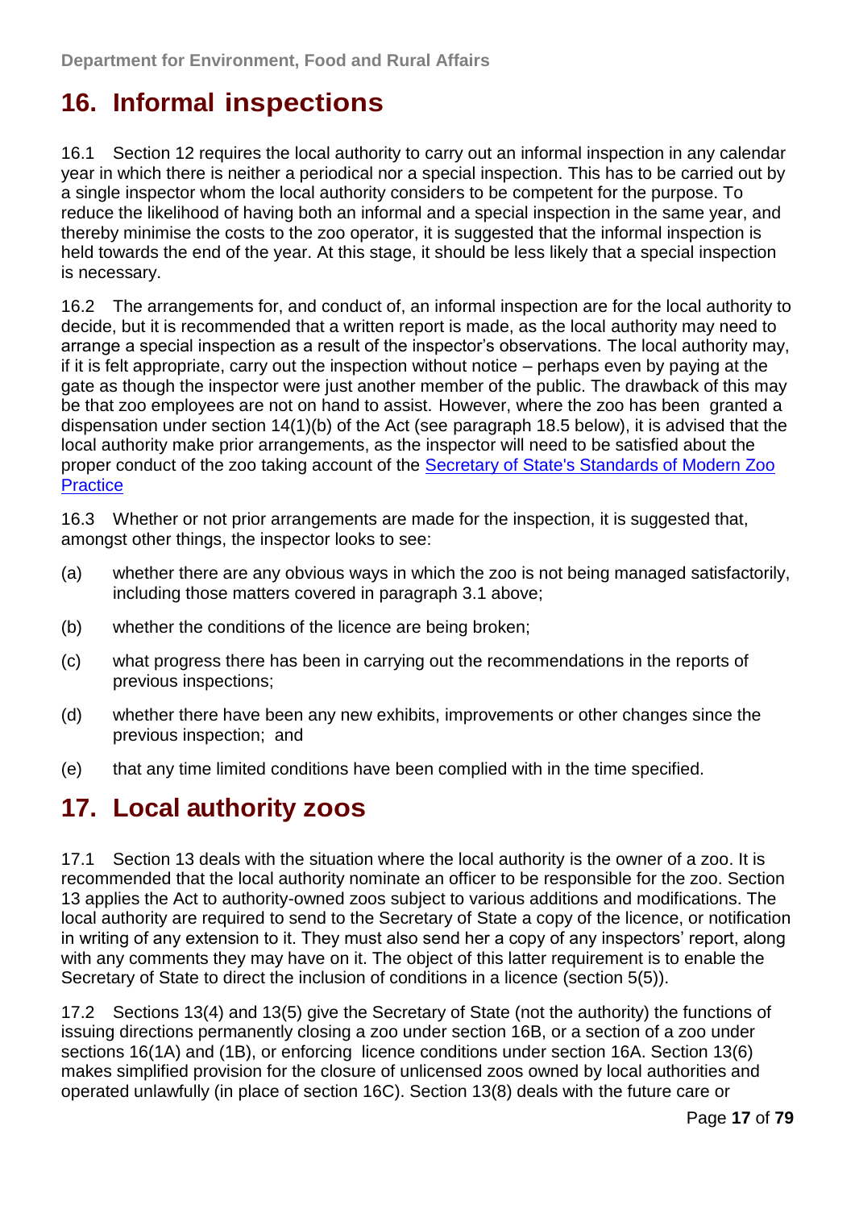## 16. Informal inspections

16.1 Section 12 requires the local authority to carry out an informal inspection in any calendar year in which there is neither a periodical nor a special inspection. This has to be carried out by a single inspector whom the local authority considers to be competent for the purpose. To reduce the likelihood of having both an informal and a special inspection in the same year, and thereby minimise the costs to the zoo operator, it is suggested that the informal inspection is held towards the end of the year. At this stage, it should be less likely that a special inspection is necessary.

16.2 The arrangements for, and conduct of, an informal inspection are for the local authority to decide, but it is recommended that a written report is made, as the local authority may need to arrange a special inspection as a result of the inspector's observations. The local authority may, if it is felt appropriate, carry out the inspection without notice – perhaps even by paying at the gate as though the inspector were just another member of the public. The drawback of this may be that zoo employees are not on hand to assist. However, where the zoo has been granted a dispensation under section 14(1)(b) of the Act (see paragraph 18.5 below), it is advised that the local authority make prior arrangements, as the inspector will need to be satisfied about the proper conduct of the zoo taking account of the Secretary of State's Standards of Modern Zoo Practice

16.3 Whether or not prior arrangements are made for the inspection, it is suggested that, amongst other things, the inspector looks to see:

(a) whether there are any obvious ways in which the zoo is not being managed satisfactorily, including those matters covered in paragraph 3.1 above;

(b) whether the conditions of the licence are being broken;

(c) what progress there has been in carrying out the recommendations in the reports of previous inspections;

(d) whether there have been any new exhibits, improvements or other changes since the previous inspection; and

(e) that any time limited conditions have been complied with in the time specified.

## 17. Local authority zoos

17.1 Section 13 deals with the situation where the local authority is the owner of a zoo. It is recommended that the local authority nominate an officer to be responsible for the zoo. Section 13 applies the Act to authority-owned zoos subject to various additions and modifications. The local authority are required to send to the Secretary of State a copy of the licence, or notification in writing of any extension to it. They must also send her a copy of any inspectors' report, along with any comments they may have on it. The object of this latter requirement is to enable the Secretary of State to direct the inclusion of conditions in a licence (section 5(5)).

17.2 Sections 13(4) and 13(5) give the Secretary of State (not the authority) the functions of issuing directions permanently closing a zoo under section 16B, or a section of a zoo under sections 16(1A) and (1B), or enforcing licence conditions under section 16A. Section 13(6) makes simplified provision for the closure of unlicensed zoos owned by local authorities and operated unlawfully (in place of section 16C). Section 13(8) deals with the future care or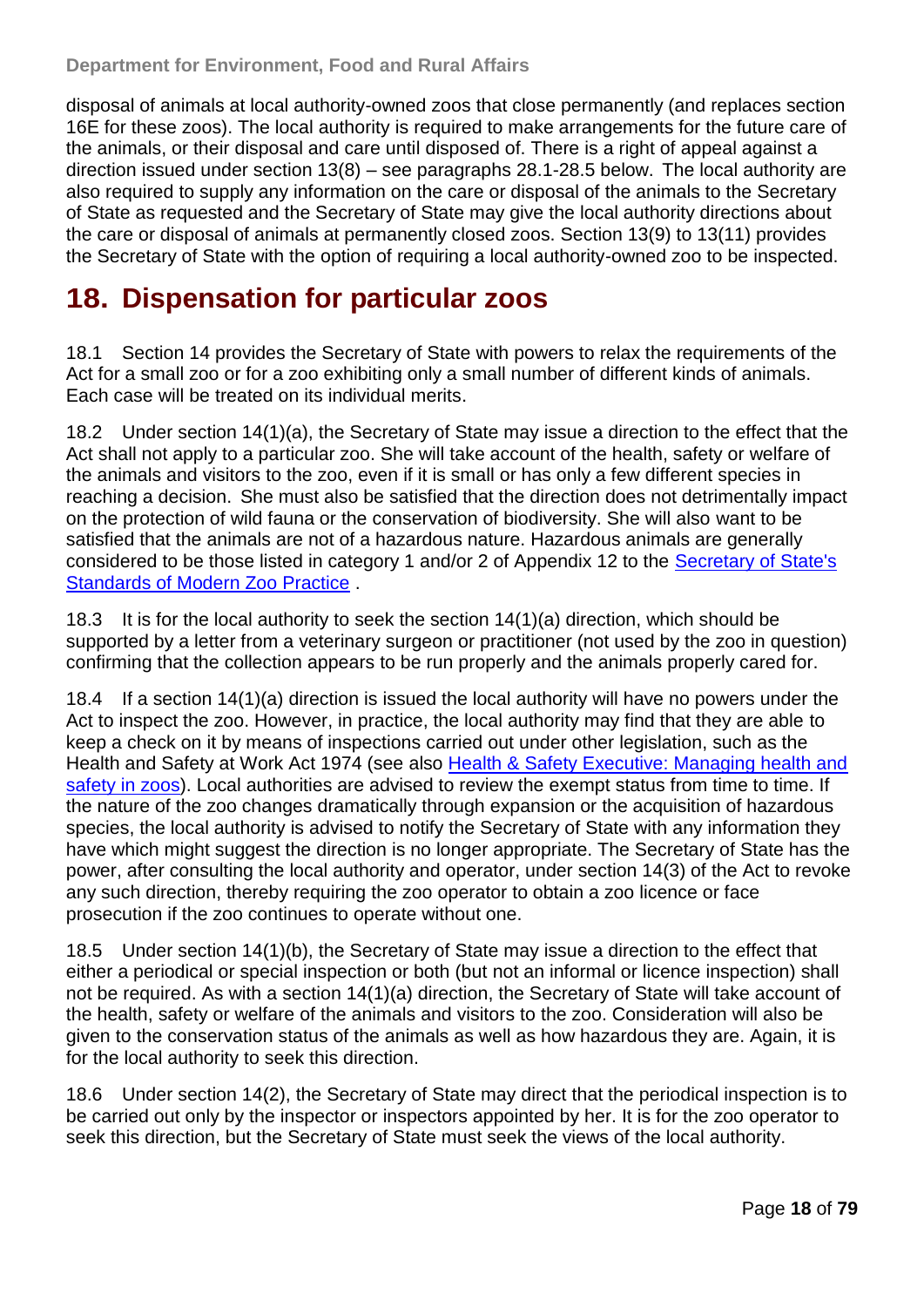disposal of animals at local authority-owned zoos that close permanently (and replaces section 16E for these zoos). The local authority is required to make arrangements for the future care of the animals, or their disposal and care until disposed of. There is a right of appeal against a direction issued under section 13(8) – see paragraphs 28.1-28.5 below. The local authority are also required to supply any information on the care or disposal of the animals to the Secretary of State as requested and the Secretary of State may give the local authority directions about the care or disposal of animals at permanently closed zoos. Section 13(9) to 13(11) provides the Secretary of State with the option of requiring a local authority-owned zoo to be inspected.

## 18. Dispensation for particular zoos

18.1 Section 14 provides the Secretary of State with powers to relax the requirements of the Act for a small zoo or for a zoo exhibiting only a small number of different kinds of animals. Each case will be treated on its individual merits.

18.2 Under section 14(1)(a), the Secretary of State may issue a direction to the effect that the Act shall not apply to a particular zoo. She will take account of the health, safety or welfare of the animals and visitors to the zoo, even if it is small or has only a few different species in reaching a decision. She must also be satisfied that the direction does not detrimentally impact on the protection of wild fauna or the conservation of biodiversity. She will also want to be satisfied that the animals are not of a hazardous nature. Hazardous animals are generally considered to be those listed in category 1 and/or 2 of Appendix 12 to the Secretary of State's Standards of Modern Zoo Practice .

18.3 It is for the local authority to seek the section 14(1)(a) direction, which should be supported by a letter from a veterinary surgeon or practitioner (not used by the zoo in question) confirming that the collection appears to be run properly and the animals properly cared for.

18.4 If a section 14(1)(a) direction is issued the local authority will have no powers under the Act to inspect the zoo. However, in practice, the local authority may find that they are able to keep a check on it by means of inspections carried out under other legislation, such as the Health and Safety at Work Act 1974 (see also Health & Safety Executive: Managing health and safety in zoos). Local authorities are advised to review the exempt status from time to time. If the nature of the zoo changes dramatically through expansion or the acquisition of hazardous species, the local authority is advised to notify the Secretary of State with any information they have which might suggest the direction is no longer appropriate. The Secretary of State has the power, after consulting the local authority and operator, under section 14(3) of the Act to revoke any such direction, thereby requiring the zoo operator to obtain a zoo licence or face prosecution if the zoo continues to operate without one.

18.5 Under section 14(1)(b), the Secretary of State may issue a direction to the effect that either a periodical or special inspection or both (but not an informal or licence inspection) shall not be required. As with a section 14(1)(a) direction, the Secretary of State will take account of the health, safety or welfare of the animals and visitors to the zoo. Consideration will also be given to the conservation status of the animals as well as how hazardous they are. Again, it is for the local authority to seek this direction.

18.6 Under section 14(2), the Secretary of State may direct that the periodical inspection is to be carried out only by the inspector or inspectors appointed by her. It is for the zoo operator to seek this direction, but the Secretary of State must seek the views of the local authority.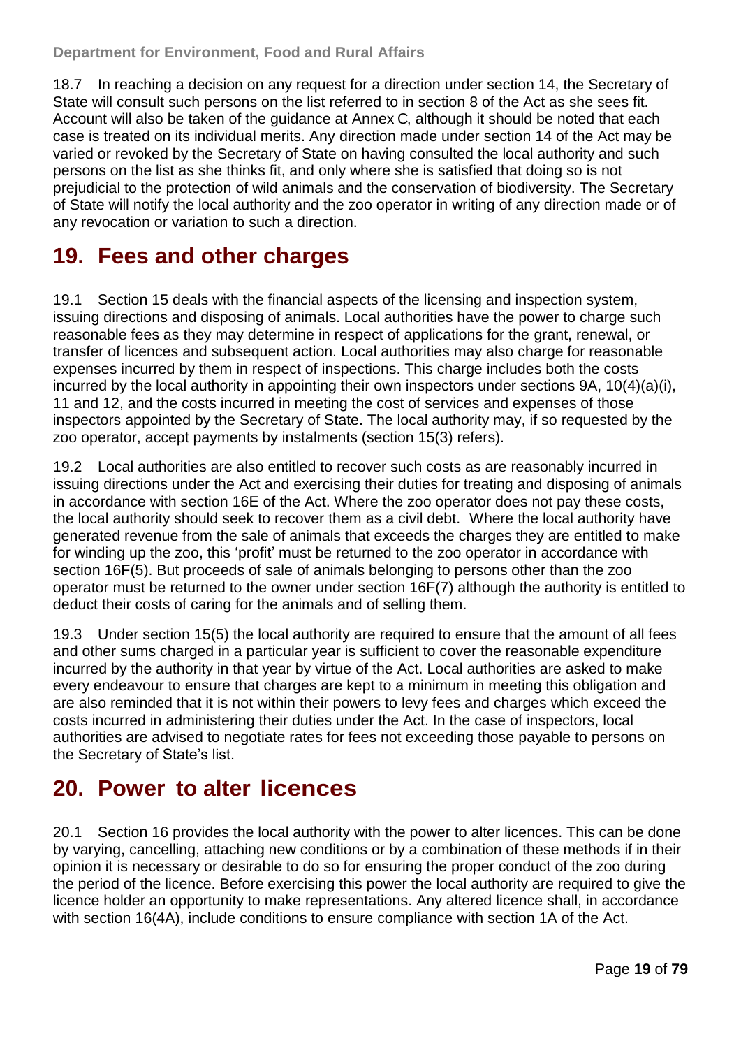18.7 In reaching a decision on any request for a direction under section 14, the Secretary of State will consult such persons on the list referred to in section 8 of the Act as she sees fit. Account will also be taken of the guidance at Annex C, although it should be noted that each case is treated on its individual merits. Any direction made under section 14 of the Act may be varied or revoked by the Secretary of State on having consulted the local authority and such persons on the list as she thinks fit, and only where she is satisfied that doing so is not prejudicial to the protection of wild animals and the conservation of biodiversity. The Secretary of State will notify the local authority and the zoo operator in writing of any direction made or of any revocation or variation to such a direction.

## 19. Fees and other charges

19.1 Section 15 deals with the financial aspects of the licensing and inspection system, issuing directions and disposing of animals. Local authorities have the power to charge such reasonable fees as they may determine in respect of applications for the grant, renewal, or transfer of licences and subsequent action. Local authorities may also charge for reasonable expenses incurred by them in respect of inspections. This charge includes both the costs incurred by the local authority in appointing their own inspectors under sections 9A, 10(4)(a)(i), 11 and 12, and the costs incurred in meeting the cost of services and expenses of those inspectors appointed by the Secretary of State. The local authority may, if so requested by the zoo operator, accept payments by instalments (section 15(3) refers).

19.2 Local authorities are also entitled to recover such costs as are reasonably incurred in issuing directions under the Act and exercising their duties for treating and disposing of animals in accordance with section 16E of the Act. Where the zoo operator does not pay these costs, the local authority should seek to recover them as a civil debt. Where the local authority have generated revenue from the sale of animals that exceeds the charges they are entitled to make for winding up the zoo, this 'profit' must be returned to the zoo operator in accordance with section 16F(5). But proceeds of sale of animals belonging to persons other than the zoo operator must be returned to the owner under section 16F(7) although the authority is entitled to deduct their costs of caring for the animals and of selling them.

19.3 Under section 15(5) the local authority are required to ensure that the amount of all fees and other sums charged in a particular year is sufficient to cover the reasonable expenditure incurred by the authority in that year by virtue of the Act. Local authorities are asked to make every endeavour to ensure that charges are kept to a minimum in meeting this obligation and are also reminded that it is not within their powers to levy fees and charges which exceed the costs incurred in administering their duties under the Act. In the case of inspectors, local authorities are advised to negotiate rates for fees not exceeding those payable to persons on the Secretary of State's list.

## 20. Power to alter licences

20.1 Section 16 provides the local authority with the power to alter licences. This can be done by varying, cancelling, attaching new conditions or by a combination of these methods if in their opinion it is necessary or desirable to do so for ensuring the proper conduct of the zoo during the period of the licence. Before exercising this power the local authority are required to give the licence holder an opportunity to make representations. Any altered licence shall, in accordance with section 16(4A), include conditions to ensure compliance with section 1A of the Act.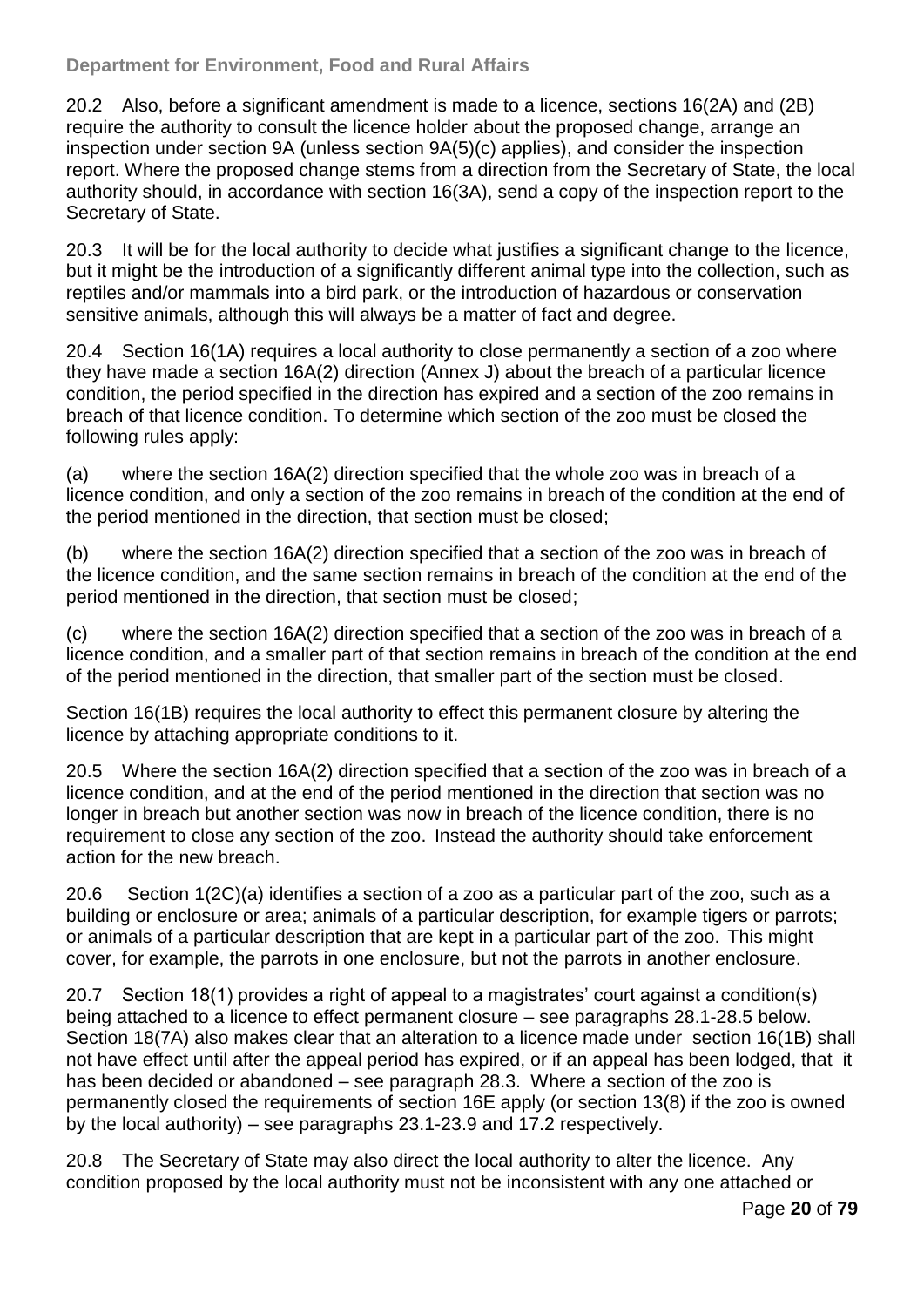20.2 Also, before a significant amendment is made to a licence, sections 16(2A) and (2B) require the authority to consult the licence holder about the proposed change, arrange an inspection under section 9A (unless section 9A(5)(c) applies), and consider the inspection report. Where the proposed change stems from a direction from the Secretary of State, the local authority should, in accordance with section 16(3A), send a copy of the inspection report to the Secretary of State.

20.3 It will be for the local authority to decide what justifies a significant change to the licence, but it might be the introduction of a significantly different animal type into the collection, such as reptiles and/or mammals into a bird park, or the introduction of hazardous or conservation sensitive animals, although this will always be a matter of fact and degree.

20.4 Section 16(1A) requires a local authority to close permanently a section of a zoo where they have made a section 16A(2) direction (Annex J) about the breach of a particular licence condition, the period specified in the direction has expired and a section of the zoo remains in breach of that licence condition. To determine which section of the zoo must be closed the following rules apply:

(a) where the section 16A(2) direction specified that the whole zoo was in breach of a licence condition, and only a section of the zoo remains in breach of the condition at the end of the period mentioned in the direction, that section must be closed;

(b) where the section 16A(2) direction specified that a section of the zoo was in breach of the licence condition, and the same section remains in breach of the condition at the end of the period mentioned in the direction, that section must be closed;

(c) where the section 16A(2) direction specified that a section of the zoo was in breach of a licence condition, and a smaller part of that section remains in breach of the condition at the end of the period mentioned in the direction, that smaller part of the section must be closed.

Section 16(1B) requires the local authority to effect this permanent closure by altering the licence by attaching appropriate conditions to it.

20.5 Where the section 16A(2) direction specified that a section of the zoo was in breach of a licence condition, and at the end of the period mentioned in the direction that section was no longer in breach but another section was now in breach of the licence condition, there is no requirement to close any section of the zoo. Instead the authority should take enforcement action for the new breach.

20.6 Section 1(2C)(a) identifies a section of a zoo as a particular part of the zoo, such as a building or enclosure or area; animals of a particular description, for example tigers or parrots; or animals of a particular description that are kept in a particular part of the zoo. This might cover, for example, the parrots in one enclosure, but not the parrots in another enclosure.

20.7 Section 18(1) provides a right of appeal to a magistrates' court against a condition(s) being attached to a licence to effect permanent closure – see paragraphs 28.1-28.5 below. Section 18(7A) also makes clear that an alteration to a licence made under section 16(1B) shall not have effect until after the appeal period has expired, or if an appeal has been lodged, that it has been decided or abandoned – see paragraph 28.3. Where a section of the zoo is permanently closed the requirements of section 16E apply (or section 13(8) if the zoo is owned by the local authority) – see paragraphs 23.1-23.9 and 17.2 respectively.

20.8 The Secretary of State may also direct the local authority to alter the licence. Any condition proposed by the local authority must not be inconsistent with any one attached or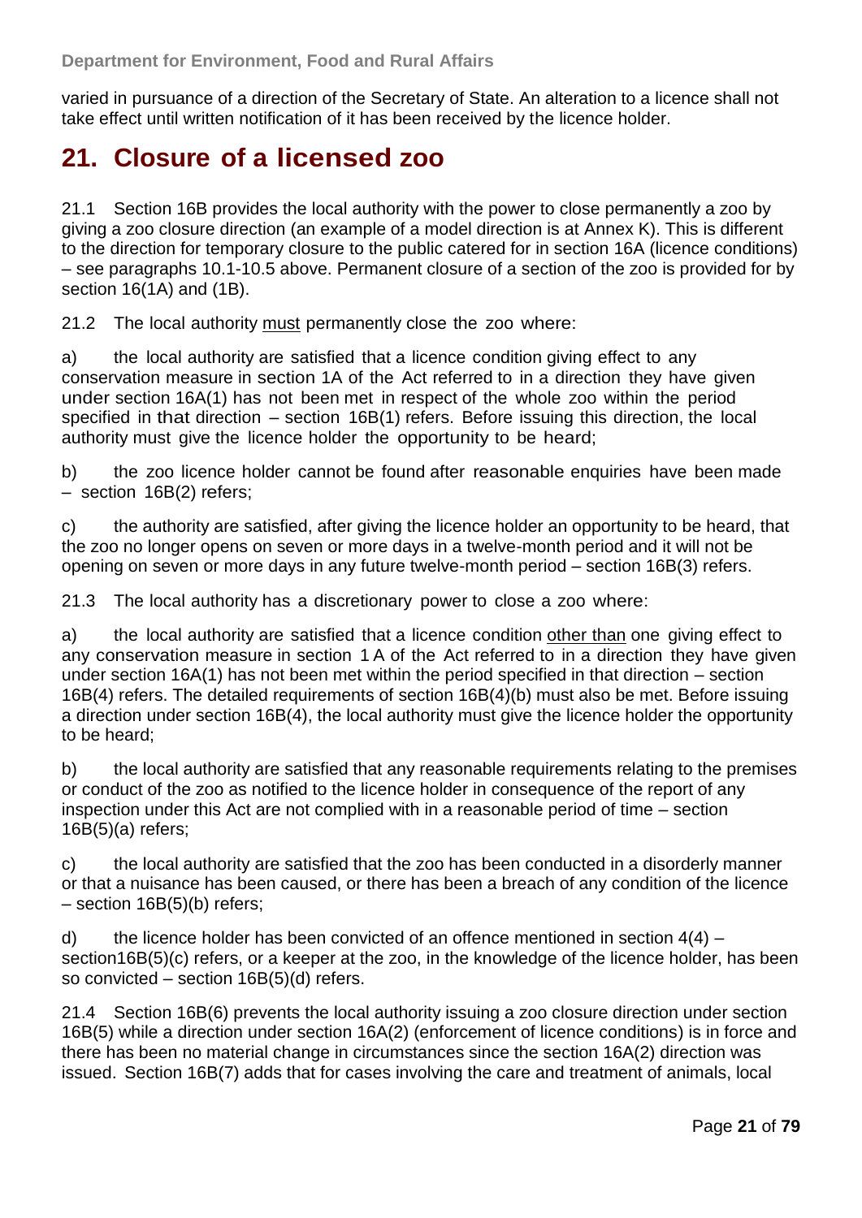varied in pursuance of a direction of the Secretary of State. An alteration to a licence shall not take effect until written notification of it has been received by the licence holder.

## 21. Closure of a licensed zoo

21.1 Section 16B provides the local authority with the power to close permanently a zoo by giving a zoo closure direction (an example of a model direction is at Annex K). This is different to the direction for temporary closure to the public catered for in section 16A (licence conditions) – see paragraphs 10.1-10.5 above. Permanent closure of a section of the zoo is provided for by section 16(1A) and (1B).

21.2 The local authority <u>must</u> permanently close the zoo where:

a) the local authority are satisfied that a licence condition giving effect to any conservation measure in section 1A of the Act referred to in a direction they have given under section 16A(1) has not been met in respect of the whole zoo within the period specified in that direction – section 16B(1) refers. Before issuing this direction, the local authority must give the licence holder the opportunity to be heard;

b) the zoo licence holder cannot be found after reasonable enquiries have been made – section 16B(2) refers;

c) the authority are satisfied, after giving the licence holder an opportunity to be heard, that the zoo no longer opens on seven or more days in a twelve-month period and it will not be opening on seven or more days in any future twelve-month period – section 16B(3) refers.

21.3 The local authority has a discretionary power to close a zoo where:

a) the local authority are satisfied that a licence condition <u>other than</u> one giving effect to any conservation measure in section 1 A of the Act referred to in a direction they have given under section 16A(1) has not been met within the period specified in that direction – section 16B(4) refers. The detailed requirements of section 16B(4)(b) must also be met. Before issuing a direction under section 16B(4), the local authority must give the licence holder the opportunity to be heard;

b) the local authority are satisfied that any reasonable requirements relating to the premises or conduct of the zoo as notified to the licence holder in consequence of the report of any inspection under this Act are not complied with in a reasonable period of time – section 16B(5)(a) refers;

c) the local authority are satisfied that the zoo has been conducted in a disorderly manner or that a nuisance has been caused, or there has been a breach of any condition of the licence – section 16B(5)(b) refers;

d) the licence holder has been convicted of an offence mentioned in section 4(4) – section16B(5)(c) refers, or a keeper at the zoo, in the knowledge of the licence holder, has been so convicted – section 16B(5)(d) refers.

21.4 Section 16B(6) prevents the local authority issuing a zoo closure direction under section 16B(5) while a direction under section 16A(2) (enforcement of licence conditions) is in force and there has been no material change in circumstances since the section 16A(2) direction was issued. Section 16B(7) adds that for cases involving the care and treatment of animals, local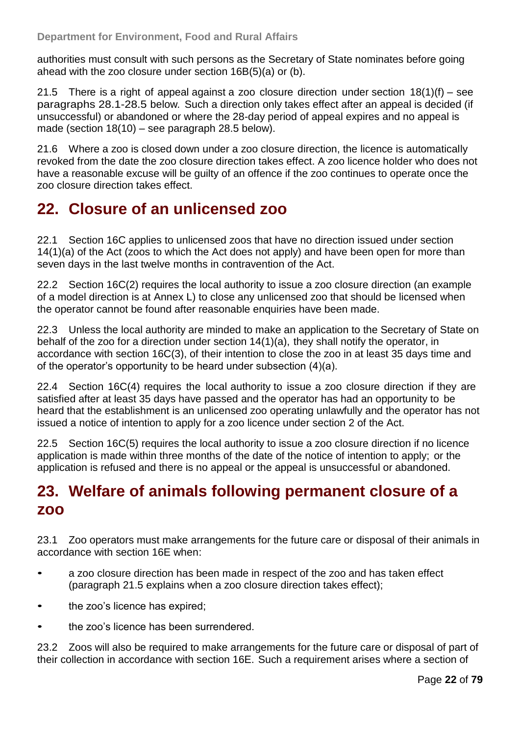authorities must consult with such persons as the Secretary of State nominates before going ahead with the zoo closure under section 16B(5)(a) or (b).

21.5 There is a right of appeal against a zoo closure direction under section 18(1)(f) – see paragraphs 28.1-28.5 below. Such a direction only takes effect after an appeal is decided (if unsuccessful) or abandoned or where the 28-day period of appeal expires and no appeal is made (section 18(10) – see paragraph 28.5 below).

21.6 Where a zoo is closed down under a zoo closure direction, the licence is automatically revoked from the date the zoo closure direction takes effect. A zoo licence holder who does not have a reasonable excuse will be guilty of an offence if the zoo continues to operate once the zoo closure direction takes effect.

## 22. Closure of an unlicensed zoo

22.1 Section 16C applies to unlicensed zoos that have no direction issued under section 14(1)(a) of the Act (zoos to which the Act does not apply) and have been open for more than seven days in the last twelve months in contravention of the Act.

22.2 Section 16C(2) requires the local authority to issue a zoo closure direction (an example of a model direction is at Annex L) to close any unlicensed zoo that should be licensed when the operator cannot be found after reasonable enquiries have been made.

22.3 Unless the local authority are minded to make an application to the Secretary of State on behalf of the zoo for a direction under section 14(1)(a), they shall notify the operator, in accordance with section 16C(3), of their intention to close the zoo in at least 35 days time and of the operator's opportunity to be heard under subsection (4)(a).

22.4 Section 16C(4) requires the local authority to issue a zoo closure direction if they are satisfied after at least 35 days have passed and the operator has had an opportunity to be heard that the establishment is an unlicensed zoo operating unlawfully and the operator has not issued a notice of intention to apply for a zoo licence under section 2 of the Act.

22.5 Section 16C(5) requires the local authority to issue a zoo closure direction if no licence application is made within three months of the date of the notice of intention to apply; or the application is refused and there is no appeal or the appeal is unsuccessful or abandoned.

## 23. Welfare of animals following permanent closure of a zoo

23.1 Zoo operators must make arrangements for the future care or disposal of their animals in accordance with section 16E when:

- a zoo closure direction has been made in respect of the zoo and has taken effect (paragraph 21.5 explains when a zoo closure direction takes effect);
- the zoo's licence has expired;
- the zoo's licence has been surrendered.

23.2 Zoos will also be required to make arrangements for the future care or disposal of part of their collection in accordance with section 16E. Such a requirement arises where a section of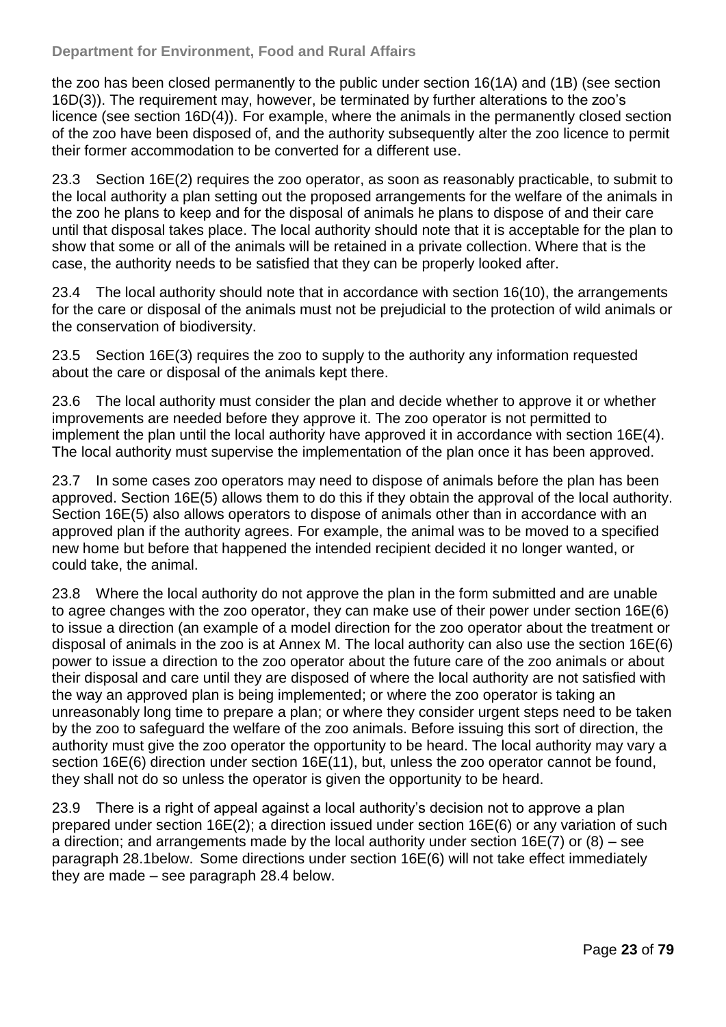the zoo has been closed permanently to the public under section 16(1A) and (1B) (see section 16D(3)). The requirement may, however, be terminated by further alterations to the zoo's licence (see section 16D(4)). For example, where the animals in the permanently closed section of the zoo have been disposed of, and the authority subsequently alter the zoo licence to permit their former accommodation to be converted for a different use.

23.3 Section 16E(2) requires the zoo operator, as soon as reasonably practicable, to submit to the local authority a plan setting out the proposed arrangements for the welfare of the animals in the zoo he plans to keep and for the disposal of animals he plans to dispose of and their care until that disposal takes place. The local authority should note that it is acceptable for the plan to show that some or all of the animals will be retained in a private collection. Where that is the case, the authority needs to be satisfied that they can be properly looked after.

23.4 The local authority should note that in accordance with section 16(10), the arrangements for the care or disposal of the animals must not be prejudicial to the protection of wild animals or the conservation of biodiversity.

23.5 Section 16E(3) requires the zoo to supply to the authority any information requested about the care or disposal of the animals kept there.

23.6 The local authority must consider the plan and decide whether to approve it or whether improvements are needed before they approve it. The zoo operator is not permitted to implement the plan until the local authority have approved it in accordance with section 16E(4). The local authority must supervise the implementation of the plan once it has been approved.

23.7 In some cases zoo operators may need to dispose of animals before the plan has been approved. Section 16E(5) allows them to do this if they obtain the approval of the local authority. Section 16E(5) also allows operators to dispose of animals other than in accordance with an approved plan if the authority agrees. For example, the animal was to be moved to a specified new home but before that happened the intended recipient decided it no longer wanted, or could take, the animal.

23.8 Where the local authority do not approve the plan in the form submitted and are unable to agree changes with the zoo operator, they can make use of their power under section 16E(6) to issue a direction (an example of a model direction for the zoo operator about the treatment or disposal of animals in the zoo is at Annex M. The local authority can also use the section 16E(6) power to issue a direction to the zoo operator about the future care of the zoo animals or about their disposal and care until they are disposed of where the local authority are not satisfied with the way an approved plan is being implemented; or where the zoo operator is taking an unreasonably long time to prepare a plan; or where they consider urgent steps need to be taken by the zoo to safeguard the welfare of the zoo animals. Before issuing this sort of direction, the authority must give the zoo operator the opportunity to be heard. The local authority may vary a section 16E(6) direction under section 16E(11), but, unless the zoo operator cannot be found, they shall not do so unless the operator is given the opportunity to be heard.

23.9 There is a right of appeal against a local authority's decision not to approve a plan prepared under section 16E(2); a direction issued under section 16E(6) or any variation of such a direction; and arrangements made by the local authority under section 16E(7) or (8) – see paragraph 28.1below. Some directions under section 16E(6) will not take effect immediately they are made – see paragraph 28.4 below.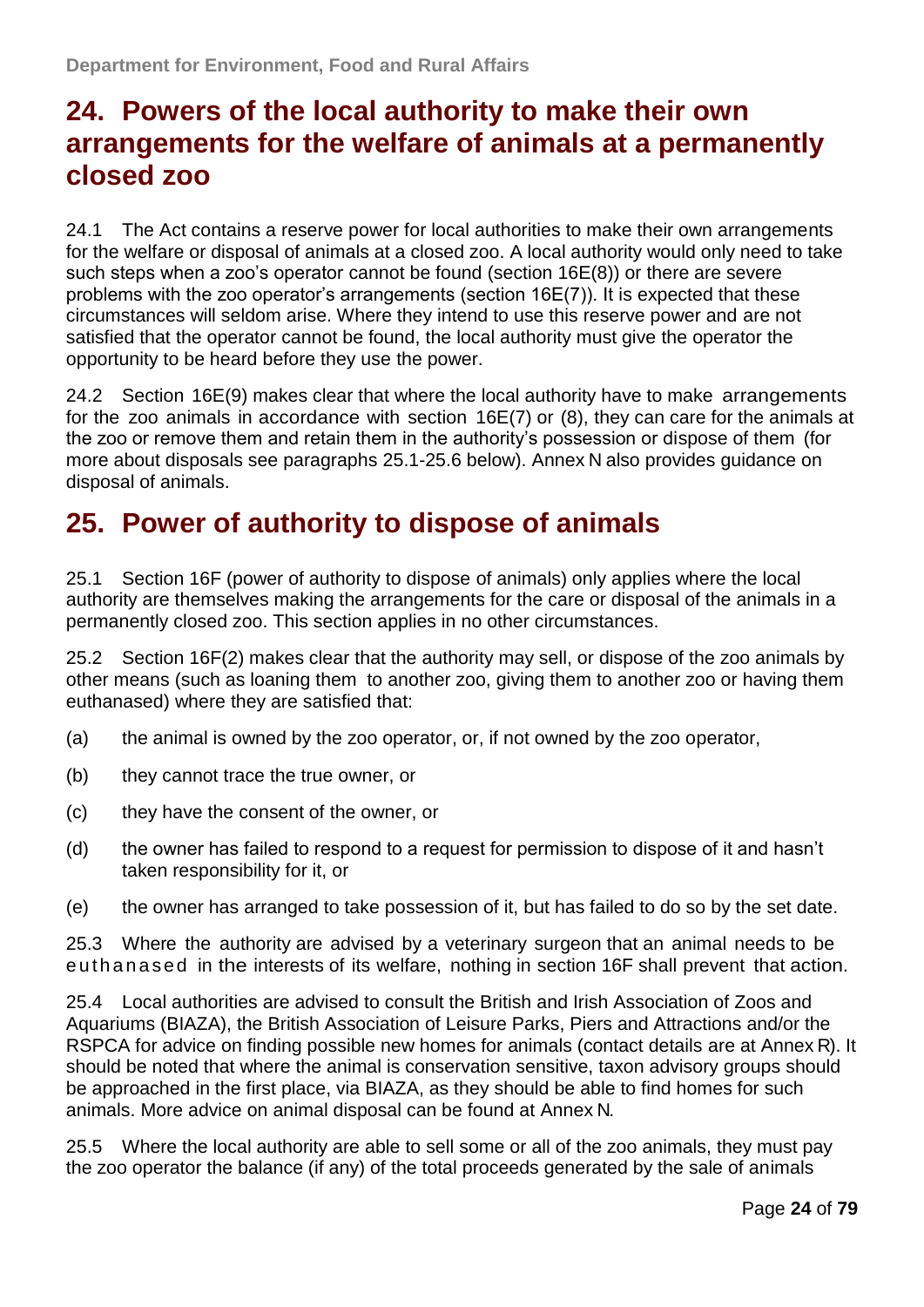## 24. Powers of the local authority to make their own arrangements for the welfare of animals at a permanently closed zoo

24.1 The Act contains a reserve power for local authorities to make their own arrangements for the welfare or disposal of animals at a closed zoo. A local authority would only need to take such steps when a zoo's operator cannot be found (section 16E(8)) or there are severe problems with the zoo operator's arrangements (section 16E(7)). It is expected that these circumstances will seldom arise. Where they intend to use this reserve power and are not satisfied that the operator cannot be found, the local authority must give the operator the opportunity to be heard before they use the power.

24.2 Section 16E(9) makes clear that where the local authority have to make arrangements for the zoo animals in accordance with section 16E(7) or (8), they can care for the animals at the zoo or remove them and retain them in the authority's possession or dispose of them (for more about disposals see paragraphs 25.1-25.6 below). Annex N also provides guidance on disposal of animals.

## 25. Power of authority to dispose of animals

25.1 Section 16F (power of authority to dispose of animals) only applies where the local authority are themselves making the arrangements for the care or disposal of the animals in a permanently closed zoo. This section applies in no other circumstances.

25.2 Section 16F(2) makes clear that the authority may sell, or dispose of the zoo animals by other means (such as loaning them to another zoo, giving them to another zoo or having them euthanased) where they are satisfied that:

(a) the animal is owned by the zoo operator, or, if not owned by the zoo operator,

(b) they cannot trace the true owner, or

(c) they have the consent of the owner, or

(d) the owner has failed to respond to a request for permission to dispose of it and hasn't taken responsibility for it, or

(e) the owner has arranged to take possession of it, but has failed to do so by the set date.

25.3 Where the authority are advised by a veterinary surgeon that an animal needs to be euthanased in the interests of its welfare, nothing in section 16F shall prevent that action.

25.4 Local authorities are advised to consult the British and Irish Association of Zoos and Aquariums (BIAZA), the British Association of Leisure Parks, Piers and Attractions and/or the RSPCA for advice on finding possible new homes for animals (contact details are at Annex R). It should be noted that where the animal is conservation sensitive, taxon advisory groups should be approached in the first place, via BIAZA, as they should be able to find homes for such animals. More advice on animal disposal can be found at Annex N.

25.5 Where the local authority are able to sell some or all of the zoo animals, they must pay the zoo operator the balance (if any) of the total proceeds generated by the sale of animals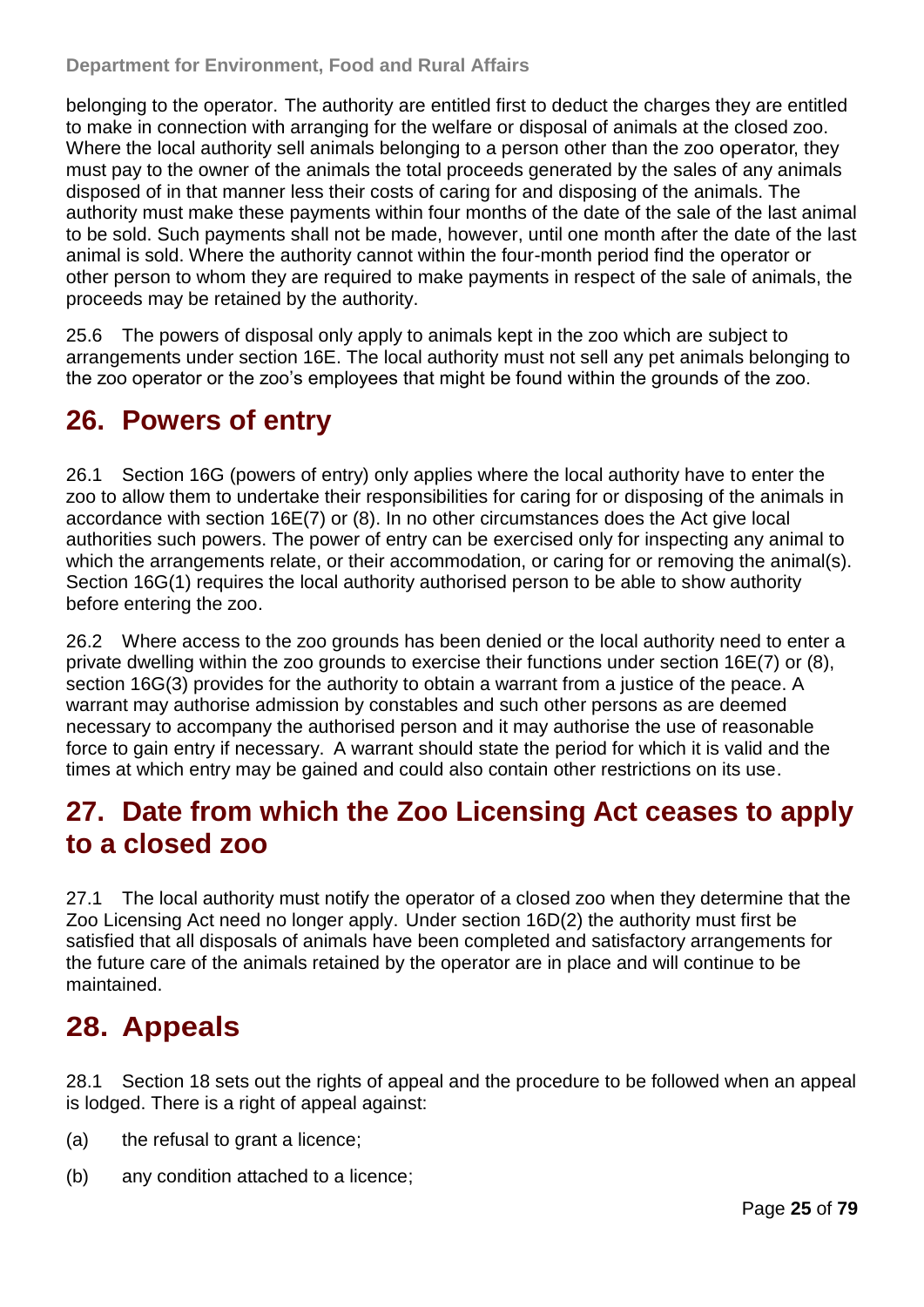belonging to the operator. The authority are entitled first to deduct the charges they are entitled to make in connection with arranging for the welfare or disposal of animals at the closed zoo. Where the local authority sell animals belonging to a person other than the zoo operator, they must pay to the owner of the animals the total proceeds generated by the sales of any animals disposed of in that manner less their costs of caring for and disposing of the animals. The authority must make these payments within four months of the date of the sale of the last animal to be sold. Such payments shall not be made, however, until one month after the date of the last animal is sold. Where the authority cannot within the four-month period find the operator or other person to whom they are required to make payments in respect of the sale of animals, the proceeds may be retained by the authority.

25.6 The powers of disposal only apply to animals kept in the zoo which are subject to arrangements under section 16E. The local authority must not sell any pet animals belonging to the zoo operator or the zoo's employees that might be found within the grounds of the zoo.

## 26. Powers of entry

26.1 Section 16G (powers of entry) only applies where the local authority have to enter the zoo to allow them to undertake their responsibilities for caring for or disposing of the animals in accordance with section 16E(7) or (8). In no other circumstances does the Act give local authorities such powers. The power of entry can be exercised only for inspecting any animal to which the arrangements relate, or their accommodation, or caring for or removing the animal(s). Section 16G(1) requires the local authority authorised person to be able to show authority before entering the zoo.

26.2 Where access to the zoo grounds has been denied or the local authority need to enter a private dwelling within the zoo grounds to exercise their functions under section 16E(7) or (8), section 16G(3) provides for the authority to obtain a warrant from a justice of the peace. A warrant may authorise admission by constables and such other persons as are deemed necessary to accompany the authorised person and it may authorise the use of reasonable force to gain entry if necessary. A warrant should state the period for which it is valid and the times at which entry may be gained and could also contain other restrictions on its use.

## 27. Date from which the Zoo Licensing Act ceases to apply to a closed zoo

27.1 The local authority must notify the operator of a closed zoo when they determine that the Zoo Licensing Act need no longer apply. Under section 16D(2) the authority must first be satisfied that all disposals of animals have been completed and satisfactory arrangements for the future care of the animals retained by the operator are in place and will continue to be maintained.

## 28. Appeals

28.1 Section 18 sets out the rights of appeal and the procedure to be followed when an appeal is lodged. There is a right of appeal against:

(a) the refusal to grant a licence;

(b) any condition attached to a licence;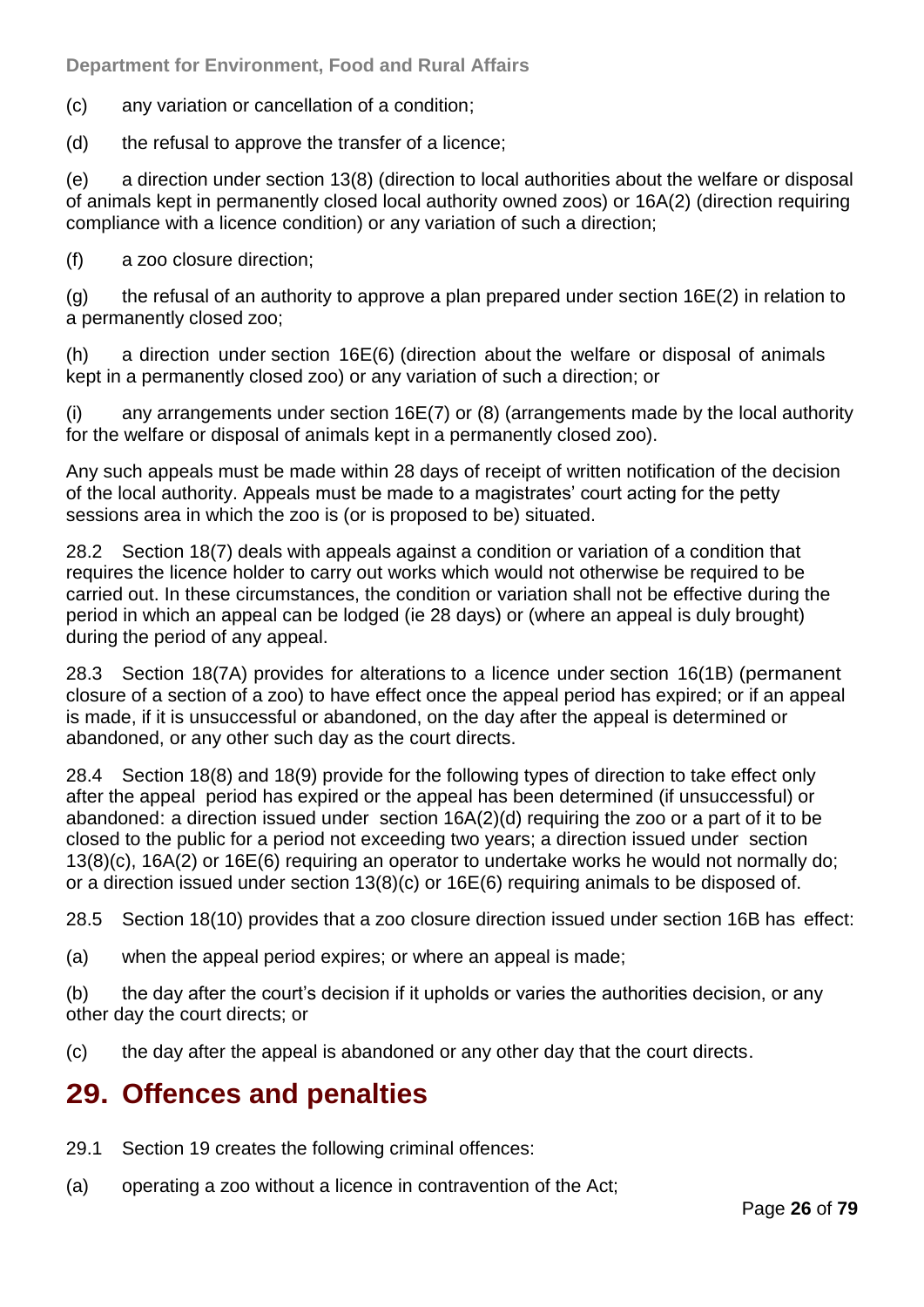(c) any variation or cancellation of a condition;

(d) the refusal to approve the transfer of a licence;

(e) a direction under section 13(8) (direction to local authorities about the welfare or disposal of animals kept in permanently closed local authority owned zoos) or 16A(2) (direction requiring compliance with a licence condition) or any variation of such a direction;

(f) a zoo closure direction;

(g) the refusal of an authority to approve a plan prepared under section 16E(2) in relation to a permanently closed zoo;

(h) a direction under section 16E(6) (direction about the welfare or disposal of animals kept in a permanently closed zoo) or any variation of such a direction; or

(i) any arrangements under section 16E(7) or (8) (arrangements made by the local authority for the welfare or disposal of animals kept in a permanently closed zoo).

Any such appeals must be made within 28 days of receipt of written notification of the decision of the local authority. Appeals must be made to a magistrates' court acting for the petty sessions area in which the zoo is (or is proposed to be) situated.

28.2 Section 18(7) deals with appeals against a condition or variation of a condition that requires the licence holder to carry out works which would not otherwise be required to be carried out. In these circumstances, the condition or variation shall not be effective during the period in which an appeal can be lodged (ie 28 days) or (where an appeal is duly brought) during the period of any appeal.

28.3 Section 18(7A) provides for alterations to a licence under section 16(1B) (permanent closure of a section of a zoo) to have effect once the appeal period has expired; or if an appeal is made, if it is unsuccessful or abandoned, on the day after the appeal is determined or abandoned, or any other such day as the court directs.

28.4 Section 18(8) and 18(9) provide for the following types of direction to take effect only after the appeal period has expired or the appeal has been determined (if unsuccessful) or abandoned: a direction issued under section 16A(2)(d) requiring the zoo or a part of it to be closed to the public for a period not exceeding two years; a direction issued under section 13(8)(c), 16A(2) or 16E(6) requiring an operator to undertake works he would not normally do; or a direction issued under section 13(8)(c) or 16E(6) requiring animals to be disposed of.

28.5 Section 18(10) provides that a zoo closure direction issued under section 16B has effect:

(a) when the appeal period expires; or where an appeal is made;

(b) the day after the court's decision if it upholds or varies the authorities decision, or any other day the court directs; or

(c) the day after the appeal is abandoned or any other day that the court directs.

## 29. Offences and penalties

29.1 Section 19 creates the following criminal offences:

(a) operating a zoo without a licence in contravention of the Act;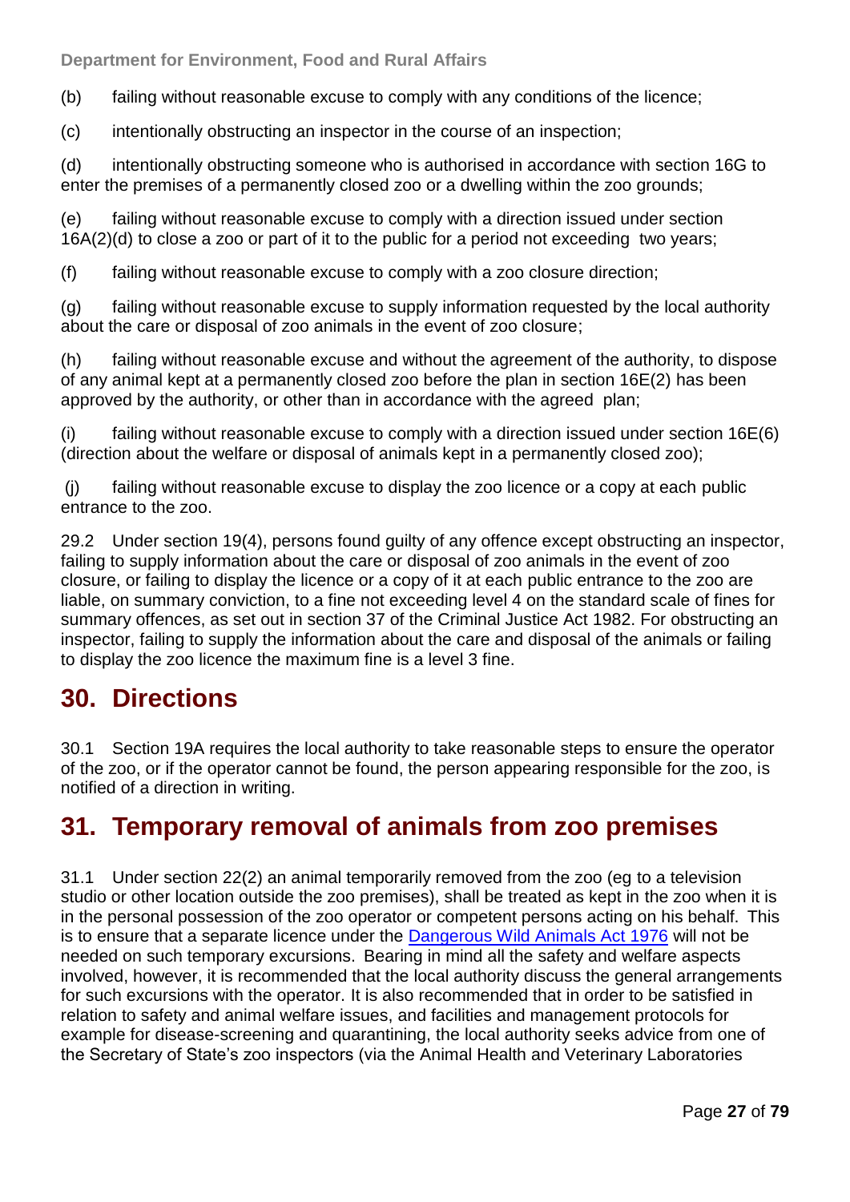(b) failing without reasonable excuse to comply with any conditions of the licence;

(c) intentionally obstructing an inspector in the course of an inspection;

(d) intentionally obstructing someone who is authorised in accordance with section 16G to enter the premises of a permanently closed zoo or a dwelling within the zoo grounds;

(e) failing without reasonable excuse to comply with a direction issued under section 16A(2)(d) to close a zoo or part of it to the public for a period not exceeding two years;

(f) failing without reasonable excuse to comply with a zoo closure direction;

(g) failing without reasonable excuse to supply information requested by the local authority about the care or disposal of zoo animals in the event of zoo closure;

(h) failing without reasonable excuse and without the agreement of the authority, to dispose of any animal kept at a permanently closed zoo before the plan in section 16E(2) has been approved by the authority, or other than in accordance with the agreed plan;

(i) failing without reasonable excuse to comply with a direction issued under section 16E(6) (direction about the welfare or disposal of animals kept in a permanently closed zoo);

(j) failing without reasonable excuse to display the zoo licence or a copy at each public entrance to the zoo.

29.2 Under section 19(4), persons found guilty of any offence except obstructing an inspector, failing to supply information about the care or disposal of zoo animals in the event of zoo closure, or failing to display the licence or a copy of it at each public entrance to the zoo are liable, on summary conviction, to a fine not exceeding level 4 on the standard scale of fines for summary offences, as set out in section 37 of the Criminal Justice Act 1982. For obstructing an inspector, failing to supply the information about the care and disposal of the animals or failing to display the zoo licence the maximum fine is a level 3 fine.

## 30. Directions

30.1 Section 19A requires the local authority to take reasonable steps to ensure the operator of the zoo, or if the operator cannot be found, the person appearing responsible for the zoo, is notified of a direction in writing.

## 31. Temporary removal of animals from zoo premises

31.1 Under section 22(2) an animal temporarily removed from the zoo (eg to a television studio or other location outside the zoo premises), shall be treated as kept in the zoo when it is in the personal possession of the zoo operator or competent persons acting on his behalf. This is to ensure that a separate licence under the Dangerous Wild Animals Act 1976 will not be needed on such temporary excursions. Bearing in mind all the safety and welfare aspects involved, however, it is recommended that the local authority discuss the general arrangements for such excursions with the operator. It is also recommended that in order to be satisfied in relation to safety and animal welfare issues, and facilities and management protocols for example for disease-screening and quarantining, the local authority seeks advice from one of the Secretary of State's zoo inspectors (via the Animal Health and Veterinary Laboratories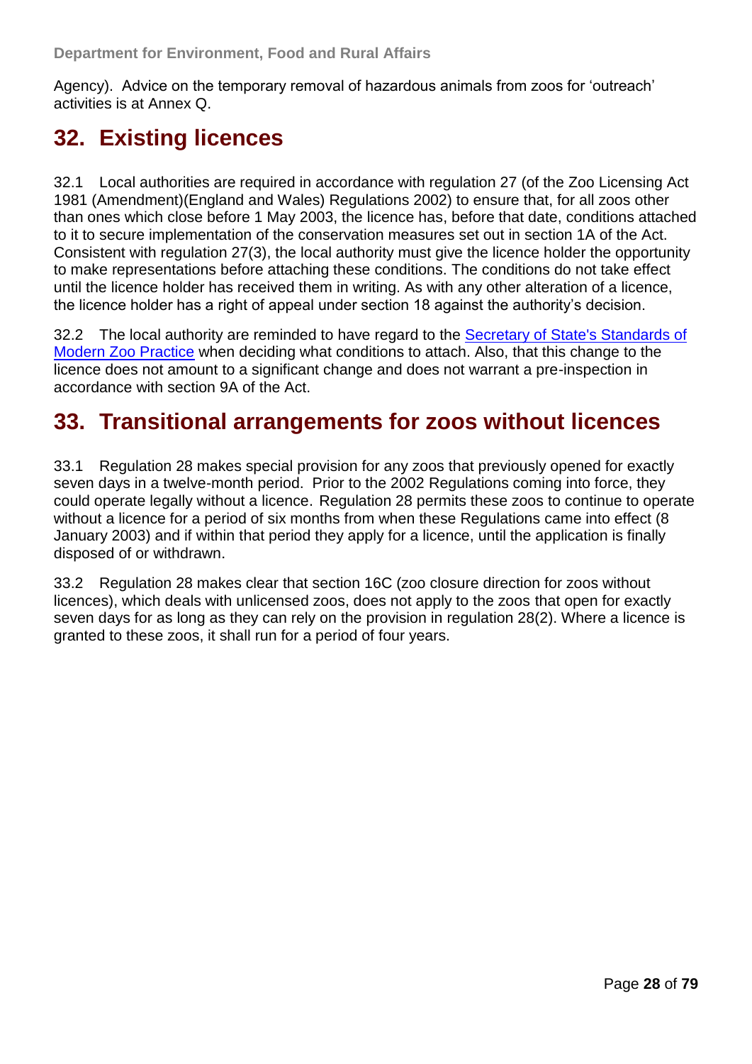Agency). Advice on the temporary removal of hazardous animals from zoos for 'outreach' activities is at Annex Q.

## 32. Existing licences

32.1 Local authorities are required in accordance with regulation 27 (of the Zoo Licensing Act 1981 (Amendment)(England and Wales) Regulations 2002) to ensure that, for all zoos other than ones which close before 1 May 2003, the licence has, before that date, conditions attached to it to secure implementation of the conservation measures set out in section 1A of the Act. Consistent with regulation 27(3), the local authority must give the licence holder the opportunity to make representations before attaching these conditions. The conditions do not take effect until the licence holder has received them in writing. As with any other alteration of a licence, the licence holder has a right of appeal under section 18 against the authority's decision.

32.2 The local authority are reminded to have regard to the Secretary of State's Standards of Modern Zoo Practice when deciding what conditions to attach. Also, that this change to the licence does not amount to a significant change and does not warrant a pre-inspection in accordance with section 9A of the Act.

## 33. Transitional arrangements for zoos without licences

33.1 Regulation 28 makes special provision for any zoos that previously opened for exactly seven days in a twelve-month period. Prior to the 2002 Regulations coming into force, they could operate legally without a licence. Regulation 28 permits these zoos to continue to operate without a licence for a period of six months from when these Regulations came into effect (8 January 2003) and if within that period they apply for a licence, until the application is finally disposed of or withdrawn.

33.2 Regulation 28 makes clear that section 16C (zoo closure direction for zoos without licences), which deals with unlicensed zoos, does not apply to the zoos that open for exactly seven days for as long as they can rely on the provision in regulation 28(2). Where a licence is granted to these zoos, it shall run for a period of four years.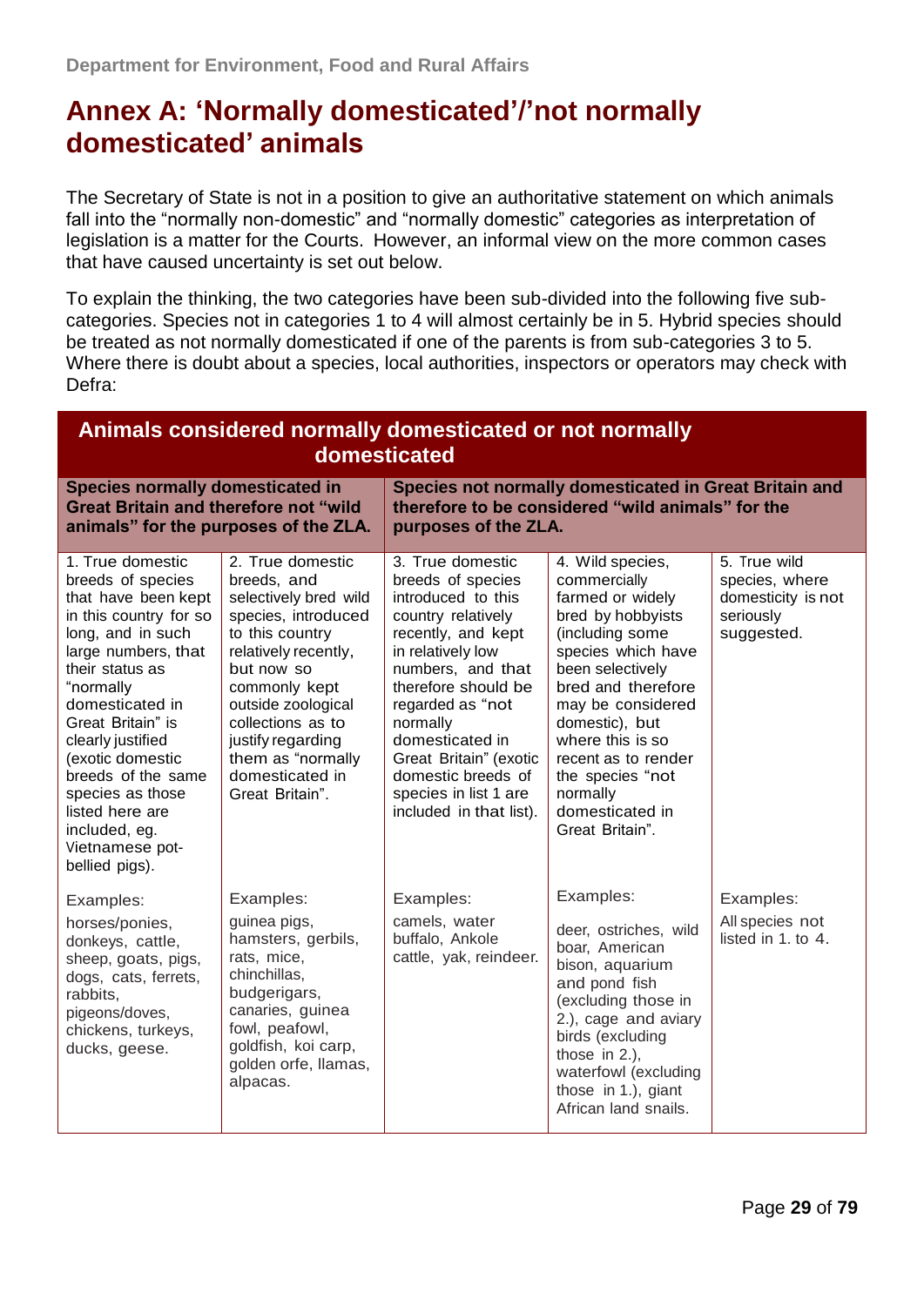# Annex A: 'Normally domesticated'/'not normally domesticated' animals

The Secretary of State is not in a position to give an authoritative statement on which animals fall into the "normally non-domestic" and "normally domestic" categories as interpretation of legislation is a matter for the Courts. However, an informal view on the more common cases that have caused uncertainty is set out below.

To explain the thinking, the two categories have been sub-divided into the following five sub-categories. Species not in categories 1 to 4 will almost certainly be in 5. Hybrid species should be treated as not normally domesticated if one of the parents is from sub-categories 3 to 5. Where there is doubt about a species, local authorities, inspectors or operators may check with Defra:

| Animals considered normally domesticated or not normally domesticated | | | | |
|---|---|---|---|---|
| **Species normally domesticated in Great Britain and therefore not "wild animals" for the purposes of the ZLA.** | | **Species not normally domesticated in Great Britain and therefore to be considered "wild animals" for the purposes of the ZLA.** | | |
| 1. True domestic breeds of species that have been kept in this country for so long, and in such large numbers, that their status as "normally domesticated in Great Britain" is clearly justified (exotic domestic breeds of the same species as those listed here are included, eg. Vietnamese pot-bellied pigs). | 2. True domestic breeds, and selectively bred wild species, introduced to this country relatively recently, but now so commonly kept outside zoological collections as to justify regarding them as "normally domesticated in Great Britain". | 3. True domestic breeds of species introduced to this country relatively recently, and kept in relatively low numbers, and that therefore should be regarded as "not normally domesticated in Great Britain" (exotic domestic breeds of species in list 1 are included in that list). | 4. Wild species, commercially farmed or widely bred by hobbyists (including some species which have been selectively bred and therefore may be considered domestic), but where this is so recent as to render the species "not normally domesticated in Great Britain". | 5. True wild species, where domesticity is not seriously suggested. |
| Examples: horses/ponies, donkeys, cattle, sheep, goats, pigs, dogs, cats, ferrets, rabbits, pigeons/doves, chickens, turkeys, ducks, geese. | Examples: guinea pigs, hamsters, gerbils, rats, mice, chinchillas, budgerigars, canaries, guinea fowl, peafowl, goldfish, koi carp, golden orfe, llamas, alpacas. | Examples: camels, water buffalo, Ankole cattle, yak, reindeer. | Examples: deer, ostriches, wild boar, American bison, aquarium and pond fish (excluding those in 2.), cage and aviary birds (excluding those in 2.), waterfowl (excluding those in 1.), giant African land snails. | Examples: All species not listed in 1. to 4. |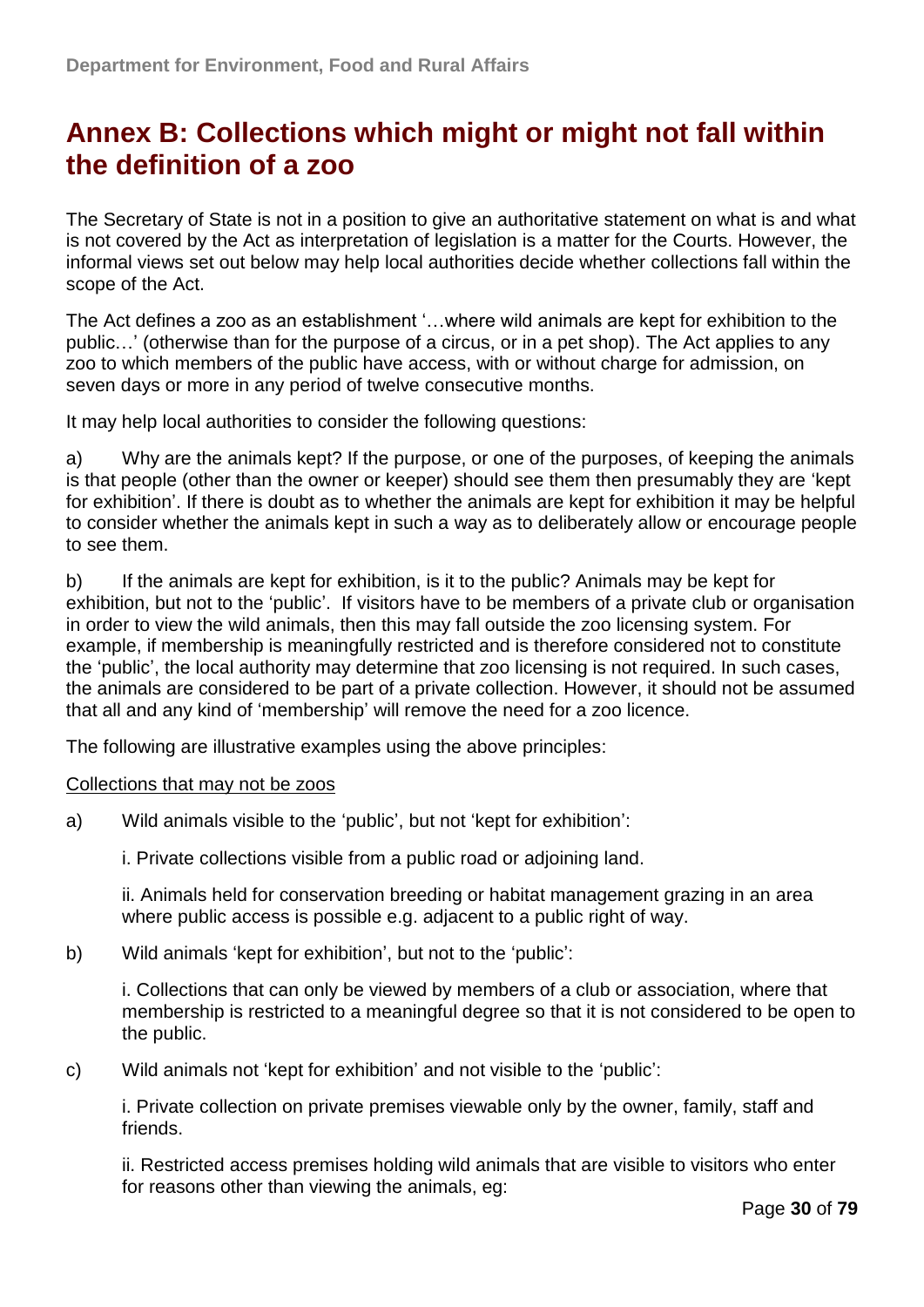# Annex B: Collections which might or might not fall within the definition of a zoo

The Secretary of State is not in a position to give an authoritative statement on what is and what is not covered by the Act as interpretation of legislation is a matter for the Courts. However, the informal views set out below may help local authorities decide whether collections fall within the scope of the Act.

The Act defines a zoo as an establishment '…where wild animals are kept for exhibition to the public…' (otherwise than for the purpose of a circus, or in a pet shop). The Act applies to any zoo to which members of the public have access, with or without charge for admission, on seven days or more in any period of twelve consecutive months.

It may help local authorities to consider the following questions:

a) Why are the animals kept? If the purpose, or one of the purposes, of keeping the animals is that people (other than the owner or keeper) should see them then presumably they are 'kept for exhibition'. If there is doubt as to whether the animals are kept for exhibition it may be helpful to consider whether the animals kept in such a way as to deliberately allow or encourage people to see them.

b) If the animals are kept for exhibition, is it to the public? Animals may be kept for exhibition, but not to the 'public'. If visitors have to be members of a private club or organisation in order to view the wild animals, then this may fall outside the zoo licensing system. For example, if membership is meaningfully restricted and is therefore considered not to constitute the 'public', the local authority may determine that zoo licensing is not required. In such cases, the animals are considered to be part of a private collection. However, it should not be assumed that all and any kind of 'membership' will remove the need for a zoo licence.

The following are illustrative examples using the above principles:

<u>Collections that may not be zoos</u>

a) Wild animals visible to the 'public', but not 'kept for exhibition':

   i. Private collections visible from a public road or adjoining land.

   ii. Animals held for conservation breeding or habitat management grazing in an area where public access is possible e.g. adjacent to a public right of way.

b) Wild animals 'kept for exhibition', but not to the 'public':

   i. Collections that can only be viewed by members of a club or association, where that membership is restricted to a meaningful degree so that it is not considered to be open to the public.

c) Wild animals not 'kept for exhibition' and not visible to the 'public':

   i. Private collection on private premises viewable only by the owner, family, staff and friends.

   ii. Restricted access premises holding wild animals that are visible to visitors who enter for reasons other than viewing the animals, eg: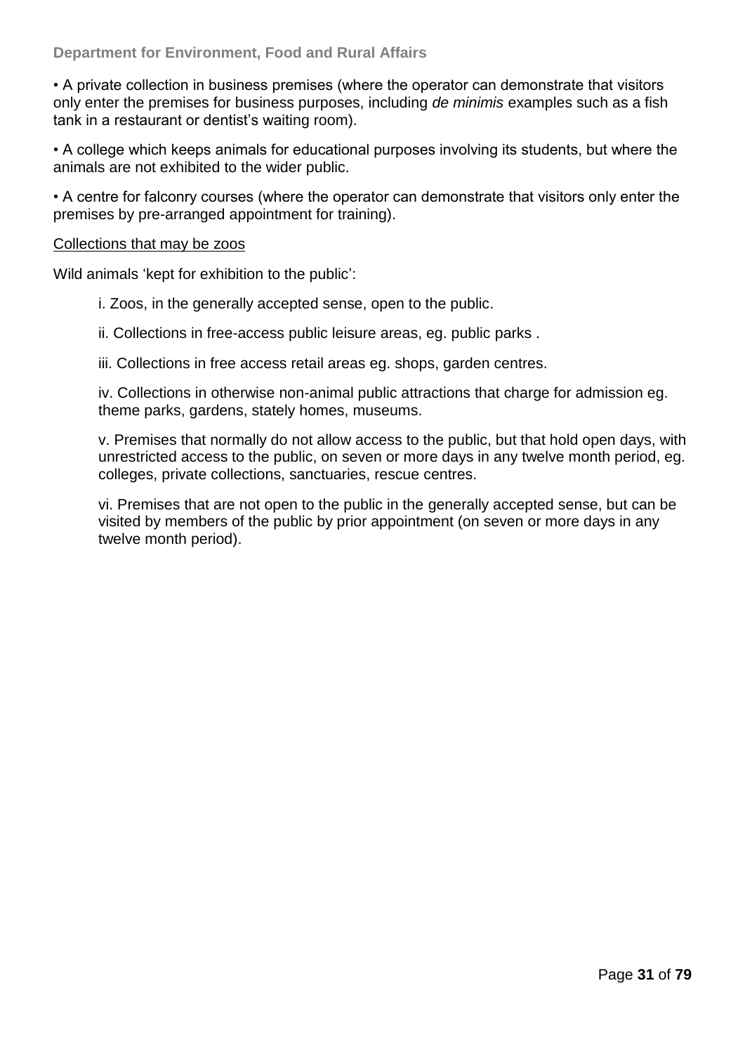- A private collection in business premises (where the operator can demonstrate that visitors only enter the premises for business purposes, including *de minimis* examples such as a fish tank in a restaurant or dentist's waiting room).

- A college which keeps animals for educational purposes involving its students, but where the animals are not exhibited to the wider public.

- A centre for falconry courses (where the operator can demonstrate that visitors only enter the premises by pre-arranged appointment for training).

<u>Collections that may be zoos</u>

Wild animals 'kept for exhibition to the public':

i. Zoos, in the generally accepted sense, open to the public.

ii. Collections in free-access public leisure areas, eg. public parks .

iii. Collections in free access retail areas eg. shops, garden centres.

iv. Collections in otherwise non-animal public attractions that charge for admission eg. theme parks, gardens, stately homes, museums.

v. Premises that normally do not allow access to the public, but that hold open days, with unrestricted access to the public, on seven or more days in any twelve month period, eg. colleges, private collections, sanctuaries, rescue centres.

vi. Premises that are not open to the public in the generally accepted sense, but can be visited by members of the public by prior appointment (on seven or more days in any twelve month period).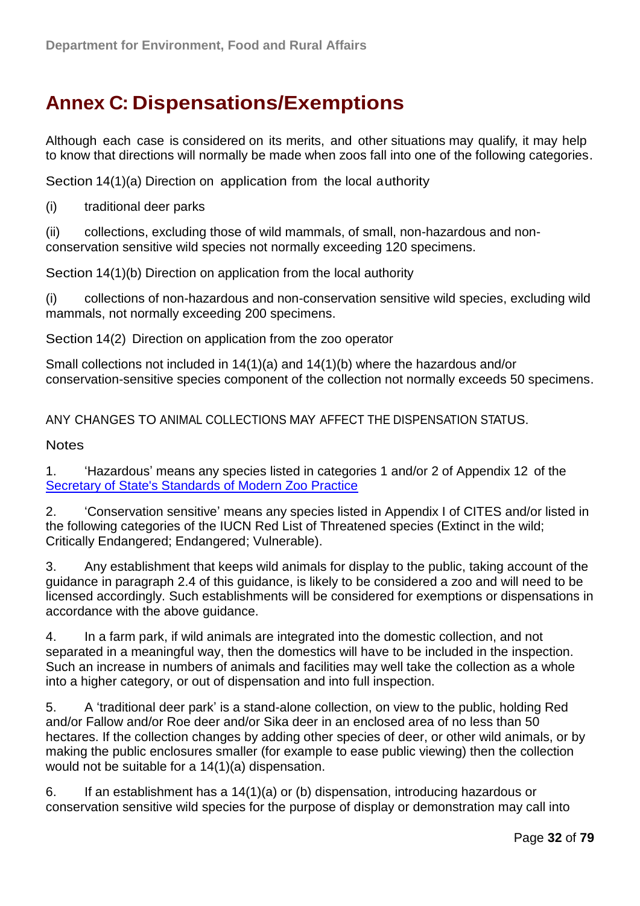# Annex C: Dispensations/Exemptions

Although each case is considered on its merits, and other situations may qualify, it may help to know that directions will normally be made when zoos fall into one of the following categories.

Section 14(1)(a) Direction on application from the local authority

(i) traditional deer parks

(ii) collections, excluding those of wild mammals, of small, non-hazardous and non-conservation sensitive wild species not normally exceeding 120 specimens.

Section 14(1)(b) Direction on application from the local authority

(i) collections of non-hazardous and non-conservation sensitive wild species, excluding wild mammals, not normally exceeding 200 specimens.

Section 14(2) Direction on application from the zoo operator

Small collections not included in 14(1)(a) and 14(1)(b) where the hazardous and/or conservation-sensitive species component of the collection not normally exceeds 50 specimens.

ANY CHANGES TO ANIMAL COLLECTIONS MAY AFFECT THE DISPENSATION STATUS.

Notes

1. 'Hazardous' means any species listed in categories 1 and/or 2 of Appendix 12 of the [Secretary of State's Standards of Modern Zoo Practice]

2. 'Conservation sensitive' means any species listed in Appendix I of CITES and/or listed in the following categories of the IUCN Red List of Threatened species (Extinct in the wild; Critically Endangered; Endangered; Vulnerable).

3. Any establishment that keeps wild animals for display to the public, taking account of the guidance in paragraph 2.4 of this guidance, is likely to be considered a zoo and will need to be licensed accordingly. Such establishments will be considered for exemptions or dispensations in accordance with the above guidance.

4. In a farm park, if wild animals are integrated into the domestic collection, and not separated in a meaningful way, then the domestics will have to be included in the inspection. Such an increase in numbers of animals and facilities may well take the collection as a whole into a higher category, or out of dispensation and into full inspection.

5. A 'traditional deer park' is a stand-alone collection, on view to the public, holding Red and/or Fallow and/or Roe deer and/or Sika deer in an enclosed area of no less than 50 hectares. If the collection changes by adding other species of deer, or other wild animals, or by making the public enclosures smaller (for example to ease public viewing) then the collection would not be suitable for a 14(1)(a) dispensation.

6. If an establishment has a 14(1)(a) or (b) dispensation, introducing hazardous or conservation sensitive wild species for the purpose of display or demonstration may call into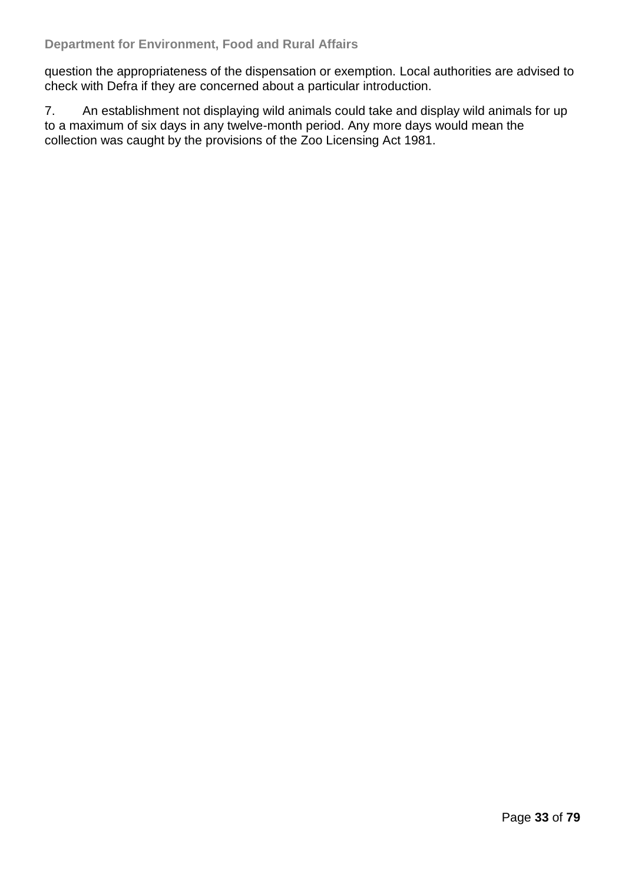question the appropriateness of the dispensation or exemption. Local authorities are advised to check with Defra if they are concerned about a particular introduction.

7. An establishment not displaying wild animals could take and display wild animals for up to a maximum of six days in any twelve-month period. Any more days would mean the collection was caught by the provisions of the Zoo Licensing Act 1981.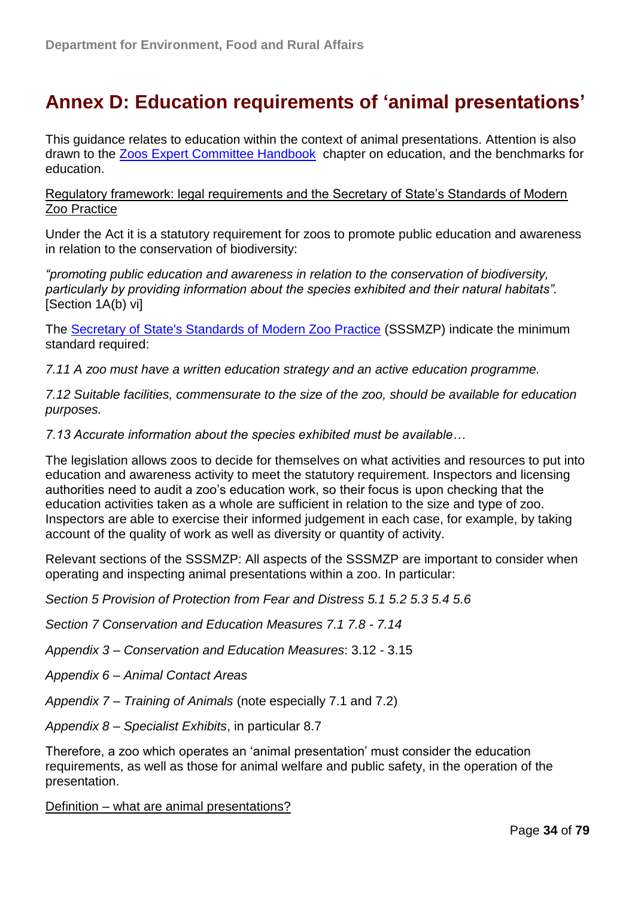# Annex D: Education requirements of 'animal presentations'

This guidance relates to education within the context of animal presentations. Attention is also drawn to the [Zoos Expert Committee Handbook](#) chapter on education, and the benchmarks for education.

Regulatory framework: legal requirements and the Secretary of State's Standards of Modern Zoo Practice

Under the Act it is a statutory requirement for zoos to promote public education and awareness in relation to the conservation of biodiversity:

*"promoting public education and awareness in relation to the conservation of biodiversity, particularly by providing information about the species exhibited and their natural habitats".* [Section 1A(b) vi]

The [Secretary of State's Standards of Modern Zoo Practice](#) (SSSMZP) indicate the minimum standard required:

*7.11 A zoo must have a written education strategy and an active education programme.*

*7.12 Suitable facilities, commensurate to the size of the zoo, should be available for education purposes.*

*7.13 Accurate information about the species exhibited must be available…*

The legislation allows zoos to decide for themselves on what activities and resources to put into education and awareness activity to meet the statutory requirement. Inspectors and licensing authorities need to audit a zoo's education work, so their focus is upon checking that the education activities taken as a whole are sufficient in relation to the size and type of zoo. Inspectors are able to exercise their informed judgement in each case, for example, by taking account of the quality of work as well as diversity or quantity of activity.

Relevant sections of the SSSMZP: All aspects of the SSSMZP are important to consider when operating and inspecting animal presentations within a zoo. In particular:

*Section 5 Provision of Protection from Fear and Distress 5.1 5.2 5.3 5.4 5.6*

*Section 7 Conservation and Education Measures 7.1 7.8 - 7.14*

*Appendix 3 – Conservation and Education Measures*: 3.12 - 3.15

*Appendix 6 – Animal Contact Areas*

*Appendix 7 – Training of Animals* (note especially 7.1 and 7.2)

*Appendix 8 – Specialist Exhibits*, in particular 8.7

Therefore, a zoo which operates an 'animal presentation' must consider the education requirements, as well as those for animal welfare and public safety, in the operation of the presentation.

Definition – what are animal presentations?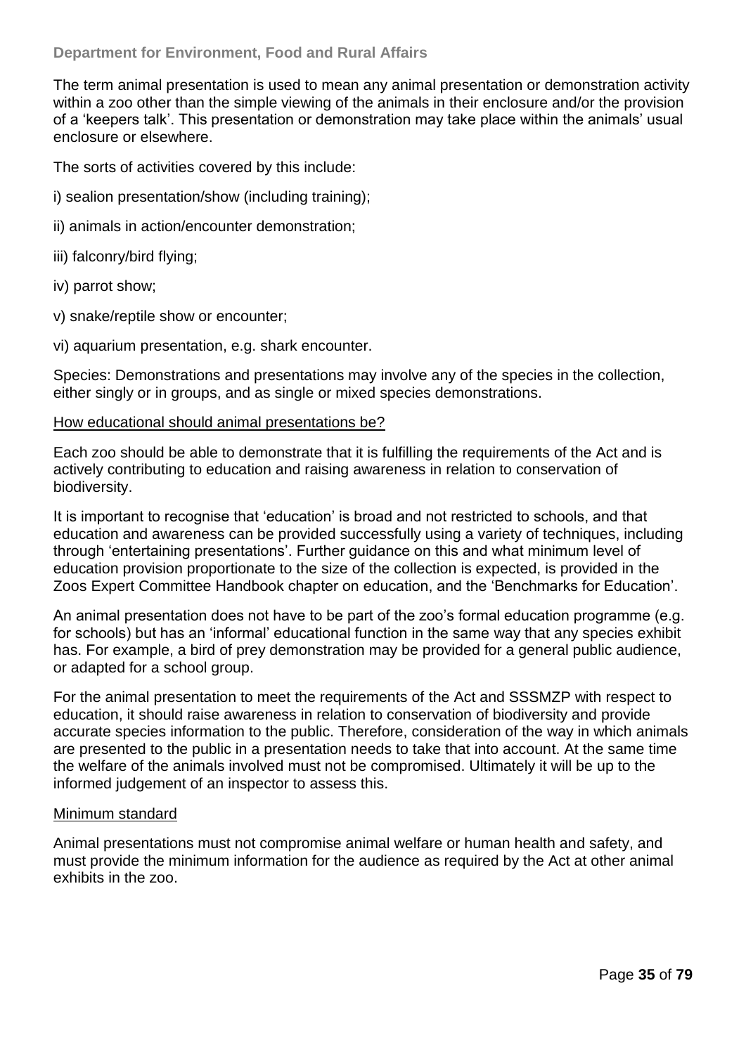The term animal presentation is used to mean any animal presentation or demonstration activity within a zoo other than the simple viewing of the animals in their enclosure and/or the provision of a 'keepers talk'. This presentation or demonstration may take place within the animals' usual enclosure or elsewhere.

The sorts of activities covered by this include:

i) sealion presentation/show (including training);

ii) animals in action/encounter demonstration;

iii) falconry/bird flying;

iv) parrot show;

v) snake/reptile show or encounter;

vi) aquarium presentation, e.g. shark encounter.

Species: Demonstrations and presentations may involve any of the species in the collection, either singly or in groups, and as single or mixed species demonstrations.

<u>How educational should animal presentations be?</u>

Each zoo should be able to demonstrate that it is fulfilling the requirements of the Act and is actively contributing to education and raising awareness in relation to conservation of biodiversity.

It is important to recognise that 'education' is broad and not restricted to schools, and that education and awareness can be provided successfully using a variety of techniques, including through 'entertaining presentations'. Further guidance on this and what minimum level of education provision proportionate to the size of the collection is expected, is provided in the Zoos Expert Committee Handbook chapter on education, and the 'Benchmarks for Education'.

An animal presentation does not have to be part of the zoo's formal education programme (e.g. for schools) but has an 'informal' educational function in the same way that any species exhibit has. For example, a bird of prey demonstration may be provided for a general public audience, or adapted for a school group.

For the animal presentation to meet the requirements of the Act and SSSMZP with respect to education, it should raise awareness in relation to conservation of biodiversity and provide accurate species information to the public. Therefore, consideration of the way in which animals are presented to the public in a presentation needs to take that into account. At the same time the welfare of the animals involved must not be compromised. Ultimately it will be up to the informed judgement of an inspector to assess this.

<u>Minimum standard</u>

Animal presentations must not compromise animal welfare or human health and safety, and must provide the minimum information for the audience as required by the Act at other animal exhibits in the zoo.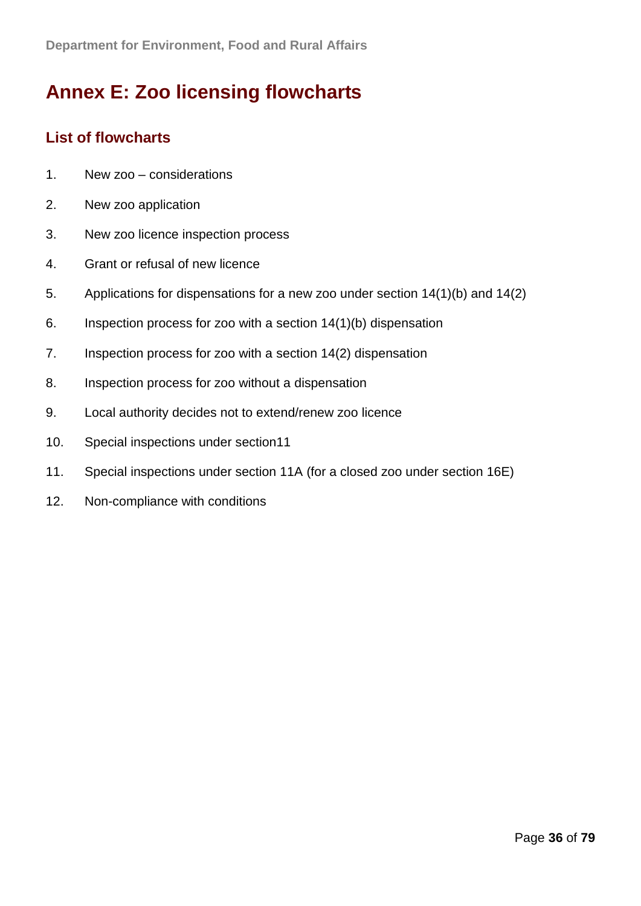# Annex E: Zoo licensing flowcharts

## List of flowcharts

1. New zoo – considerations
2. New zoo application
3. New zoo licence inspection process
4. Grant or refusal of new licence
5. Applications for dispensations for a new zoo under section 14(1)(b) and 14(2)
6. Inspection process for zoo with a section 14(1)(b) dispensation
7. Inspection process for zoo with a section 14(2) dispensation
8. Inspection process for zoo without a dispensation
9. Local authority decides not to extend/renew zoo licence
10. Special inspections under section11
11. Special inspections under section 11A (for a closed zoo under section 16E)
12. Non-compliance with conditions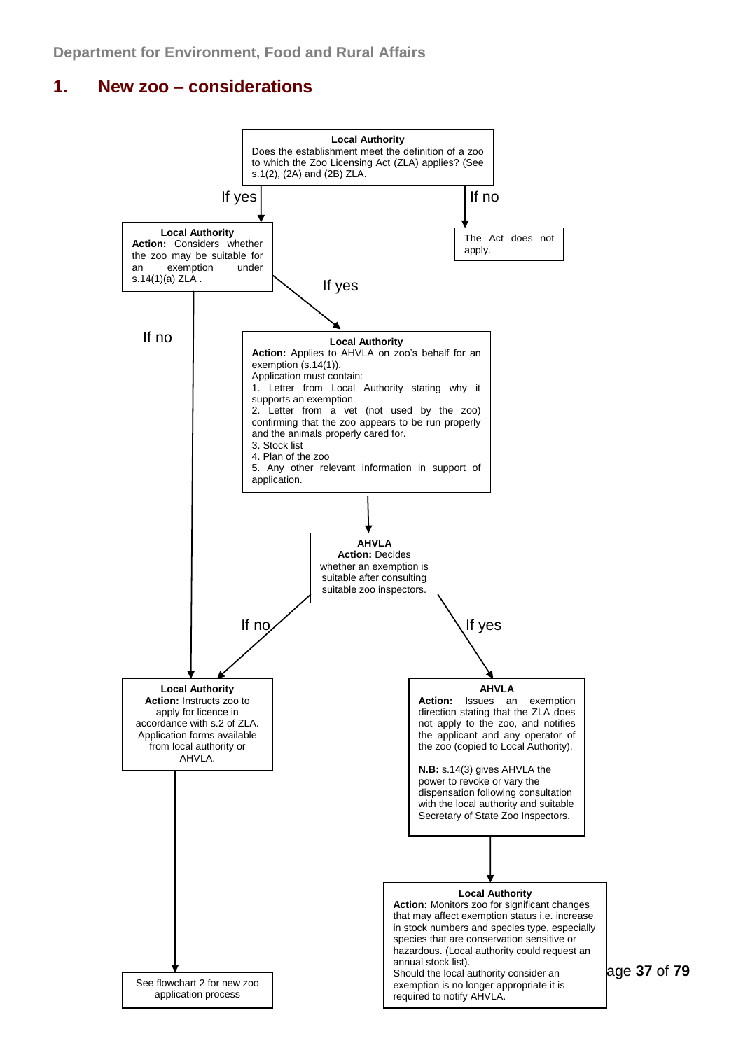## 1. New zoo – considerations

**Local Authority**
Does the establishment meet the definition of a zoo to which the Zoo Licensing Act (ZLA) applies? (See s.1(2), (2A) and (2B) ZLA.

- If no → The Act does not apply.
- If yes ↓

**Local Authority**
**Action:** Considers whether the zoo may be suitable for an exemption under s.14(1)(a) ZLA .

- If no → see "Local Authority – Instructs zoo to apply for licence" below.
- If yes ↓

**Local Authority**
**Action:** Applies to AHVLA on zoo's behalf for an exemption (s.14(1)).
Application must contain:

1. Letter from Local Authority stating why it supports an exemption
2. Letter from a vet (not used by the zoo) confirming that the zoo appears to be run properly and the animals properly cared for.
3. Stock list
4. Plan of the zoo
5. Any other relevant information in support of application.

↓

**AHVLA**
**Action:** Decides whether an exemption is suitable after consulting suitable zoo inspectors.

- If no ↓

**Local Authority**
**Action:** Instructs zoo to apply for licence in accordance with s.2 of ZLA. Application forms available from local authority or AHVLA.

↓

See flowchart 2 for new zoo application process

- If yes ↓

**AHVLA**
**Action:** Issues an exemption direction stating that the ZLA does not apply to the zoo, and notifies the applicant and any operator of the zoo (copied to Local Authority).

**N.B:** s.14(3) gives AHVLA the power to revoke or vary the dispensation following consultation with the local authority and suitable Secretary of State Zoo Inspectors.

↓

**Local Authority**
**Action:** Monitors zoo for significant changes that may affect exemption status i.e. increase in stock numbers and species type, especially species that are conservation sensitive or hazardous. (Local authority could request an annual stock list).
Should the local authority consider an exemption is no longer appropriate it is required to notify AHVLA.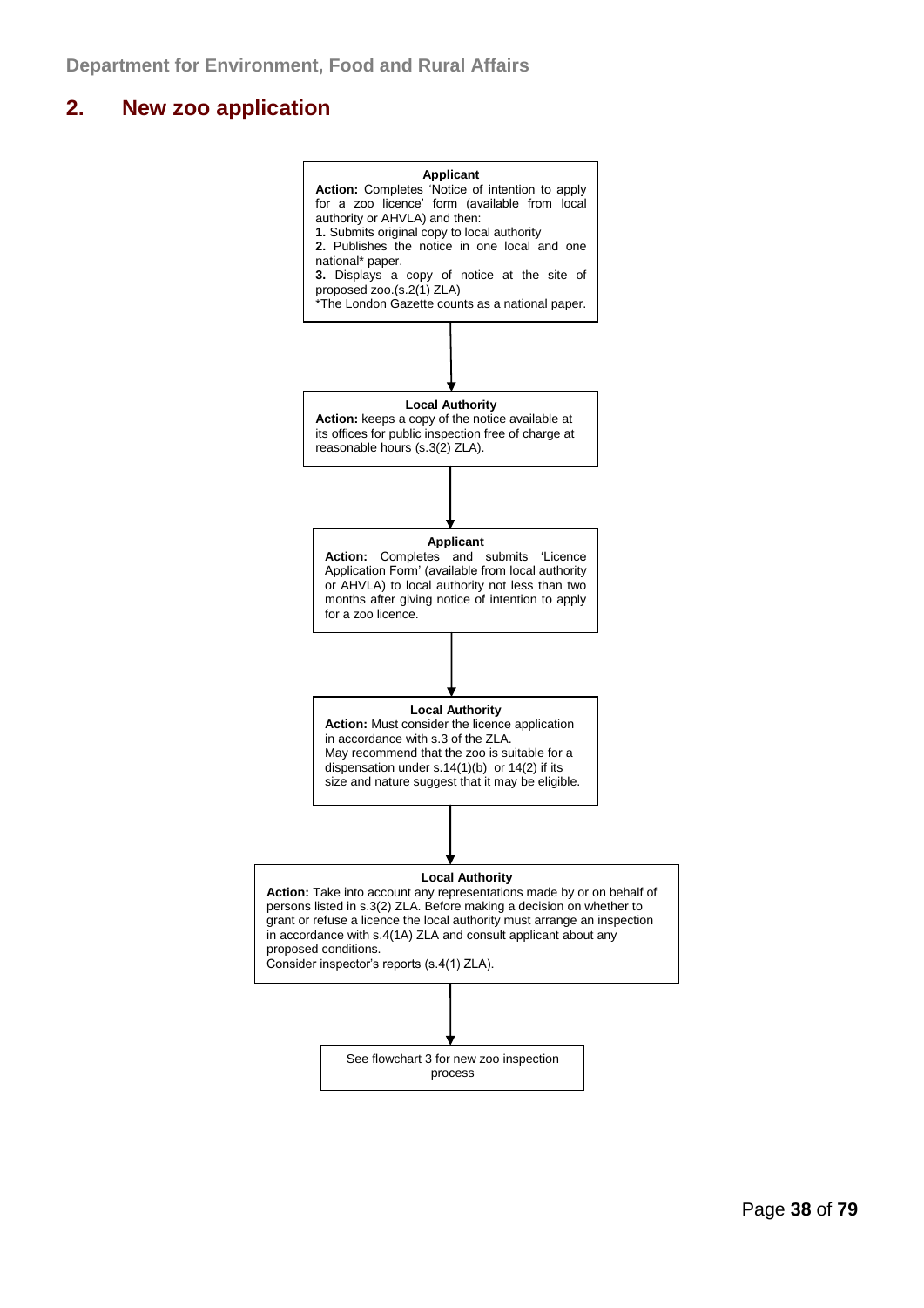## 2. New zoo application

**Applicant**

**Action:** Completes 'Notice of intention to apply for a zoo licence' form (available from local authority or AHVLA) and then:

**1.** Submits original copy to local authority

**2.** Publishes the notice in one local and one national* paper.

**3.** Displays a copy of notice at the site of proposed zoo.(s.2(1) ZLA)

*The London Gazette counts as a national paper.

↓

**Local Authority**

**Action:** keeps a copy of the notice available at its offices for public inspection free of charge at reasonable hours (s.3(2) ZLA).

↓

**Applicant**

**Action:** Completes and submits 'Licence Application Form' (available from local authority or AHVLA) to local authority not less than two months after giving notice of intention to apply for a zoo licence.

↓

**Local Authority**

**Action:** Must consider the licence application in accordance with s.3 of the ZLA.

May recommend that the zoo is suitable for a dispensation under s.14(1)(b) or 14(2) if its size and nature suggest that it may be eligible.

↓

**Local Authority**

**Action:** Take into account any representations made by or on behalf of persons listed in s.3(2) ZLA. Before making a decision on whether to grant or refuse a licence the local authority must arrange an inspection in accordance with s.4(1A) ZLA and consult applicant about any proposed conditions.

Consider inspector's reports (s.4(1) ZLA).

↓

See flowchart 3 for new zoo inspection process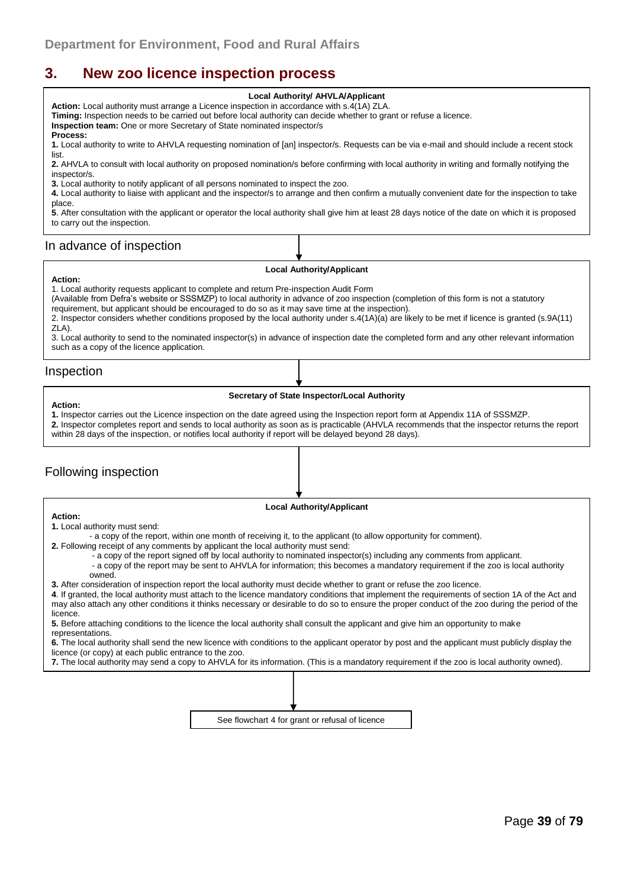## 3. New zoo licence inspection process

**Local Authority/ AHVLA/Applicant**

**Action:** Local authority must arrange a Licence inspection in accordance with s.4(1A) ZLA.

**Timing:** Inspection needs to be carried out before local authority can decide whether to grant or refuse a licence.

**Inspection team:** One or more Secretary of State nominated inspector/s

**Process:**

**1.** Local authority to write to AHVLA requesting nomination of [an] inspector/s. Requests can be via e-mail and should include a recent stock list.

**2.** AHVLA to consult with local authority on proposed nomination/s before confirming with local authority in writing and formally notifying the inspector/s.

**3.** Local authority to notify applicant of all persons nominated to inspect the zoo.

**4.** Local authority to liaise with applicant and the inspector/s to arrange and then confirm a mutually convenient date for the inspection to take place.

**5**. After consultation with the applicant or operator the local authority shall give him at least 28 days notice of the date on which it is proposed to carry out the inspection.

### In advance of inspection

**Local Authority/Applicant**

**Action:**

1. Local authority requests applicant to complete and return Pre-inspection Audit Form (Available from Defra's website or SSSMZP) to local authority in advance of zoo inspection (completion of this form is not a statutory requirement, but applicant should be encouraged to do so as it may save time at the inspection).
2. Inspector considers whether conditions proposed by the local authority under s.4(1A)(a) are likely to be met if licence is granted (s.9A(11) ZLA).
3. Local authority to send to the nominated inspector(s) in advance of inspection date the completed form and any other relevant information such as a copy of the licence application.

### Inspection

**Secretary of State Inspector/Local Authority**

**Action:**

**1.** Inspector carries out the Licence inspection on the date agreed using the Inspection report form at Appendix 11A of SSSMZP.

**2.** Inspector completes report and sends to local authority as soon as is practicable (AHVLA recommends that the inspector returns the report within 28 days of the inspection, or notifies local authority if report will be delayed beyond 28 days).

### Following inspection

**Local Authority/Applicant**

**Action:**

**1.** Local authority must send:
- a copy of the report, within one month of receiving it, to the applicant (to allow opportunity for comment).

**2.** Following receipt of any comments by applicant the local authority must send:
- a copy of the report signed off by local authority to nominated inspector(s) including any comments from applicant.
- a copy of the report may be sent to AHVLA for information; this becomes a mandatory requirement if the zoo is local authority owned.

**3.** After consideration of inspection report the local authority must decide whether to grant or refuse the zoo licence.

**4**. If granted, the local authority must attach to the licence mandatory conditions that implement the requirements of section 1A of the Act and may also attach any other conditions it thinks necessary or desirable to do so to ensure the proper conduct of the zoo during the period of the licence.

**5.** Before attaching conditions to the licence the local authority shall consult the applicant and give him an opportunity to make representations.

**6.** The local authority shall send the new licence with conditions to the applicant operator by post and the applicant must publicly display the licence (or copy) at each public entrance to the zoo.

**7.** The local authority may send a copy to AHVLA for its information. (This is a mandatory requirement if the zoo is local authority owned).

See flowchart 4 for grant or refusal of licence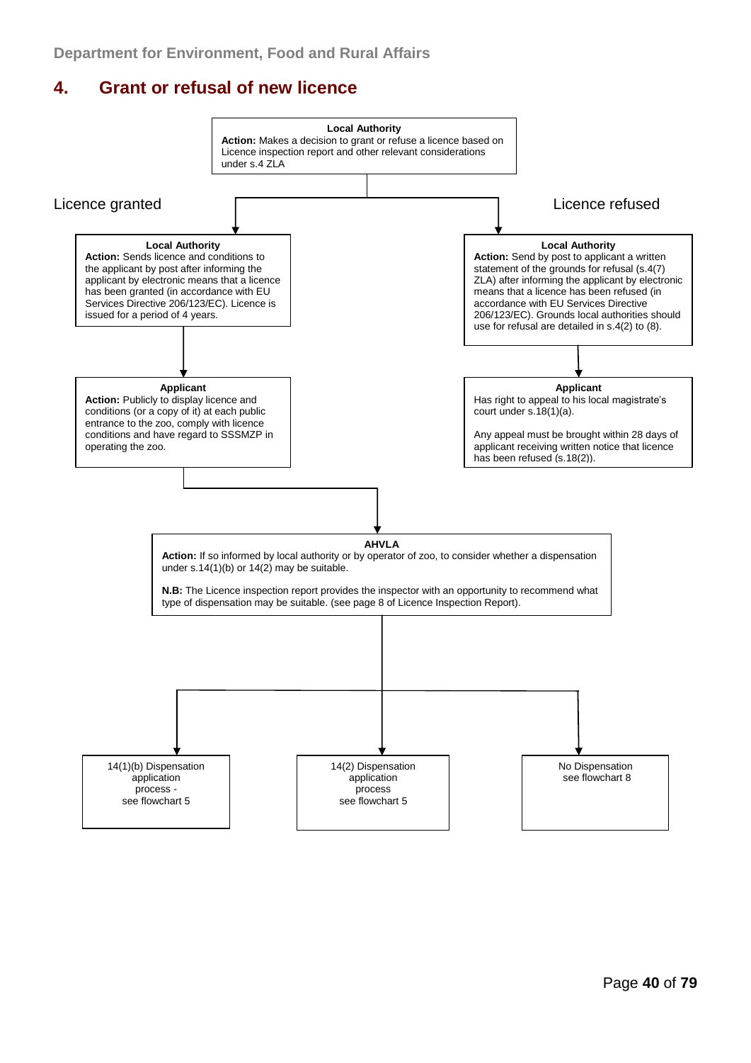## 4. Grant or refusal of new licence

**Local Authority**
**Action:** Makes a decision to grant or refuse a licence based on Licence inspection report and other relevant considerations under s.4 ZLA

### Licence granted

**Local Authority**
**Action:** Sends licence and conditions to the applicant by post after informing the applicant by electronic means that a licence has been granted (in accordance with EU Services Directive 206/123/EC). Licence is issued for a period of 4 years.

**Applicant**
**Action:** Publicly to display licence and conditions (or a copy of it) at each public entrance to the zoo, comply with licence conditions and have regard to SSSMZP in operating the zoo.

### Licence refused

**Local Authority**
**Action:** Send by post to applicant a written statement of the grounds for refusal (s.4(7) ZLA) after informing the applicant by electronic means that a licence has been refused (in accordance with EU Services Directive 206/123/EC). Grounds local authorities should use for refusal are detailed in s.4(2) to (8).

**Applicant**
Has right to appeal to his local magistrate's court under s.18(1)(a).

Any appeal must be brought within 28 days of applicant receiving written notice that licence has been refused (s.18(2)).

---

**AHVLA**
**Action:** If so informed by local authority or by operator of zoo, to consider whether a dispensation under s.14(1)(b) or 14(2) may be suitable.

**N.B:** The Licence inspection report provides the inspector with an opportunity to recommend what type of dispensation may be suitable. (see page 8 of Licence Inspection Report).

- 14(1)(b) Dispensation application process - see flowchart 5
- 14(2) Dispensation application process see flowchart 5
- No Dispensation see flowchart 8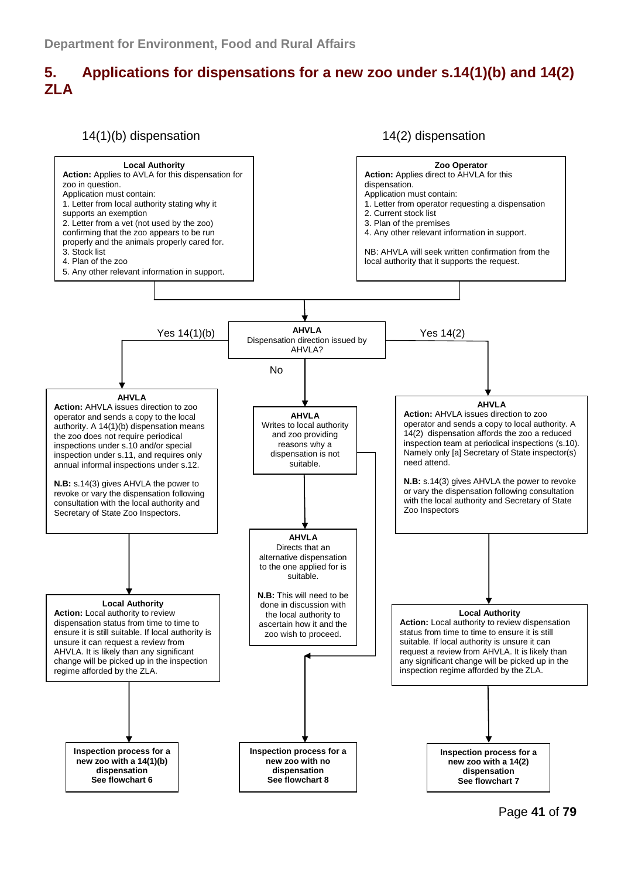## 5. Applications for dispensations for a new zoo under s.14(1)(b) and 14(2) ZLA

### 14(1)(b) dispensation

**Local Authority**
**Action:** Applies to AVLA for this dispensation for zoo in question.
Application must contain:
1. Letter from local authority stating why it supports an exemption
2. Letter from a vet (not used by the zoo) confirming that the zoo appears to be run properly and the animals properly cared for.
3. Stock list
4. Plan of the zoo
5. Any other relevant information in support.

### 14(2) dispensation

**Zoo Operator**
**Action:** Applies direct to AHVLA for this dispensation.
Application must contain:
1. Letter from operator requesting a dispensation
2. Current stock list
3. Plan of the premises
4. Any other relevant information in support.

NB: AHVLA will seek written confirmation from the local authority that it supports the request.

---

**AHVLA**
Dispensation direction issued by AHVLA?

### Yes 14(1)(b)

**AHVLA**
**Action:** AHVLA issues direction to zoo operator and sends a copy to the local authority. A 14(1)(b) dispensation means the zoo does not require periodical inspections under s.10 and/or special inspection under s.11, and requires only annual informal inspections under s.12.

**N.B:** s.14(3) gives AHVLA the power to revoke or vary the dispensation following consultation with the local authority and Secretary of State Zoo Inspectors.

↓

**Local Authority**
**Action:** Local authority to review dispensation status from time to time to ensure it is still suitable. If local authority is unsure it can request a review from AHVLA. It is likely than any significant change will be picked up in the inspection regime afforded by the ZLA.

↓

**Inspection process for a new zoo with a 14(1)(b) dispensation**
**See flowchart 6**

### No

**AHVLA**
Writes to local authority and zoo providing reasons why a dispensation is not suitable.

↓

**AHVLA**
Directs that an alternative dispensation to the one applied for is suitable.

**N.B:** This will need to be done in discussion with the local authority to ascertain how it and the zoo wish to proceed.

↓

**Inspection process for a new zoo with no dispensation**
**See flowchart 8**

### Yes 14(2)

**AHVLA**
**Action:** AHVLA issues direction to zoo operator and sends a copy to local authority. A 14(2) dispensation affords the zoo a reduced inspection team at periodical inspections (s.10). Namely only [a] Secretary of State inspector(s) need attend.

**N.B:** s.14(3) gives AHVLA the power to revoke or vary the dispensation following consultation with the local authority and Secretary of State Zoo Inspectors

↓

**Local Authority**
**Action:** Local authority to review dispensation status from time to time to ensure it is still suitable. If local authority is unsure it can request a review from AHVLA. It is likely than any significant change will be picked up in the inspection regime afforded by the ZLA.

↓

**Inspection process for a new zoo with a 14(2) dispensation**
**See flowchart 7**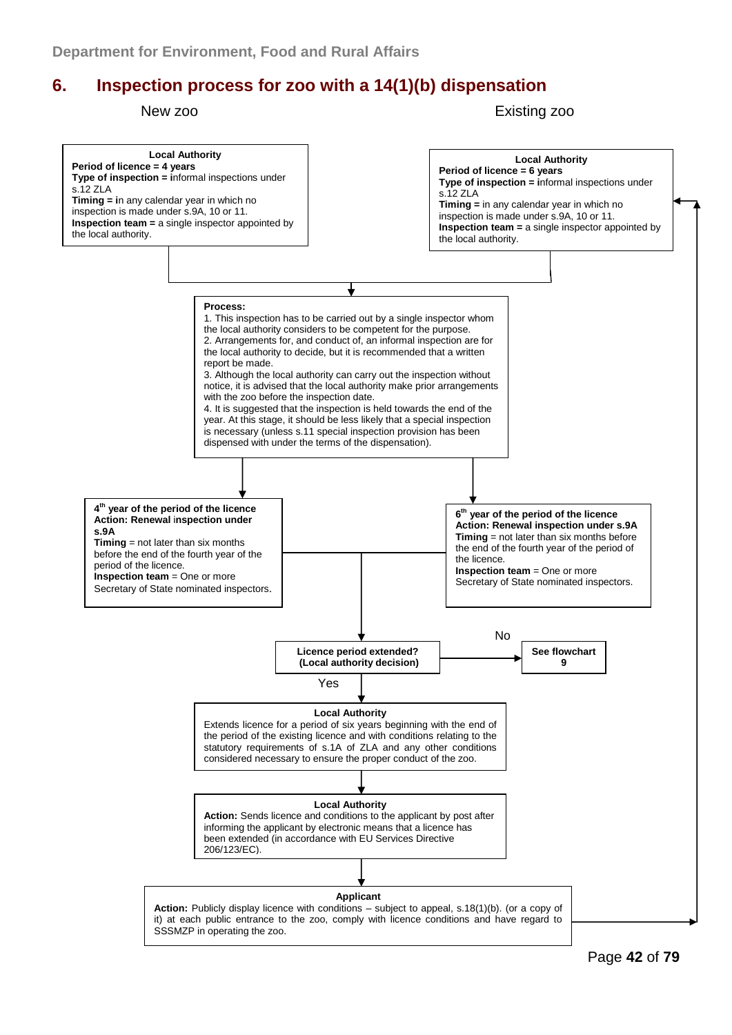## 6. Inspection process for zoo with a 14(1)(b) dispensation

**New zoo**

**Local Authority**
**Period of licence = 4 years**
**Type of inspection = i**nformal inspections under s.12 ZLA
**Timing = i**n any calendar year in which no inspection is made under s.9A, 10 or 11.
**Inspection team =** a single inspector appointed by the local authority.

**Existing zoo**

**Local Authority**
**Period of licence = 6 years**
**Type of inspection = i**nformal inspections under s.12 ZLA
**Timing =** in any calendar year in which no inspection is made under s.9A, 10 or 11.
**Inspection team =** a single inspector appointed by the local authority.

**Process:**
1. This inspection has to be carried out by a single inspector whom the local authority considers to be competent for the purpose.
2. Arrangements for, and conduct of, an informal inspection are for the local authority to decide, but it is recommended that a written report be made.
3. Although the local authority can carry out the inspection without notice, it is advised that the local authority make prior arrangements with the zoo before the inspection date.
4. It is suggested that the inspection is held towards the end of the year. At this stage, it should be less likely that a special inspection is necessary (unless s.11 special inspection provision has been dispensed with under the terms of the dispensation).

**4th year of the period of the licence**
**Action: Renewal inspection under s.9A**
**Timing** = not later than six months before the end of the fourth year of the period of the licence.
**Inspection team** = One or more Secretary of State nominated inspectors.

**6th year of the period of the licence**
**Action: Renewal inspection under s.9A**
**Timing** = not later than six months before the end of the fourth year of the period of the licence.
**Inspection team** = One or more Secretary of State nominated inspectors.

**Licence period extended? (Local authority decision)**

No → **See flowchart 9**

Yes ↓

**Local Authority**
Extends licence for a period of six years beginning with the end of the period of the existing licence and with conditions relating to the statutory requirements of s.1A of ZLA and any other conditions considered necessary to ensure the proper conduct of the zoo.

**Local Authority**
**Action:** Sends licence and conditions to the applicant by post after informing the applicant by electronic means that a licence has been extended (in accordance with EU Services Directive 206/123/EC).

**Applicant**
**Action:** Publicly display licence with conditions – subject to appeal, s.18(1)(b). (or a copy of it) at each public entrance to the zoo, comply with licence conditions and have regard to SSSMZP in operating the zoo.

(→ returns to Existing zoo: Local Authority)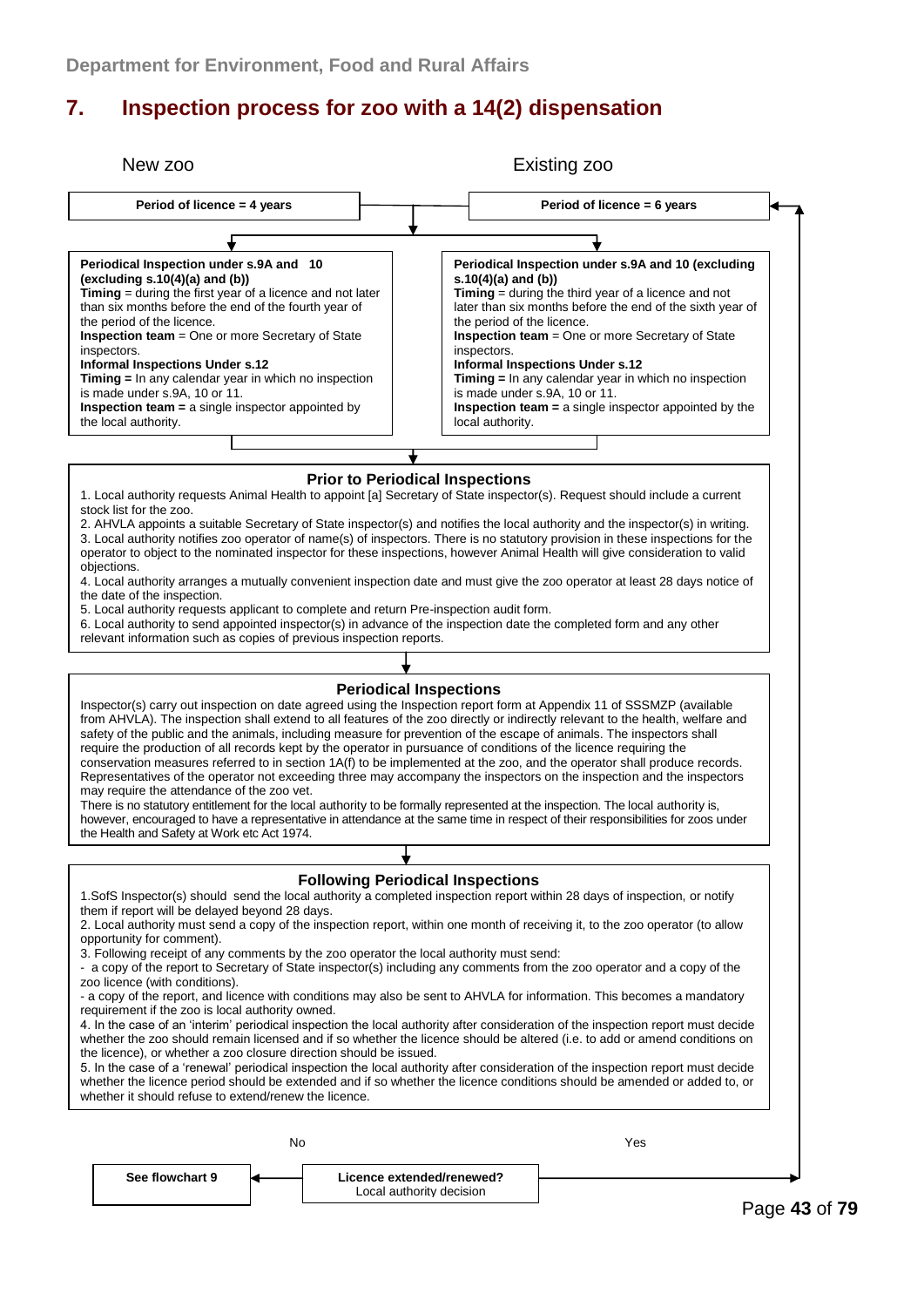## 7. Inspection process for zoo with a 14(2) dispensation

**New zoo**

**Period of licence = 4 years**

**Periodical Inspection under s.9A and 10 (excluding s.10(4)(a) and (b))**
**Timing** = during the first year of a licence and not later than six months before the end of the fourth year of the period of the licence.
**Inspection team** = One or more Secretary of State inspectors.
**Informal Inspections Under s.12**
**Timing =** In any calendar year in which no inspection is made under s.9A, 10 or 11.
**Inspection team =** a single inspector appointed by the local authority.

**Existing zoo**

**Period of licence = 6 years**

**Periodical Inspection under s.9A and 10 (excluding s.10(4)(a) and (b))**
**Timing** = during the third year of a licence and not later than six months before the end of the sixth year of the period of the licence.
**Inspection team** = One or more Secretary of State inspectors.
**Informal Inspections Under s.12**
**Timing =** In any calendar year in which no inspection is made under s.9A, 10 or 11.
**Inspection team =** a single inspector appointed by the local authority.

### Prior to Periodical Inspections

1. Local authority requests Animal Health to appoint [a] Secretary of State inspector(s). Request should include a current stock list for the zoo.
2. AHVLA appoints a suitable Secretary of State inspector(s) and notifies the local authority and the inspector(s) in writing.
3. Local authority notifies zoo operator of name(s) of inspectors. There is no statutory provision in these inspections for the operator to object to the nominated inspector for these inspections, however Animal Health will give consideration to valid objections.
4. Local authority arranges a mutually convenient inspection date and must give the zoo operator at least 28 days notice of the date of the inspection.
5. Local authority requests applicant to complete and return Pre-inspection audit form.
6. Local authority to send appointed inspector(s) in advance of the inspection date the completed form and any other relevant information such as copies of previous inspection reports.

### Periodical Inspections

Inspector(s) carry out inspection on date agreed using the Inspection report form at Appendix 11 of SSSMZP (available from AHVLA). The inspection shall extend to all features of the zoo directly or indirectly relevant to the health, welfare and safety of the public and the animals, including measure for prevention of the escape of animals. The inspectors shall require the production of all records kept by the operator in pursuance of conditions of the licence requiring the conservation measures referred to in section 1A(f) to be implemented at the zoo, and the operator shall produce records. Representatives of the operator not exceeding three may accompany the inspectors on the inspection and the inspectors may require the attendance of the zoo vet.

There is no statutory entitlement for the local authority to be formally represented at the inspection. The local authority is, however, encouraged to have a representative in attendance at the same time in respect of their responsibilities for zoos under the Health and Safety at Work etc Act 1974.

### Following Periodical Inspections

1. SofS Inspector(s) should send the local authority a completed inspection report within 28 days of inspection, or notify them if report will be delayed beyond 28 days.
2. Local authority must send a copy of the inspection report, within one month of receiving it, to the zoo operator (to allow opportunity for comment).
3. Following receipt of any comments by the zoo operator the local authority must send:
   - a copy of the report to Secretary of State inspector(s) including any comments from the zoo operator and a copy of the zoo licence (with conditions).
   - a copy of the report, and licence with conditions may also be sent to AHVLA for information. This becomes a mandatory requirement if the zoo is local authority owned.
4. In the case of an 'interim' periodical inspection the local authority after consideration of the inspection report must decide whether the zoo should remain licensed and if so whether the licence should be altered (i.e. to add or amend conditions on the licence), or whether a zoo closure direction should be issued.
5. In the case of a 'renewal' periodical inspection the local authority after consideration of the inspection report must decide whether the licence period should be extended and if so whether the licence conditions should be amended or added to, or whether it should refuse to extend/renew the licence.

**Licence extended/renewed?**
Local authority decision

- No → **See flowchart 9**
- Yes → **Period of licence = 6 years**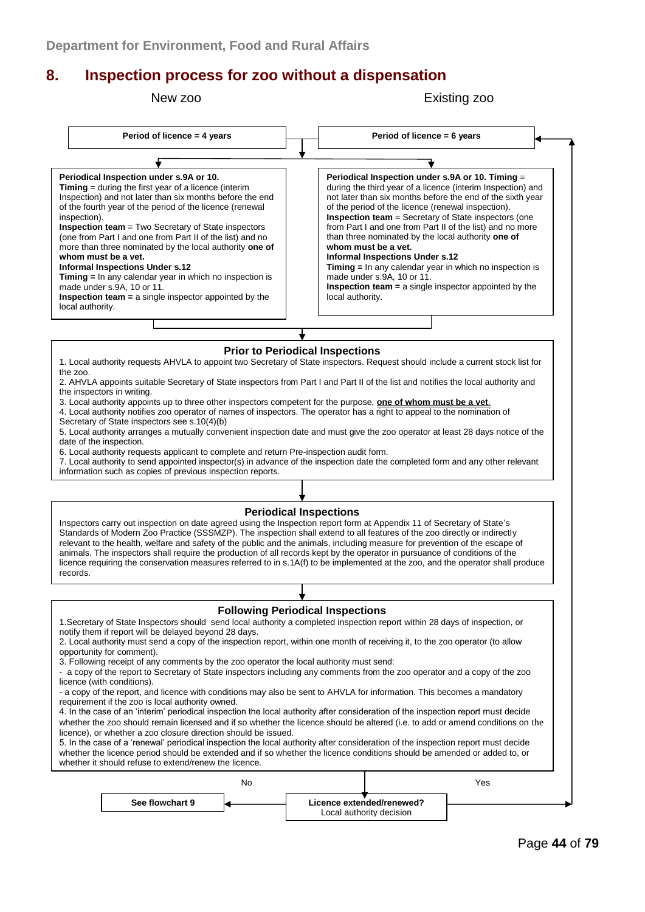## 8. Inspection process for zoo without a dispensation

**New zoo**

**Period of licence = 4 years**

**Periodical Inspection under s.9A or 10.**
**Timing** = during the first year of a licence (interim Inspection) and not later than six months before the end of the fourth year of the period of the licence (renewal inspection).
**Inspection team** = Two Secretary of State inspectors (one from Part I and one from Part II of the list) and no more than three nominated by the local authority **one of whom must be a vet.**
**Informal Inspections Under s.12**
**Timing =** In any calendar year in which no inspection is made under s.9A, 10 or 11.
**Inspection team =** a single inspector appointed by the local authority.

**Existing zoo**

**Period of licence = 6 years**

**Periodical Inspection under s.9A or 10. Timing** = during the third year of a licence (interim Inspection) and not later than six months before the end of the sixth year of the period of the licence (renewal inspection).
**Inspection team** = Secretary of State inspectors (one from Part I and one from Part II of the list) and no more than three nominated by the local authority **one of whom must be a vet.**
**Informal Inspections Under s.12**
**Timing =** In any calendar year in which no inspection is made under s.9A, 10 or 11.
**Inspection team =** a single inspector appointed by the local authority.

### Prior to Periodical Inspections

1. Local authority requests AHVLA to appoint two Secretary of State inspectors. Request should include a current stock list for the zoo.
2. AHVLA appoints suitable Secretary of State inspectors from Part I and Part II of the list and notifies the local authority and the inspectors in writing.
3. Local authority appoints up to three other inspectors competent for the purpose, **one of whom must be a vet.**
4. Local authority notifies zoo operator of names of inspectors. The operator has a right to appeal to the nomination of Secretary of State inspectors see s.10(4)(b)
5. Local authority arranges a mutually convenient inspection date and must give the zoo operator at least 28 days notice of the date of the inspection.
6. Local authority requests applicant to complete and return Pre-inspection audit form.
7. Local authority to send appointed inspector(s) in advance of the inspection date the completed form and any other relevant information such as copies of previous inspection reports.

### Periodical Inspections

Inspectors carry out inspection on date agreed using the Inspection report form at Appendix 11 of Secretary of State's Standards of Modern Zoo Practice (SSSMZP). The inspection shall extend to all features of the zoo directly or indirectly relevant to the health, welfare and safety of the public and the animals, including measure for prevention of the escape of animals. The inspectors shall require the production of all records kept by the operator in pursuance of conditions of the licence requiring the conservation measures referred to in s.1A(f) to be implemented at the zoo, and the operator shall produce records.

### Following Periodical Inspections

1. Secretary of State Inspectors should send local authority a completed inspection report within 28 days of inspection, or notify them if report will be delayed beyond 28 days.
2. Local authority must send a copy of the inspection report, within one month of receiving it, to the zoo operator (to allow opportunity for comment).
3. Following receipt of any comments by the zoo operator the local authority must send:
- a copy of the report to Secretary of State inspectors including any comments from the zoo operator and a copy of the zoo licence (with conditions).
- a copy of the report, and licence with conditions may also be sent to AHVLA for information. This becomes a mandatory requirement if the zoo is local authority owned.
4. In the case of an 'interim' periodical inspection the local authority after consideration of the inspection report must decide whether the zoo should remain licensed and if so whether the licence should be altered (i.e. to add or amend conditions on the licence), or whether a zoo closure direction should be issued.
5. In the case of a 'renewal' periodical inspection the local authority after consideration of the inspection report must decide whether the licence period should be extended and if so whether the licence conditions should be amended or added to, or whether it should refuse to extend/renew the licence.

**Licence extended/renewed?** Local authority decision

- No → **See flowchart 9**
- Yes → return to **Period of licence = 6 years**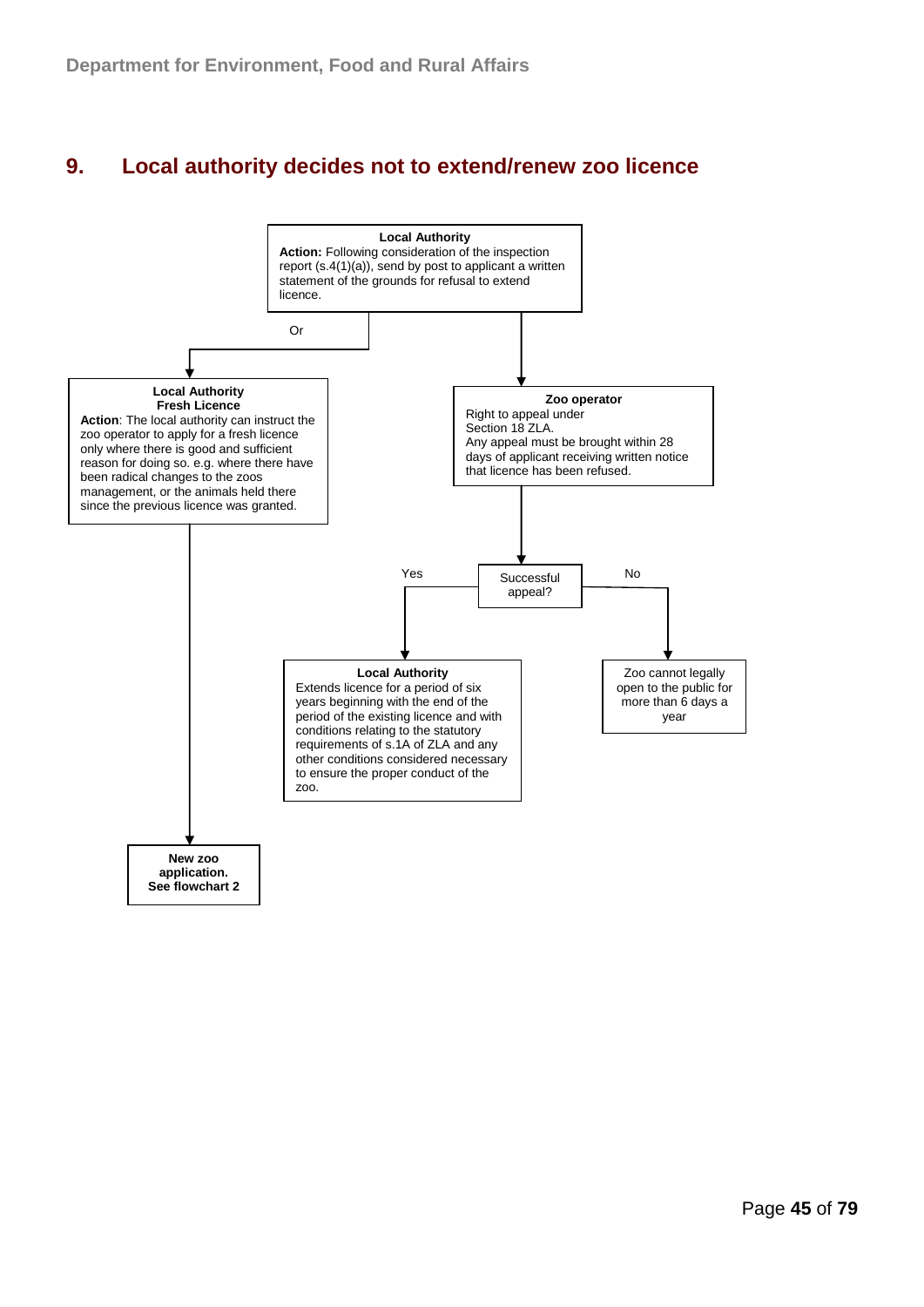## 9. Local authority decides not to extend/renew zoo licence

**Local Authority**
**Action:** Following consideration of the inspection report (s.4(1)(a)), send by post to applicant a written statement of the grounds for refusal to extend licence.

Or

**Local Authority**
**Fresh Licence**
**Action**: The local authority can instruct the zoo operator to apply for a fresh licence only where there is good and sufficient reason for doing so. e.g. where there have been radical changes to the zoos management, or the animals held there since the previous licence was granted.

**New zoo application. See flowchart 2**

**Zoo operator**
Right to appeal under Section 18 ZLA.
Any appeal must be brought within 28 days of applicant receiving written notice that licence has been refused.

Successful appeal?

Yes

**Local Authority**
Extends licence for a period of six years beginning with the end of the period of the existing licence and with conditions relating to the statutory requirements of s.1A of ZLA and any other conditions considered necessary to ensure the proper conduct of the zoo.

No

Zoo cannot legally open to the public for more than 6 days a year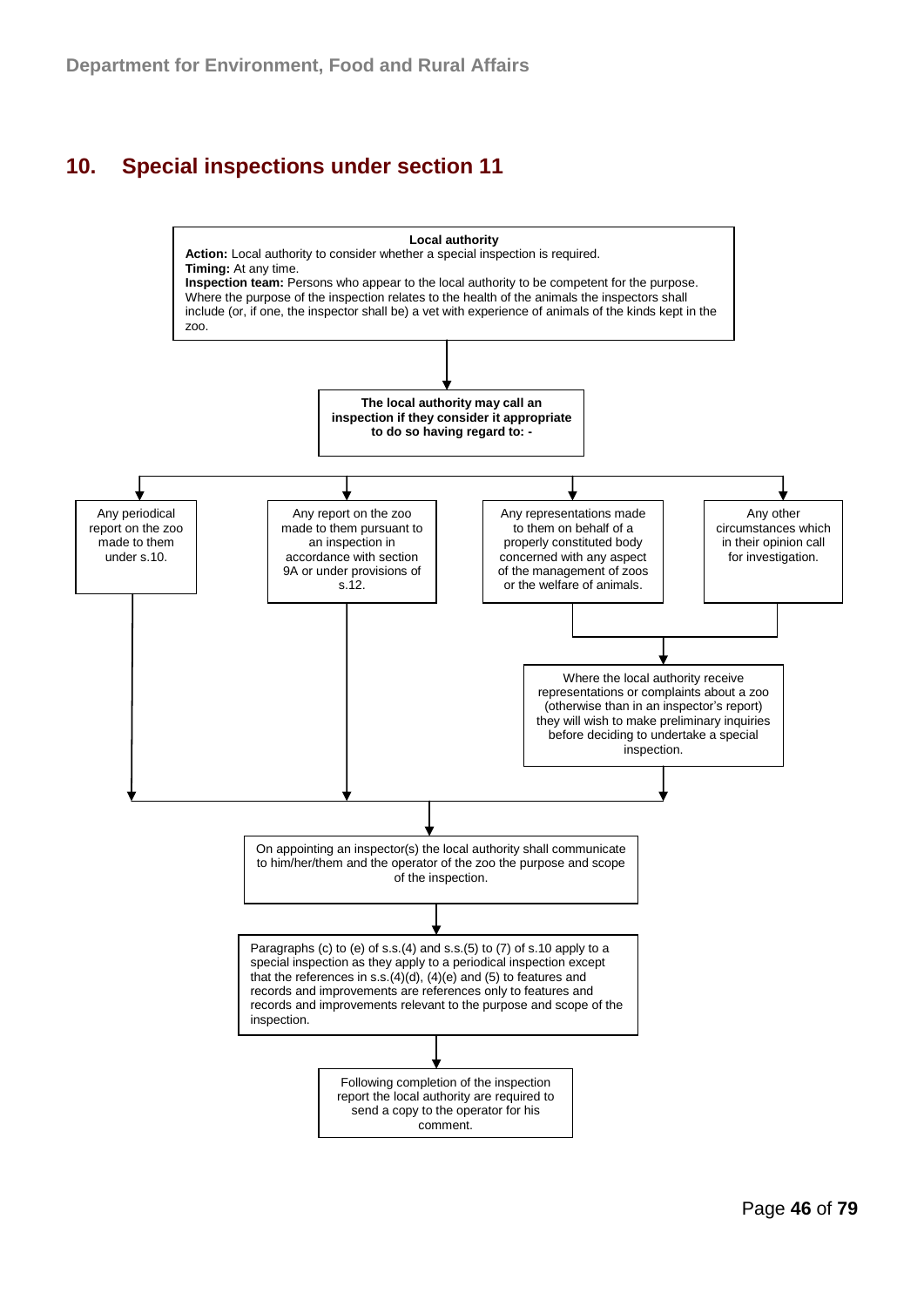## 10. Special inspections under section 11

**Local authority**

**Action:** Local authority to consider whether a special inspection is required.

**Timing:** At any time.

**Inspection team:** Persons who appear to the local authority to be competent for the purpose. Where the purpose of the inspection relates to the health of the animals the inspectors shall include (or, if one, the inspector shall be) a vet with experience of animals of the kinds kept in the zoo.

↓

**The local authority may call an inspection if they consider it appropriate to do so having regard to: -**

↓

- Any periodical report on the zoo made to them under s.10.
- Any report on the zoo made to them pursuant to an inspection in accordance with section 9A or under provisions of s.12.
- Any representations made to them on behalf of a properly constituted body concerned with any aspect of the management of zoos or the welfare of animals.
- Any other circumstances which in their opinion call for investigation.

↓ (from the last two)

Where the local authority receive representations or complaints about a zoo (otherwise than in an inspector's report) they will wish to make preliminary inquiries before deciding to undertake a special inspection.

↓

On appointing an inspector(s) the local authority shall communicate to him/her/them and the operator of the zoo the purpose and scope of the inspection.

↓

Paragraphs (c) to (e) of s.s.(4) and s.s.(5) to (7) of s.10 apply to a special inspection as they apply to a periodical inspection except that the references in s.s.(4)(d), (4)(e) and (5) to features and records and improvements are references only to features and records and improvements relevant to the purpose and scope of the inspection.

↓

Following completion of the inspection report the local authority are required to send a copy to the operator for his comment.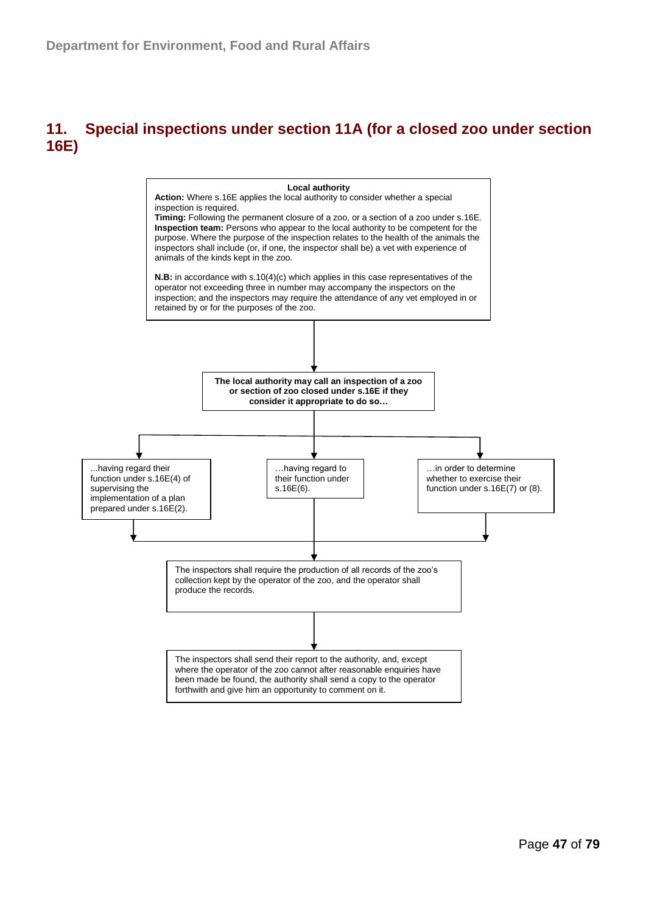## 11. Special inspections under section 11A (for a closed zoo under section 16E)

**Local authority**

**Action:** Where s.16E applies the local authority to consider whether a special inspection is required.

**Timing:** Following the permanent closure of a zoo, or a section of a zoo under s.16E.

**Inspection team:** Persons who appear to the local authority to be competent for the purpose. Where the purpose of the inspection relates to the health of the animals the inspectors shall include (or, if one, the inspector shall be) a vet with experience of animals of the kinds kept in the zoo.

**N.B:** in accordance with s.10(4)(c) which applies in this case representatives of the operator not exceeding three in number may accompany the inspectors on the inspection; and the inspectors may require the attendance of any vet employed in or retained by or for the purposes of the zoo.

↓

**The local authority may call an inspection of a zoo or section of zoo closed under s.16E if they consider it appropriate to do so…**

↓

- ...having regard their function under s.16E(4) of supervising the implementation of a plan prepared under s.16E(2).
- …having regard to their function under s.16E(6).
- …in order to determine whether to exercise their function under s.16E(7) or (8).

↓

The inspectors shall require the production of all records of the zoo's collection kept by the operator of the zoo, and the operator shall produce the records.

↓

The inspectors shall send their report to the authority, and, except where the operator of the zoo cannot after reasonable enquiries have been made be found, the authority shall send a copy to the operator forthwith and give him an opportunity to comment on it.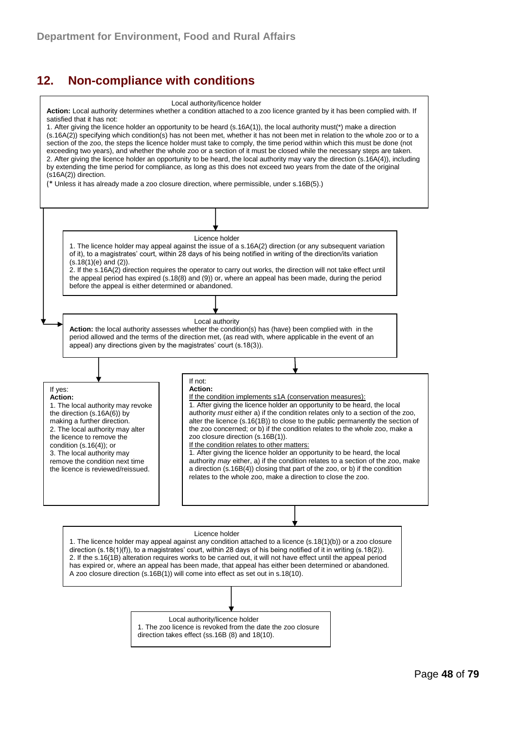## 12. Non-compliance with conditions

Local authority/licence holder

**Action:** Local authority determines whether a condition attached to a zoo licence granted by it has been complied with. If satisfied that it has not:

1. After giving the licence holder an opportunity to be heard (s.16A(1)), the local authority must(*) make a direction (s.16A(2)) specifying which condition(s) has not been met, whether it has not been met in relation to the whole zoo or to a section of the zoo, the steps the licence holder must take to comply, the time period within which this must be done (not exceeding two years), and whether the whole zoo or a section of it must be closed while the necessary steps are taken.
2. After giving the licence holder an opportunity to be heard, the local authority may vary the direction (s.16A(4)), including by extending the time period for compliance, as long as this does not exceed two years from the date of the original (s16A(2)) direction.

(* Unless it has already made a zoo closure direction, where permissible, under s.16B(5).)

Licence holder

1. The licence holder may appeal against the issue of a s.16A(2) direction (or any subsequent variation of it), to a magistrates' court, within 28 days of his being notified in writing of the direction/its variation (s.18(1)(e) and (2)).
2. If the s.16A(2) direction requires the operator to carry out works, the direction will not take effect until the appeal period has expired (s.18(8) and (9)) or, where an appeal has been made, during the period before the appeal is either determined or abandoned.

Local authority

**Action:** the local authority assesses whether the condition(s) has (have) been complied with in the period allowed and the terms of the direction met, (as read with, where applicable in the event of an appeal) any directions given by the magistrates' court (s.18(3)).

If yes:

**Action:**

1. The local authority may revoke the direction (s.16A(6)) by making a further direction.
2. The local authority may alter the licence to remove the condition (s.16(4)); or
3. The local authority may remove the condition next time the licence is reviewed/reissued.

If not:

**Action:**

If the condition implements s1A (conservation measures):

1. After giving the licence holder an opportunity to be heard, the local authority *must* either a) if the condition relates only to a section of the zoo, alter the licence (s.16(1B)) to close to the public permanently the section of the zoo concerned; or b) if the condition relates to the whole zoo, make a zoo closure direction (s.16B(1)).

If the condition relates to other matters:

1. After giving the licence holder an opportunity to be heard, the local authority *may* either, a) if the condition relates to a section of the zoo, make a direction (s.16B(4)) closing that part of the zoo, or b) if the condition relates to the whole zoo, make a direction to close the zoo.

Licence holder

1. The licence holder may appeal against any condition attached to a licence (s.18(1)(b)) or a zoo closure direction (s.18(1)(f)), to a magistrates' court, within 28 days of his being notified of it in writing (s.18(2)).
2. If the s.16(1B) alteration requires works to be carried out, it will not have effect until the appeal period has expired or, where an appeal has been made, that appeal has either been determined or abandoned. A zoo closure direction (s.16B(1)) will come into effect as set out in s.18(10).

Local authority/licence holder

1. The zoo licence is revoked from the date the zoo closure direction takes effect (ss.16B (8) and 18(10).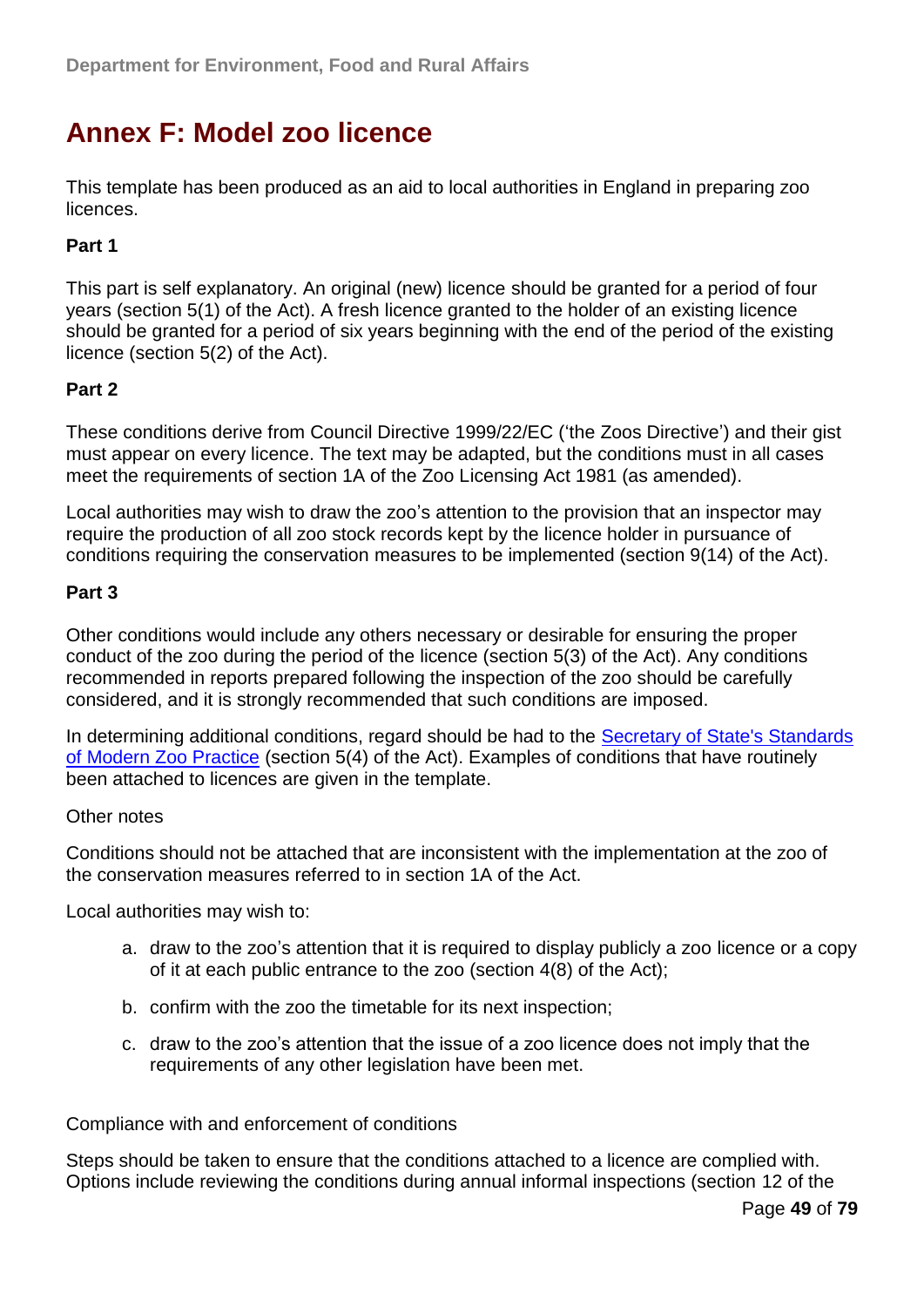# Annex F: Model zoo licence

This template has been produced as an aid to local authorities in England in preparing zoo licences.

**Part 1**

This part is self explanatory. An original (new) licence should be granted for a period of four years (section 5(1) of the Act). A fresh licence granted to the holder of an existing licence should be granted for a period of six years beginning with the end of the period of the existing licence (section 5(2) of the Act).

**Part 2**

These conditions derive from Council Directive 1999/22/EC ('the Zoos Directive') and their gist must appear on every licence. The text may be adapted, but the conditions must in all cases meet the requirements of section 1A of the Zoo Licensing Act 1981 (as amended).

Local authorities may wish to draw the zoo's attention to the provision that an inspector may require the production of all zoo stock records kept by the licence holder in pursuance of conditions requiring the conservation measures to be implemented (section 9(14) of the Act).

**Part 3**

Other conditions would include any others necessary or desirable for ensuring the proper conduct of the zoo during the period of the licence (section 5(3) of the Act). Any conditions recommended in reports prepared following the inspection of the zoo should be carefully considered, and it is strongly recommended that such conditions are imposed.

In determining additional conditions, regard should be had to the [Secretary of State's Standards of Modern Zoo Practice] (section 5(4) of the Act). Examples of conditions that have routinely been attached to licences are given in the template.

Other notes

Conditions should not be attached that are inconsistent with the implementation at the zoo of the conservation measures referred to in section 1A of the Act.

Local authorities may wish to:

a. draw to the zoo's attention that it is required to display publicly a zoo licence or a copy of it at each public entrance to the zoo (section 4(8) of the Act);

b. confirm with the zoo the timetable for its next inspection;

c. draw to the zoo's attention that the issue of a zoo licence does not imply that the requirements of any other legislation have been met.

Compliance with and enforcement of conditions

Steps should be taken to ensure that the conditions attached to a licence are complied with. Options include reviewing the conditions during annual informal inspections (section 12 of the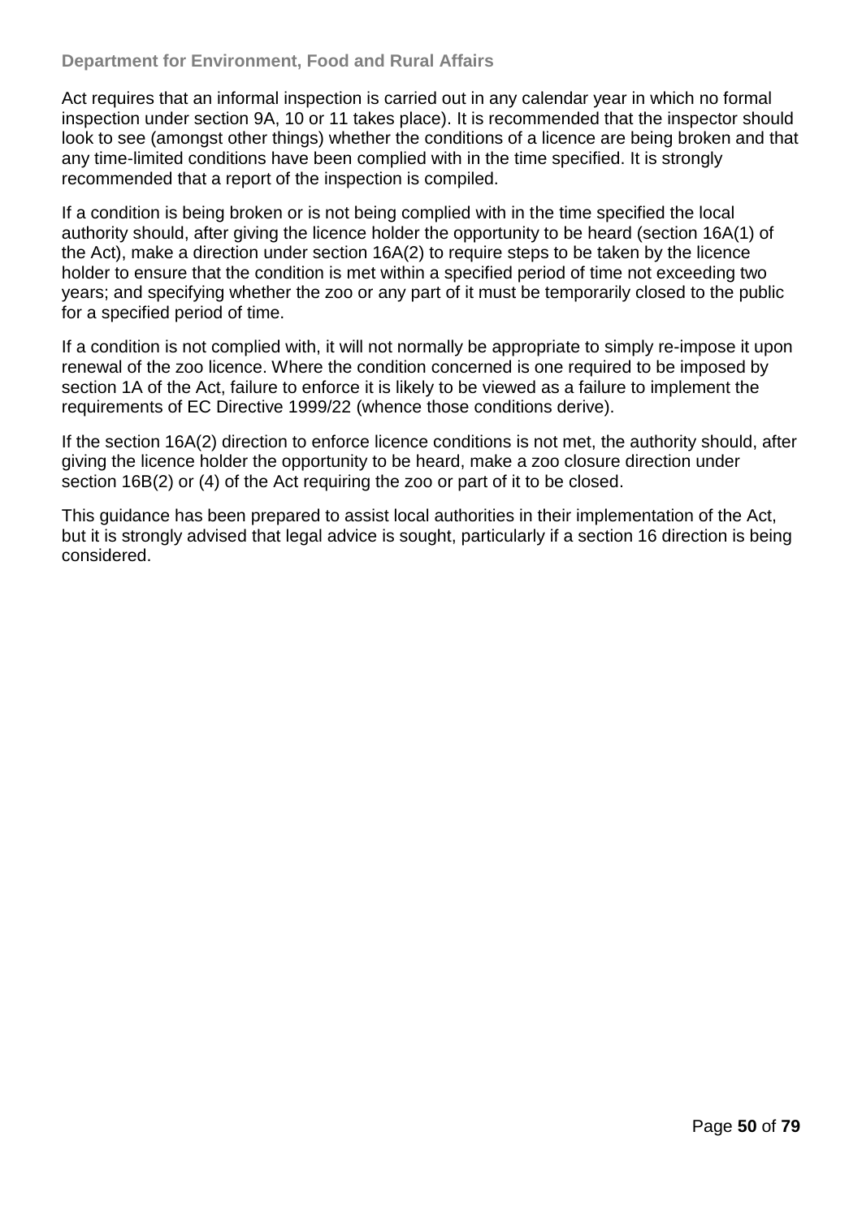Act requires that an informal inspection is carried out in any calendar year in which no formal inspection under section 9A, 10 or 11 takes place). It is recommended that the inspector should look to see (amongst other things) whether the conditions of a licence are being broken and that any time-limited conditions have been complied with in the time specified. It is strongly recommended that a report of the inspection is compiled.

If a condition is being broken or is not being complied with in the time specified the local authority should, after giving the licence holder the opportunity to be heard (section 16A(1) of the Act), make a direction under section 16A(2) to require steps to be taken by the licence holder to ensure that the condition is met within a specified period of time not exceeding two years; and specifying whether the zoo or any part of it must be temporarily closed to the public for a specified period of time.

If a condition is not complied with, it will not normally be appropriate to simply re-impose it upon renewal of the zoo licence. Where the condition concerned is one required to be imposed by section 1A of the Act, failure to enforce it is likely to be viewed as a failure to implement the requirements of EC Directive 1999/22 (whence those conditions derive).

If the section 16A(2) direction to enforce licence conditions is not met, the authority should, after giving the licence holder the opportunity to be heard, make a zoo closure direction under section 16B(2) or (4) of the Act requiring the zoo or part of it to be closed.

This guidance has been prepared to assist local authorities in their implementation of the Act, but it is strongly advised that legal advice is sought, particularly if a section 16 direction is being considered.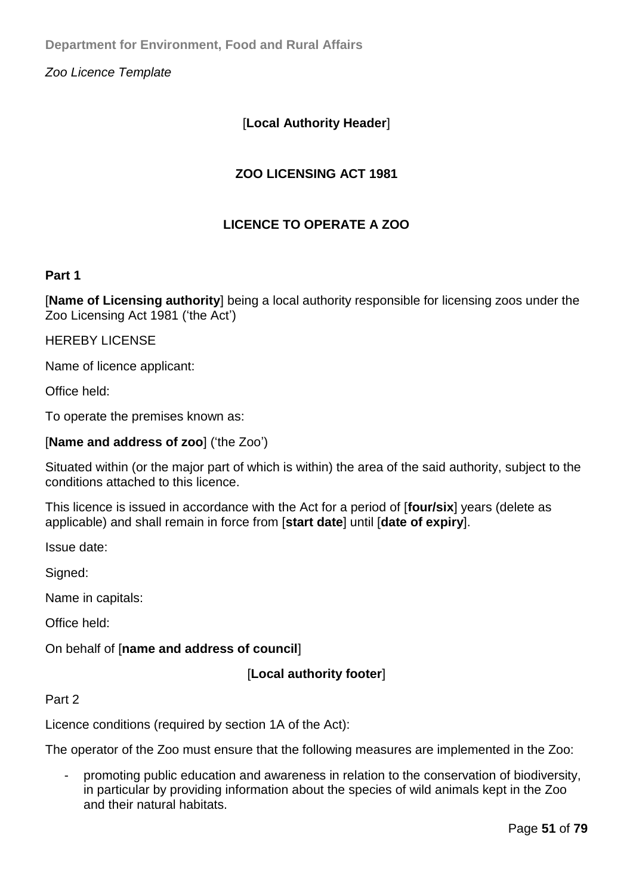*Zoo Licence Template*

[**Local Authority Header**]

**ZOO LICENSING ACT 1981**

**LICENCE TO OPERATE A ZOO**

**Part 1**

[**Name of Licensing authority**] being a local authority responsible for licensing zoos under the Zoo Licensing Act 1981 ('the Act')

HEREBY LICENSE

Name of licence applicant:

Office held:

To operate the premises known as:

[**Name and address of zoo**] ('the Zoo')

Situated within (or the major part of which is within) the area of the said authority, subject to the conditions attached to this licence.

This licence is issued in accordance with the Act for a period of [**four/six**] years (delete as applicable) and shall remain in force from [**start date**] until [**date of expiry**].

Issue date:

Signed:

Name in capitals:

Office held:

On behalf of [**name and address of council**]

[**Local authority footer**]

Part 2

Licence conditions (required by section 1A of the Act):

The operator of the Zoo must ensure that the following measures are implemented in the Zoo:

- promoting public education and awareness in relation to the conservation of biodiversity, in particular by providing information about the species of wild animals kept in the Zoo and their natural habitats.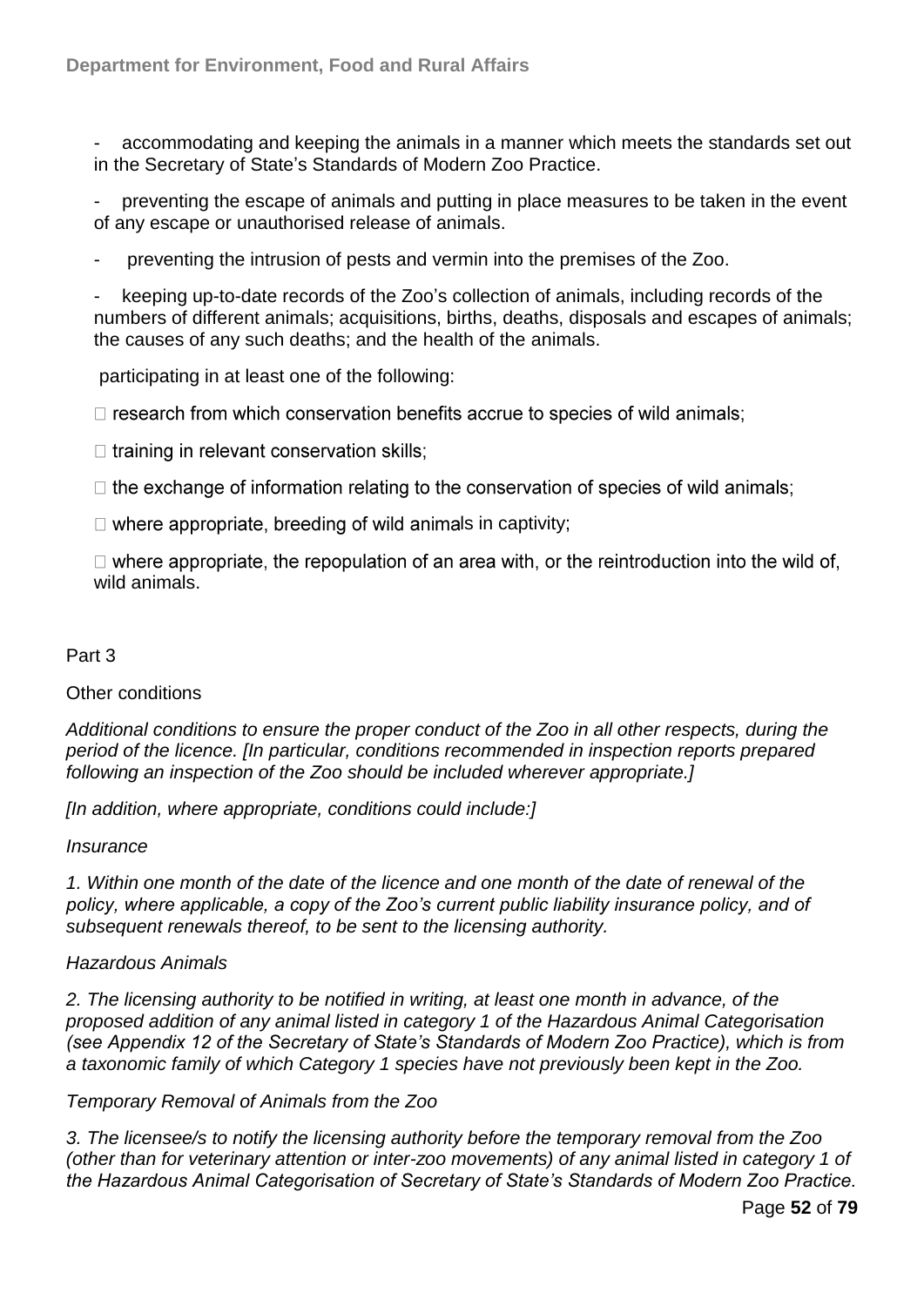- accommodating and keeping the animals in a manner which meets the standards set out in the Secretary of State's Standards of Modern Zoo Practice.

- preventing the escape of animals and putting in place measures to be taken in the event of any escape or unauthorised release of animals.

- preventing the intrusion of pests and vermin into the premises of the Zoo.

- keeping up-to-date records of the Zoo's collection of animals, including records of the numbers of different animals; acquisitions, births, deaths, disposals and escapes of animals; the causes of any such deaths; and the health of the animals.

participating in at least one of the following:

- research from which conservation benefits accrue to species of wild animals;
- training in relevant conservation skills;
- the exchange of information relating to the conservation of species of wild animals;
- where appropriate, breeding of wild animals in captivity;
- where appropriate, the repopulation of an area with, or the reintroduction into the wild of, wild animals.

Part 3

Other conditions

*Additional conditions to ensure the proper conduct of the Zoo in all other respects, during the period of the licence. [In particular, conditions recommended in inspection reports prepared following an inspection of the Zoo should be included wherever appropriate.]*

*[In addition, where appropriate, conditions could include:]*

*Insurance*

*1. Within one month of the date of the licence and one month of the date of renewal of the policy, where applicable, a copy of the Zoo's current public liability insurance policy, and of subsequent renewals thereof, to be sent to the licensing authority.*

*Hazardous Animals*

*2. The licensing authority to be notified in writing, at least one month in advance, of the proposed addition of any animal listed in category 1 of the Hazardous Animal Categorisation (see Appendix 12 of the Secretary of State's Standards of Modern Zoo Practice), which is from a taxonomic family of which Category 1 species have not previously been kept in the Zoo.*

*Temporary Removal of Animals from the Zoo*

*3. The licensee/s to notify the licensing authority before the temporary removal from the Zoo (other than for veterinary attention or inter-zoo movements) of any animal listed in category 1 of the Hazardous Animal Categorisation of Secretary of State's Standards of Modern Zoo Practice.*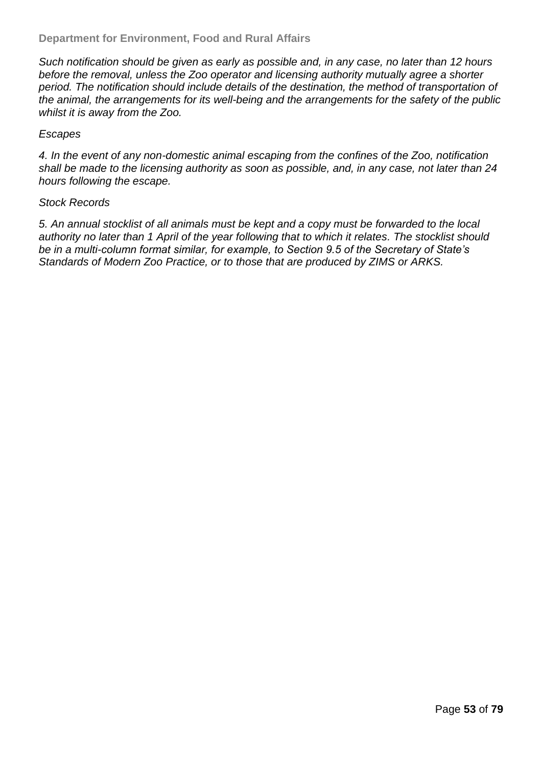*Such notification should be given as early as possible and, in any case, no later than 12 hours before the removal, unless the Zoo operator and licensing authority mutually agree a shorter period. The notification should include details of the destination, the method of transportation of the animal, the arrangements for its well-being and the arrangements for the safety of the public whilst it is away from the Zoo.*

*Escapes*

*4. In the event of any non-domestic animal escaping from the confines of the Zoo, notification shall be made to the licensing authority as soon as possible, and, in any case, not later than 24 hours following the escape.*

*Stock Records*

*5. An annual stocklist of all animals must be kept and a copy must be forwarded to the local authority no later than 1 April of the year following that to which it relates. The stocklist should be in a multi-column format similar, for example, to Section 9.5 of the Secretary of State's Standards of Modern Zoo Practice, or to those that are produced by ZIMS or ARKS.*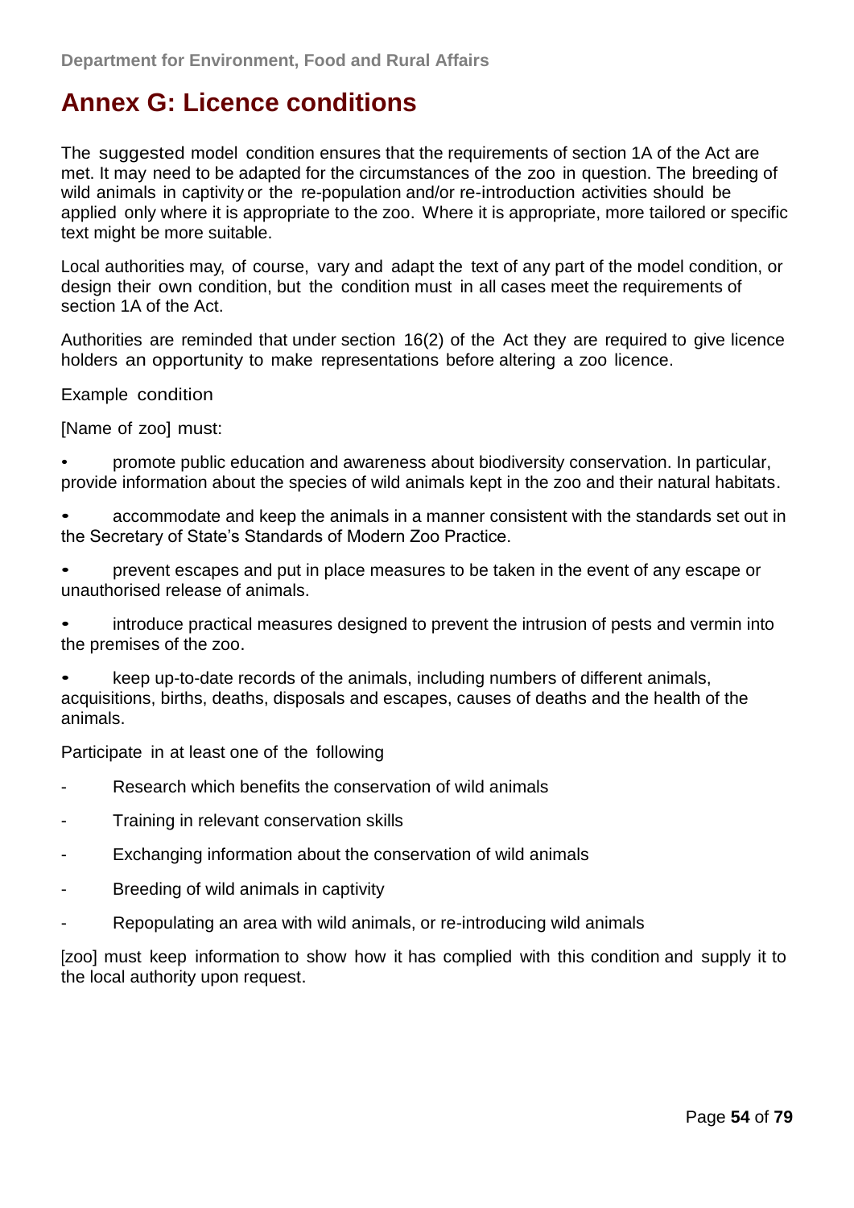# Annex G: Licence conditions

The suggested model condition ensures that the requirements of section 1A of the Act are met. It may need to be adapted for the circumstances of the zoo in question. The breeding of wild animals in captivity or the re-population and/or re-introduction activities should be applied only where it is appropriate to the zoo. Where it is appropriate, more tailored or specific text might be more suitable.

Local authorities may, of course, vary and adapt the text of any part of the model condition, or design their own condition, but the condition must in all cases meet the requirements of section 1A of the Act.

Authorities are reminded that under section 16(2) of the Act they are required to give licence holders an opportunity to make representations before altering a zoo licence.

Example condition

[Name of zoo] must:

- promote public education and awareness about biodiversity conservation. In particular, provide information about the species of wild animals kept in the zoo and their natural habitats.
- accommodate and keep the animals in a manner consistent with the standards set out in the Secretary of State's Standards of Modern Zoo Practice.
- prevent escapes and put in place measures to be taken in the event of any escape or unauthorised release of animals.
- introduce practical measures designed to prevent the intrusion of pests and vermin into the premises of the zoo.
- keep up-to-date records of the animals, including numbers of different animals, acquisitions, births, deaths, disposals and escapes, causes of deaths and the health of the animals.

Participate in at least one of the following

- Research which benefits the conservation of wild animals
- Training in relevant conservation skills
- Exchanging information about the conservation of wild animals
- Breeding of wild animals in captivity
- Repopulating an area with wild animals, or re-introducing wild animals

[zoo] must keep information to show how it has complied with this condition and supply it to the local authority upon request.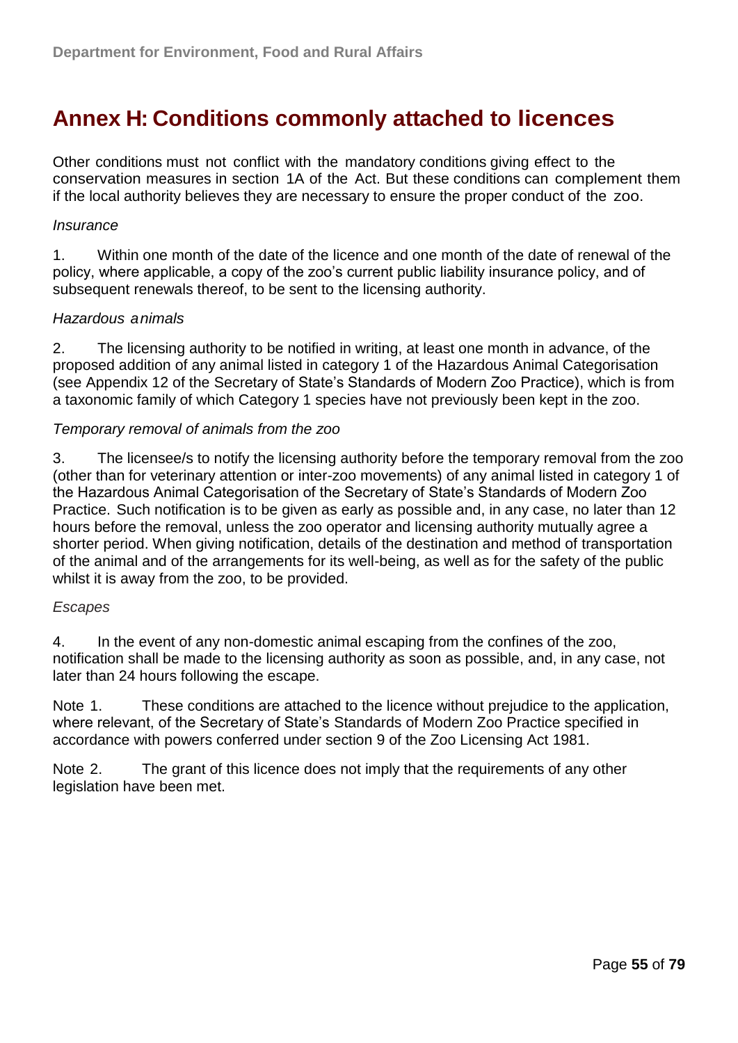# Annex H: Conditions commonly attached to licences

Other conditions must not conflict with the mandatory conditions giving effect to the conservation measures in section 1A of the Act. But these conditions can complement them if the local authority believes they are necessary to ensure the proper conduct of the zoo.

*Insurance*

1. Within one month of the date of the licence and one month of the date of renewal of the policy, where applicable, a copy of the zoo's current public liability insurance policy, and of subsequent renewals thereof, to be sent to the licensing authority.

*Hazardous animals*

2. The licensing authority to be notified in writing, at least one month in advance, of the proposed addition of any animal listed in category 1 of the Hazardous Animal Categorisation (see Appendix 12 of the Secretary of State's Standards of Modern Zoo Practice), which is from a taxonomic family of which Category 1 species have not previously been kept in the zoo.

*Temporary removal of animals from the zoo*

3. The licensee/s to notify the licensing authority before the temporary removal from the zoo (other than for veterinary attention or inter-zoo movements) of any animal listed in category 1 of the Hazardous Animal Categorisation of the Secretary of State's Standards of Modern Zoo Practice. Such notification is to be given as early as possible and, in any case, no later than 12 hours before the removal, unless the zoo operator and licensing authority mutually agree a shorter period. When giving notification, details of the destination and method of transportation of the animal and of the arrangements for its well-being, as well as for the safety of the public whilst it is away from the zoo, to be provided.

*Escapes*

4. In the event of any non-domestic animal escaping from the confines of the zoo, notification shall be made to the licensing authority as soon as possible, and, in any case, not later than 24 hours following the escape.

Note 1. These conditions are attached to the licence without prejudice to the application, where relevant, of the Secretary of State's Standards of Modern Zoo Practice specified in accordance with powers conferred under section 9 of the Zoo Licensing Act 1981.

Note 2. The grant of this licence does not imply that the requirements of any other legislation have been met.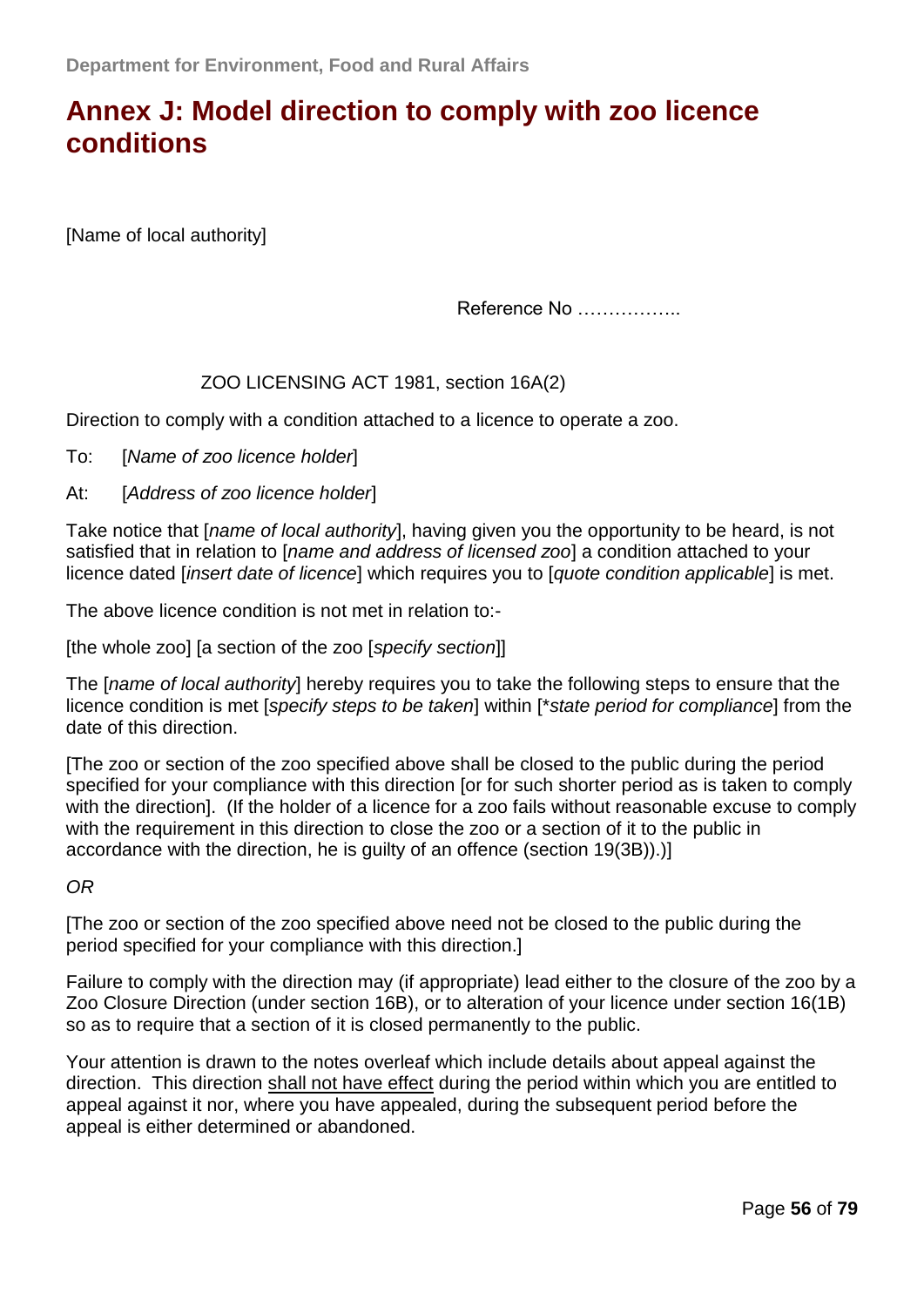# Annex J: Model direction to comply with zoo licence conditions

[Name of local authority]

Reference No ……………..

ZOO LICENSING ACT 1981, section 16A(2)

Direction to comply with a condition attached to a licence to operate a zoo.

To: [*Name of zoo licence holder*]

At: [*Address of zoo licence holder*]

Take notice that [*name of local authority*], having given you the opportunity to be heard, is not satisfied that in relation to [*name and address of licensed zoo*] a condition attached to your licence dated [*insert date of licence*] which requires you to [*quote condition applicable*] is met.

The above licence condition is not met in relation to:-

[the whole zoo] [a section of the zoo [*specify section*]]

The [*name of local authority*] hereby requires you to take the following steps to ensure that the licence condition is met [*specify steps to be taken*] within [*\*state period for compliance*] from the date of this direction.

[The zoo or section of the zoo specified above shall be closed to the public during the period specified for your compliance with this direction [or for such shorter period as is taken to comply with the direction]. (If the holder of a licence for a zoo fails without reasonable excuse to comply with the requirement in this direction to close the zoo or a section of it to the public in accordance with the direction, he is guilty of an offence (section 19(3B)).)]

*OR*

[The zoo or section of the zoo specified above need not be closed to the public during the period specified for your compliance with this direction.]

Failure to comply with the direction may (if appropriate) lead either to the closure of the zoo by a Zoo Closure Direction (under section 16B), or to alteration of your licence under section 16(1B) so as to require that a section of it is closed permanently to the public.

Your attention is drawn to the notes overleaf which include details about appeal against the direction. This direction <u>shall not have effect</u> during the period within which you are entitled to appeal against it nor, where you have appealed, during the subsequent period before the appeal is either determined or abandoned.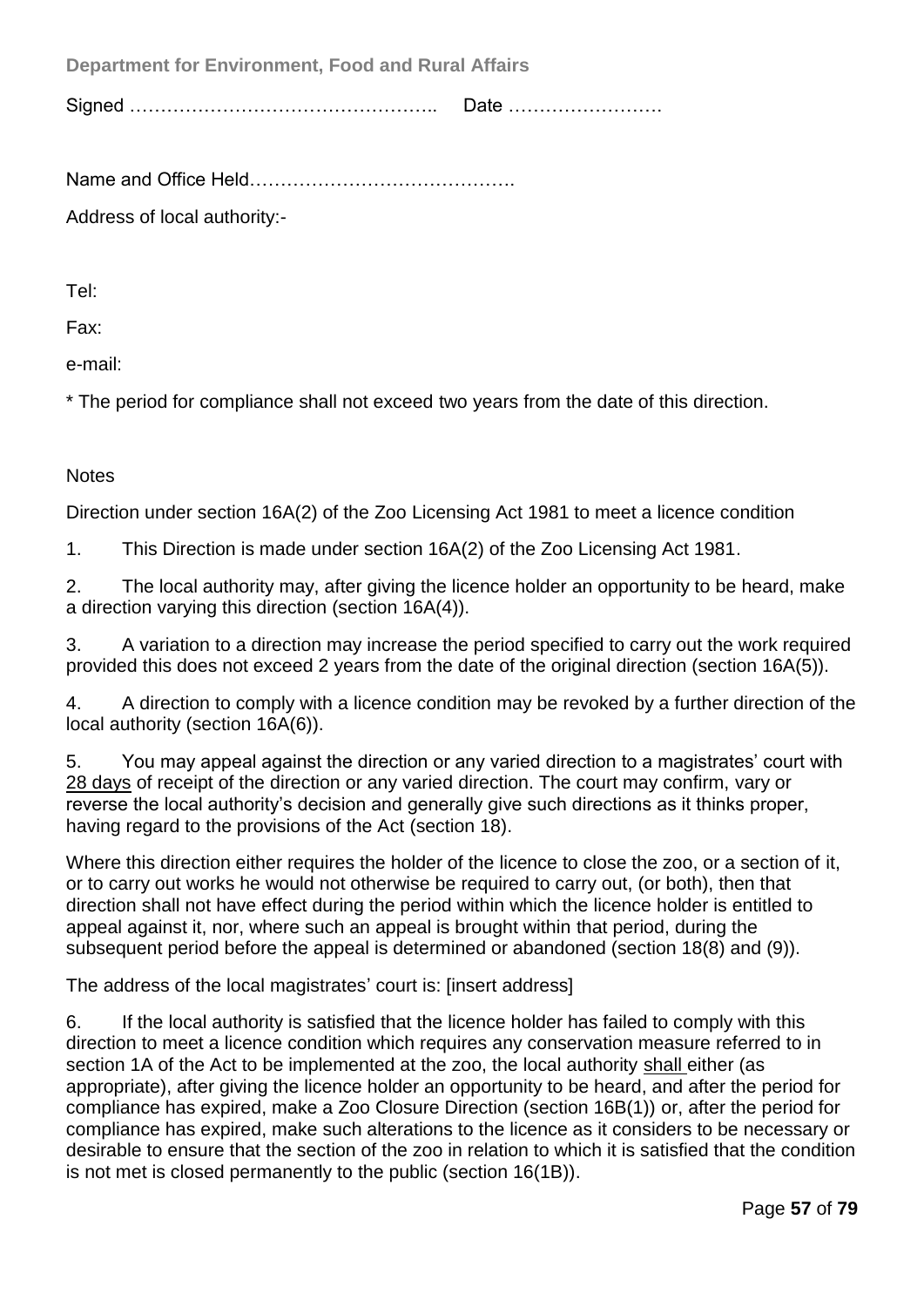Department for Environment, Food and Rural Affairs

Signed ………………………………………….. Date …………………….

Name and Office Held…………………………………….

Address of local authority:-

Tel:

Fax:

e-mail:

* The period for compliance shall not exceed two years from the date of this direction.

Notes

Direction under section 16A(2) of the Zoo Licensing Act 1981 to meet a licence condition

1. This Direction is made under section 16A(2) of the Zoo Licensing Act 1981.

2. The local authority may, after giving the licence holder an opportunity to be heard, make a direction varying this direction (section 16A(4)).

3. A variation to a direction may increase the period specified to carry out the work required provided this does not exceed 2 years from the date of the original direction (section 16A(5)).

4. A direction to comply with a licence condition may be revoked by a further direction of the local authority (section 16A(6)).

5. You may appeal against the direction or any varied direction to a magistrates' court with 28 days of receipt of the direction or any varied direction. The court may confirm, vary or reverse the local authority's decision and generally give such directions as it thinks proper, having regard to the provisions of the Act (section 18).

Where this direction either requires the holder of the licence to close the zoo, or a section of it, or to carry out works he would not otherwise be required to carry out, (or both), then that direction shall not have effect during the period within which the licence holder is entitled to appeal against it, nor, where such an appeal is brought within that period, during the subsequent period before the appeal is determined or abandoned (section 18(8) and (9)).

The address of the local magistrates' court is: [insert address]

6. If the local authority is satisfied that the licence holder has failed to comply with this direction to meet a licence condition which requires any conservation measure referred to in section 1A of the Act to be implemented at the zoo, the local authority shall either (as appropriate), after giving the licence holder an opportunity to be heard, and after the period for compliance has expired, make a Zoo Closure Direction (section 16B(1)) or, after the period for compliance has expired, make such alterations to the licence as it considers to be necessary or desirable to ensure that the section of the zoo in relation to which it is satisfied that the condition is not met is closed permanently to the public (section 16(1B)).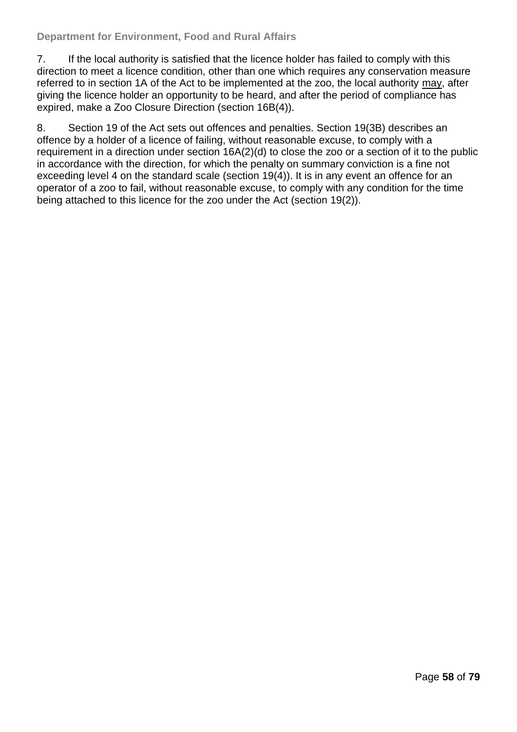7. If the local authority is satisfied that the licence holder has failed to comply with this direction to meet a licence condition, other than one which requires any conservation measure referred to in section 1A of the Act to be implemented at the zoo, the local authority <u>may</u>, after giving the licence holder an opportunity to be heard, and after the period of compliance has expired, make a Zoo Closure Direction (section 16B(4)).

8. Section 19 of the Act sets out offences and penalties. Section 19(3B) describes an offence by a holder of a licence of failing, without reasonable excuse, to comply with a requirement in a direction under section 16A(2)(d) to close the zoo or a section of it to the public in accordance with the direction, for which the penalty on summary conviction is a fine not exceeding level 4 on the standard scale (section 19(4)). It is in any event an offence for an operator of a zoo to fail, without reasonable excuse, to comply with any condition for the time being attached to this licence for the zoo under the Act (section 19(2)).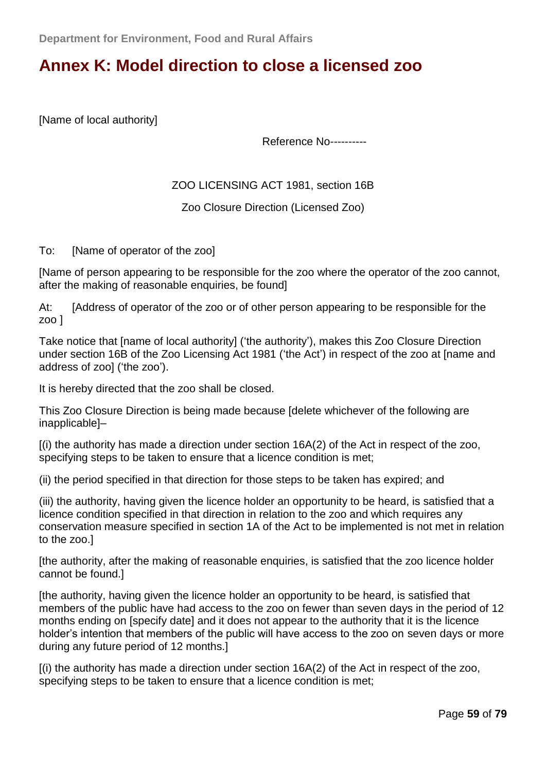# Annex K: Model direction to close a licensed zoo

[Name of local authority]

Reference No----------

ZOO LICENSING ACT 1981, section 16B

Zoo Closure Direction (Licensed Zoo)

To: [Name of operator of the zoo]

[Name of person appearing to be responsible for the zoo where the operator of the zoo cannot, after the making of reasonable enquiries, be found]

At: [Address of operator of the zoo or of other person appearing to be responsible for the zoo ]

Take notice that [name of local authority] ('the authority'), makes this Zoo Closure Direction under section 16B of the Zoo Licensing Act 1981 ('the Act') in respect of the zoo at [name and address of zoo] ('the zoo').

It is hereby directed that the zoo shall be closed.

This Zoo Closure Direction is being made because [delete whichever of the following are inapplicable]–

[(i) the authority has made a direction under section 16A(2) of the Act in respect of the zoo, specifying steps to be taken to ensure that a licence condition is met;

(ii) the period specified in that direction for those steps to be taken has expired; and

(iii) the authority, having given the licence holder an opportunity to be heard, is satisfied that a licence condition specified in that direction in relation to the zoo and which requires any conservation measure specified in section 1A of the Act to be implemented is not met in relation to the zoo.]

[the authority, after the making of reasonable enquiries, is satisfied that the zoo licence holder cannot be found.]

[the authority, having given the licence holder an opportunity to be heard, is satisfied that members of the public have had access to the zoo on fewer than seven days in the period of 12 months ending on [specify date] and it does not appear to the authority that it is the licence holder's intention that members of the public will have access to the zoo on seven days or more during any future period of 12 months.]

[(i) the authority has made a direction under section 16A(2) of the Act in respect of the zoo, specifying steps to be taken to ensure that a licence condition is met;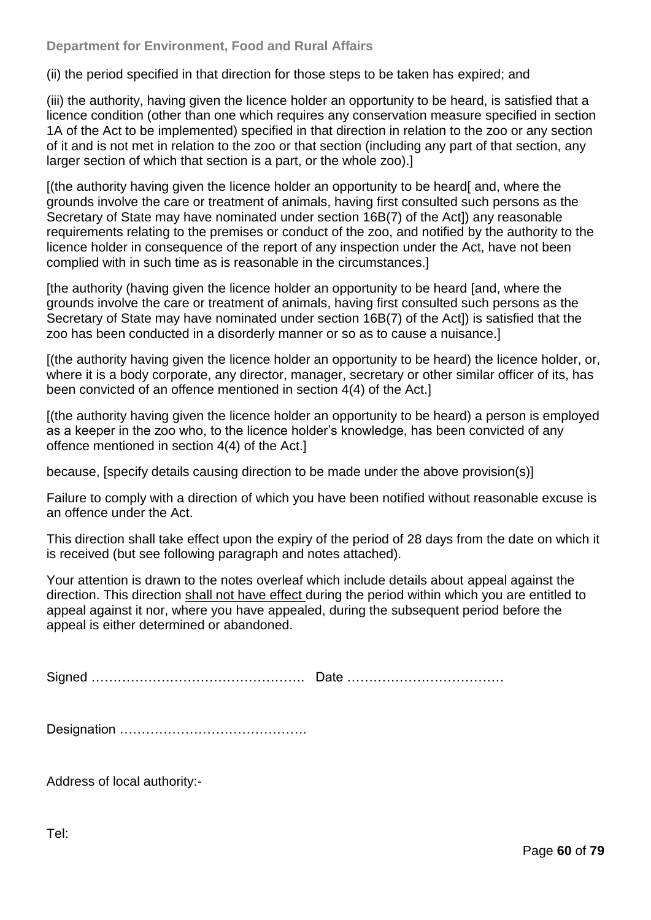(ii) the period specified in that direction for those steps to be taken has expired; and

(iii) the authority, having given the licence holder an opportunity to be heard, is satisfied that a licence condition (other than one which requires any conservation measure specified in section 1A of the Act to be implemented) specified in that direction in relation to the zoo or any section of it and is not met in relation to the zoo or that section (including any part of that section, any larger section of which that section is a part, or the whole zoo).]

[(the authority having given the licence holder an opportunity to be heard[ and, where the grounds involve the care or treatment of animals, having first consulted such persons as the Secretary of State may have nominated under section 16B(7) of the Act]) any reasonable requirements relating to the premises or conduct of the zoo, and notified by the authority to the licence holder in consequence of the report of any inspection under the Act, have not been complied with in such time as is reasonable in the circumstances.]

[the authority (having given the licence holder an opportunity to be heard [and, where the grounds involve the care or treatment of animals, having first consulted such persons as the Secretary of State may have nominated under section 16B(7) of the Act]) is satisfied that the zoo has been conducted in a disorderly manner or so as to cause a nuisance.]

[(the authority having given the licence holder an opportunity to be heard) the licence holder, or, where it is a body corporate, any director, manager, secretary or other similar officer of its, has been convicted of an offence mentioned in section 4(4) of the Act.]

[(the authority having given the licence holder an opportunity to be heard) a person is employed as a keeper in the zoo who, to the licence holder's knowledge, has been convicted of any offence mentioned in section 4(4) of the Act.]

because, [specify details causing direction to be made under the above provision(s)]

Failure to comply with a direction of which you have been notified without reasonable excuse is an offence under the Act.

This direction shall take effect upon the expiry of the period of 28 days from the date on which it is received (but see following paragraph and notes attached).

Your attention is drawn to the notes overleaf which include details about appeal against the direction. This direction <u>shall not have effect</u> during the period within which you are entitled to appeal against it nor, where you have appealed, during the subsequent period before the appeal is either determined or abandoned.

Signed …………………………………………. Date ………………………………

Designation …………………………………….

Address of local authority:-

Tel: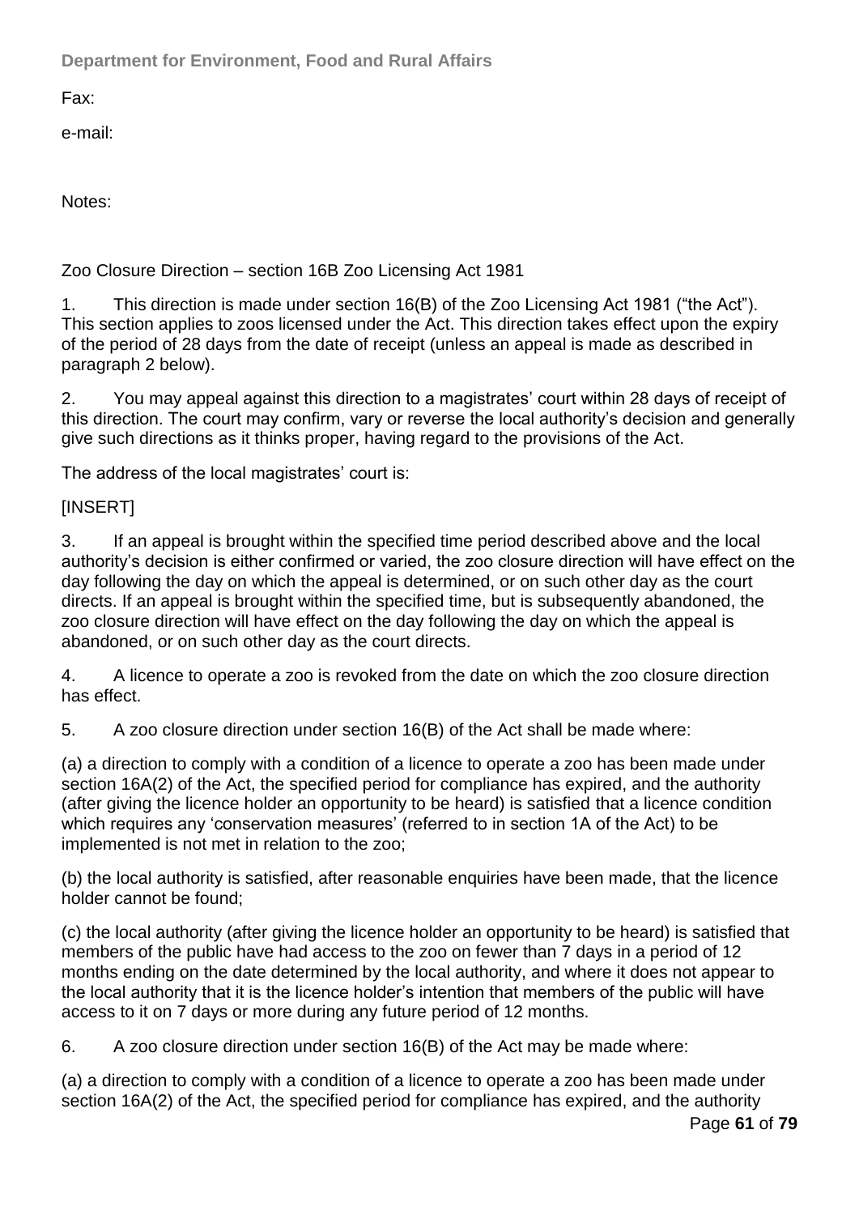**Department for Environment, Food and Rural Affairs**

Fax:

e-mail:

Notes:

Zoo Closure Direction – section 16B Zoo Licensing Act 1981

1. This direction is made under section 16(B) of the Zoo Licensing Act 1981 ("the Act"). This section applies to zoos licensed under the Act. This direction takes effect upon the expiry of the period of 28 days from the date of receipt (unless an appeal is made as described in paragraph 2 below).

2. You may appeal against this direction to a magistrates' court within 28 days of receipt of this direction. The court may confirm, vary or reverse the local authority's decision and generally give such directions as it thinks proper, having regard to the provisions of the Act.

The address of the local magistrates' court is:

[INSERT]

3. If an appeal is brought within the specified time period described above and the local authority's decision is either confirmed or varied, the zoo closure direction will have effect on the day following the day on which the appeal is determined, or on such other day as the court directs. If an appeal is brought within the specified time, but is subsequently abandoned, the zoo closure direction will have effect on the day following the day on which the appeal is abandoned, or on such other day as the court directs.

4. A licence to operate a zoo is revoked from the date on which the zoo closure direction has effect.

5. A zoo closure direction under section 16(B) of the Act shall be made where:

(a) a direction to comply with a condition of a licence to operate a zoo has been made under section 16A(2) of the Act, the specified period for compliance has expired, and the authority (after giving the licence holder an opportunity to be heard) is satisfied that a licence condition which requires any 'conservation measures' (referred to in section 1A of the Act) to be implemented is not met in relation to the zoo;

(b) the local authority is satisfied, after reasonable enquiries have been made, that the licence holder cannot be found;

(c) the local authority (after giving the licence holder an opportunity to be heard) is satisfied that members of the public have had access to the zoo on fewer than 7 days in a period of 12 months ending on the date determined by the local authority, and where it does not appear to the local authority that it is the licence holder's intention that members of the public will have access to it on 7 days or more during any future period of 12 months.

6. A zoo closure direction under section 16(B) of the Act may be made where:

(a) a direction to comply with a condition of a licence to operate a zoo has been made under section 16A(2) of the Act, the specified period for compliance has expired, and the authority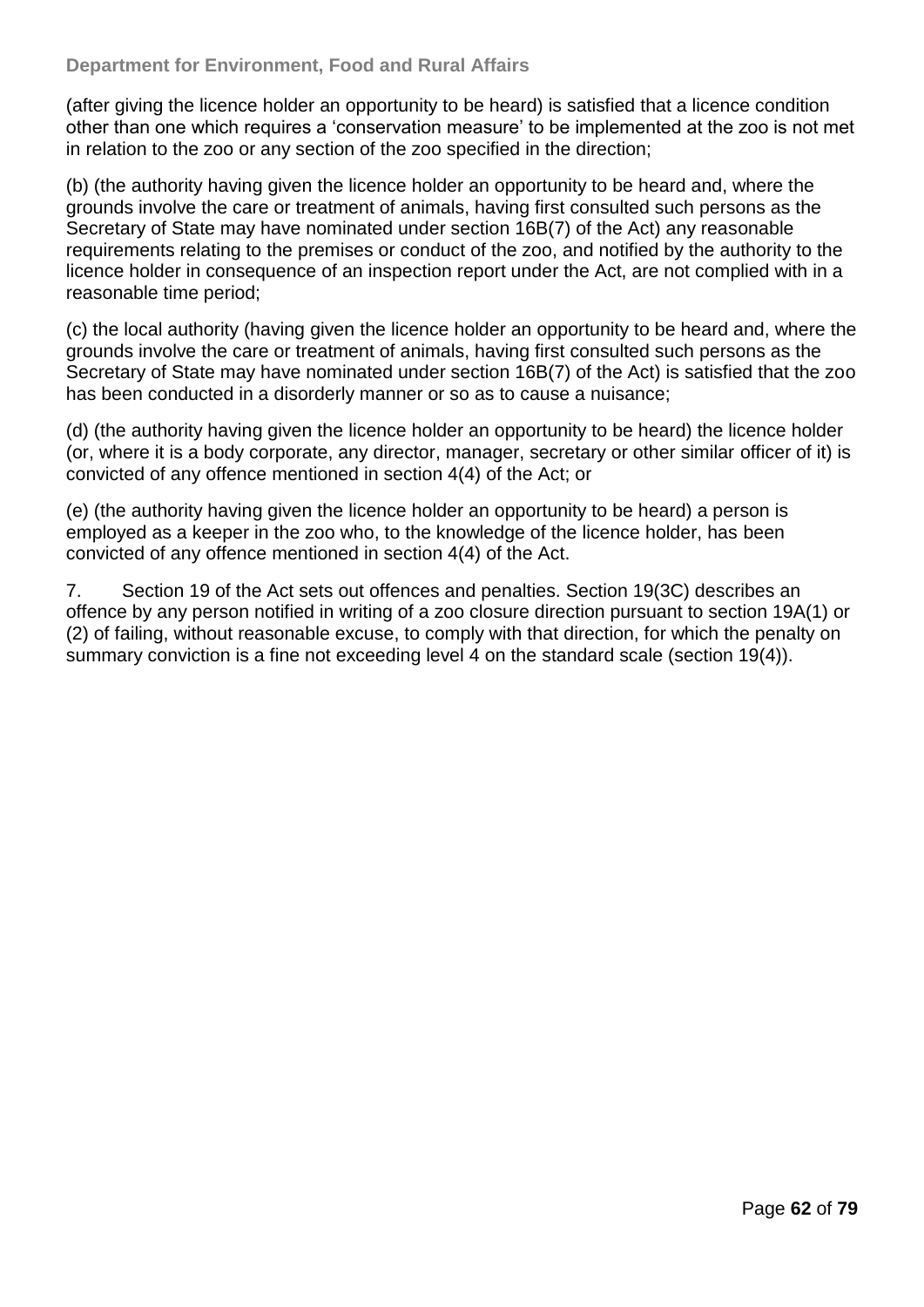(after giving the licence holder an opportunity to be heard) is satisfied that a licence condition other than one which requires a 'conservation measure' to be implemented at the zoo is not met in relation to the zoo or any section of the zoo specified in the direction;

(b) (the authority having given the licence holder an opportunity to be heard and, where the grounds involve the care or treatment of animals, having first consulted such persons as the Secretary of State may have nominated under section 16B(7) of the Act) any reasonable requirements relating to the premises or conduct of the zoo, and notified by the authority to the licence holder in consequence of an inspection report under the Act, are not complied with in a reasonable time period;

(c) the local authority (having given the licence holder an opportunity to be heard and, where the grounds involve the care or treatment of animals, having first consulted such persons as the Secretary of State may have nominated under section 16B(7) of the Act) is satisfied that the zoo has been conducted in a disorderly manner or so as to cause a nuisance;

(d) (the authority having given the licence holder an opportunity to be heard) the licence holder (or, where it is a body corporate, any director, manager, secretary or other similar officer of it) is convicted of any offence mentioned in section 4(4) of the Act; or

(e) (the authority having given the licence holder an opportunity to be heard) a person is employed as a keeper in the zoo who, to the knowledge of the licence holder, has been convicted of any offence mentioned in section 4(4) of the Act.

7. Section 19 of the Act sets out offences and penalties. Section 19(3C) describes an offence by any person notified in writing of a zoo closure direction pursuant to section 19A(1) or (2) of failing, without reasonable excuse, to comply with that direction, for which the penalty on summary conviction is a fine not exceeding level 4 on the standard scale (section 19(4)).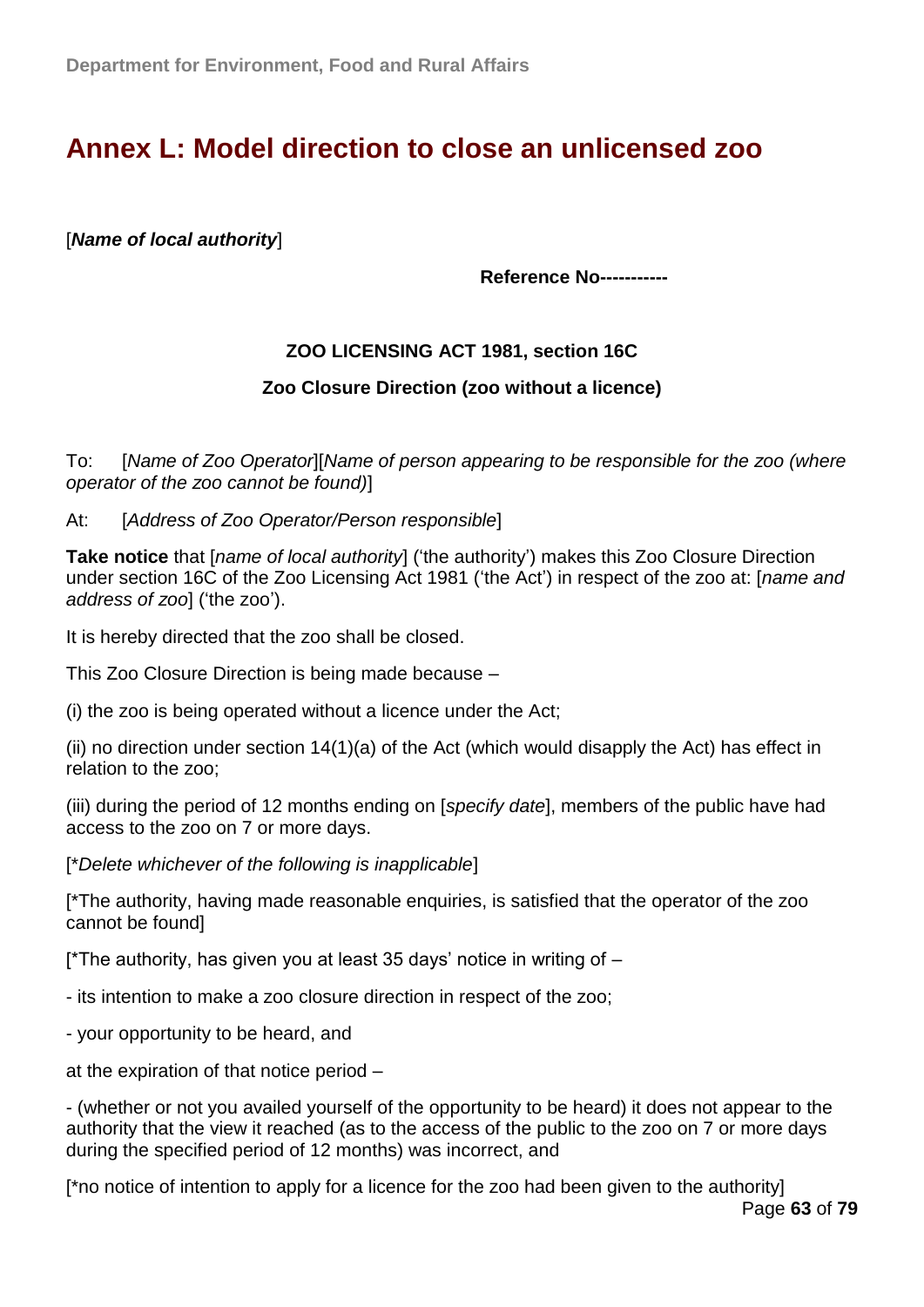# Annex L: Model direction to close an unlicensed zoo

[***Name of local authority***]

**Reference No-----------**

**ZOO LICENSING ACT 1981, section 16C**

**Zoo Closure Direction (zoo without a licence)**

To: [*Name of Zoo Operator*][*Name of person appearing to be responsible for the zoo (where operator of the zoo cannot be found)*]

At: [*Address of Zoo Operator/Person responsible*]

**Take notice** that [*name of local authority*] ('the authority') makes this Zoo Closure Direction under section 16C of the Zoo Licensing Act 1981 ('the Act') in respect of the zoo at: [*name and address of zoo*] ('the zoo').

It is hereby directed that the zoo shall be closed.

This Zoo Closure Direction is being made because –

(i) the zoo is being operated without a licence under the Act;

(ii) no direction under section 14(1)(a) of the Act (which would disapply the Act) has effect in relation to the zoo;

(iii) during the period of 12 months ending on [*specify date*], members of the public have had access to the zoo on 7 or more days.

[**Delete whichever of the following is inapplicable*]

[*The authority, having made reasonable enquiries, is satisfied that the operator of the zoo cannot be found]

[*The authority, has given you at least 35 days' notice in writing of –

- its intention to make a zoo closure direction in respect of the zoo;

- your opportunity to be heard, and

at the expiration of that notice period –

- (whether or not you availed yourself of the opportunity to be heard) it does not appear to the authority that the view it reached (as to the access of the public to the zoo on 7 or more days during the specified period of 12 months) was incorrect, and

[*no notice of intention to apply for a licence for the zoo had been given to the authority]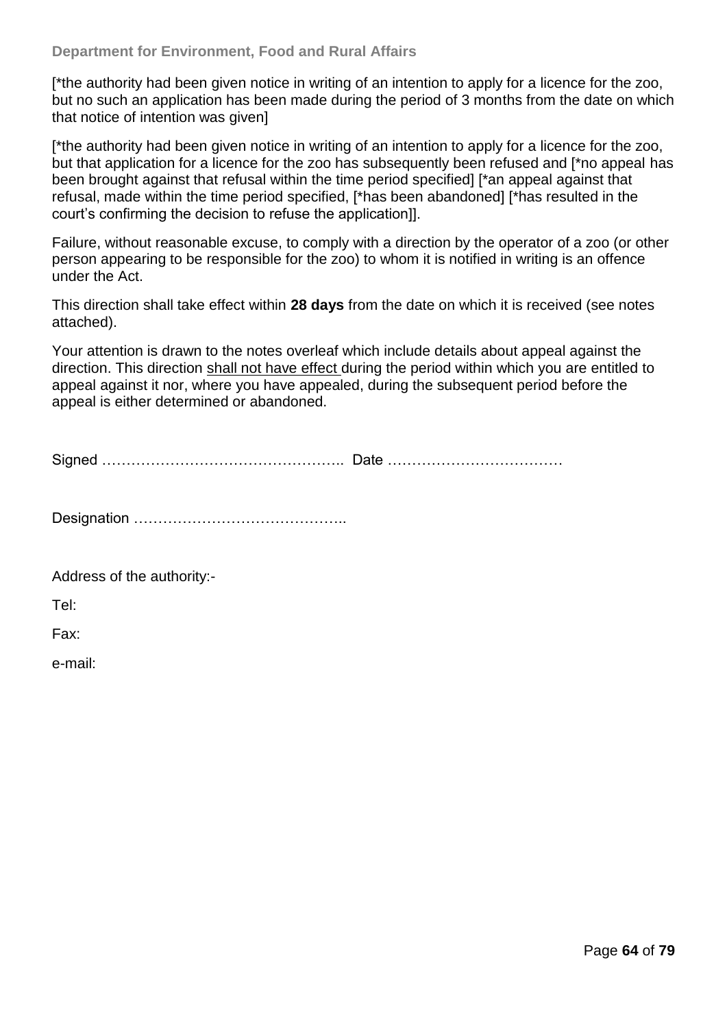[*the authority had been given notice in writing of an intention to apply for a licence for the zoo, but no such an application has been made during the period of 3 months from the date on which that notice of intention was given]

[*the authority had been given notice in writing of an intention to apply for a licence for the zoo, but that application for a licence for the zoo has subsequently been refused and [*no appeal has been brought against that refusal within the time period specified] [*an appeal against that refusal, made within the time period specified, [*has been abandoned] [*has resulted in the court's confirming the decision to refuse the application]].

Failure, without reasonable excuse, to comply with a direction by the operator of a zoo (or other person appearing to be responsible for the zoo) to whom it is notified in writing is an offence under the Act.

This direction shall take effect within **28 days** from the date on which it is received (see notes attached).

Your attention is drawn to the notes overleaf which include details about appeal against the direction. This direction <u>shall not have effect</u> during the period within which you are entitled to appeal against it nor, where you have appealed, during the subsequent period before the appeal is either determined or abandoned.

Signed ………………………………………….. Date ………………………………

Designation ……………………………………..

Address of the authority:-

Tel:

Fax:

e-mail: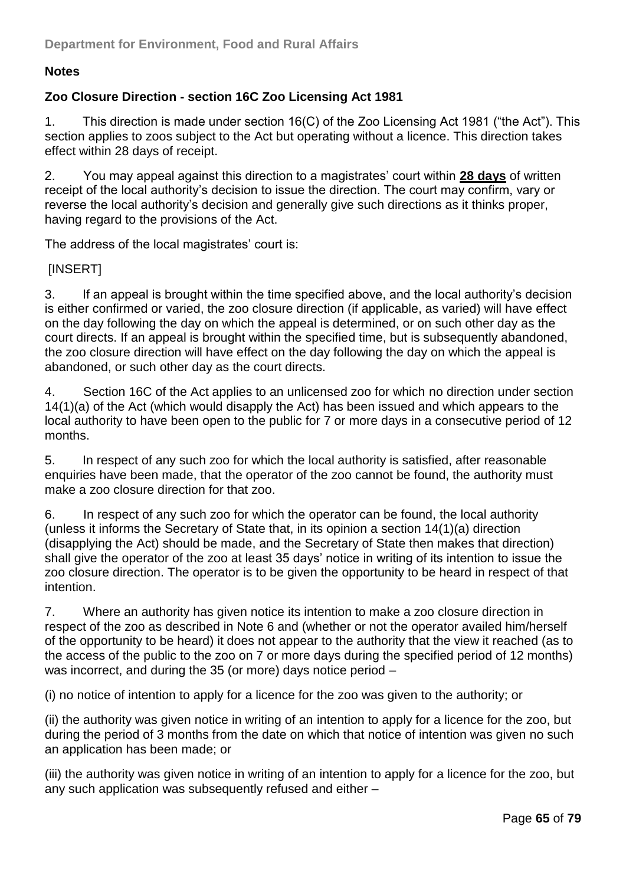**Notes**

**Zoo Closure Direction - section 16C Zoo Licensing Act 1981**

1. This direction is made under section 16(C) of the Zoo Licensing Act 1981 ("the Act"). This section applies to zoos subject to the Act but operating without a licence. This direction takes effect within 28 days of receipt.

2. You may appeal against this direction to a magistrates' court within **28 days** of written receipt of the local authority's decision to issue the direction. The court may confirm, vary or reverse the local authority's decision and generally give such directions as it thinks proper, having regard to the provisions of the Act.

The address of the local magistrates' court is:

[INSERT]

3. If an appeal is brought within the time specified above, and the local authority's decision is either confirmed or varied, the zoo closure direction (if applicable, as varied) will have effect on the day following the day on which the appeal is determined, or on such other day as the court directs. If an appeal is brought within the specified time, but is subsequently abandoned, the zoo closure direction will have effect on the day following the day on which the appeal is abandoned, or such other day as the court directs.

4. Section 16C of the Act applies to an unlicensed zoo for which no direction under section 14(1)(a) of the Act (which would disapply the Act) has been issued and which appears to the local authority to have been open to the public for 7 or more days in a consecutive period of 12 months.

5. In respect of any such zoo for which the local authority is satisfied, after reasonable enquiries have been made, that the operator of the zoo cannot be found, the authority must make a zoo closure direction for that zoo.

6. In respect of any such zoo for which the operator can be found, the local authority (unless it informs the Secretary of State that, in its opinion a section 14(1)(a) direction (disapplying the Act) should be made, and the Secretary of State then makes that direction) shall give the operator of the zoo at least 35 days' notice in writing of its intention to issue the zoo closure direction. The operator is to be given the opportunity to be heard in respect of that intention.

7. Where an authority has given notice its intention to make a zoo closure direction in respect of the zoo as described in Note 6 and (whether or not the operator availed him/herself of the opportunity to be heard) it does not appear to the authority that the view it reached (as to the access of the public to the zoo on 7 or more days during the specified period of 12 months) was incorrect, and during the 35 (or more) days notice period –

(i) no notice of intention to apply for a licence for the zoo was given to the authority; or

(ii) the authority was given notice in writing of an intention to apply for a licence for the zoo, but during the period of 3 months from the date on which that notice of intention was given no such an application has been made; or

(iii) the authority was given notice in writing of an intention to apply for a licence for the zoo, but any such application was subsequently refused and either –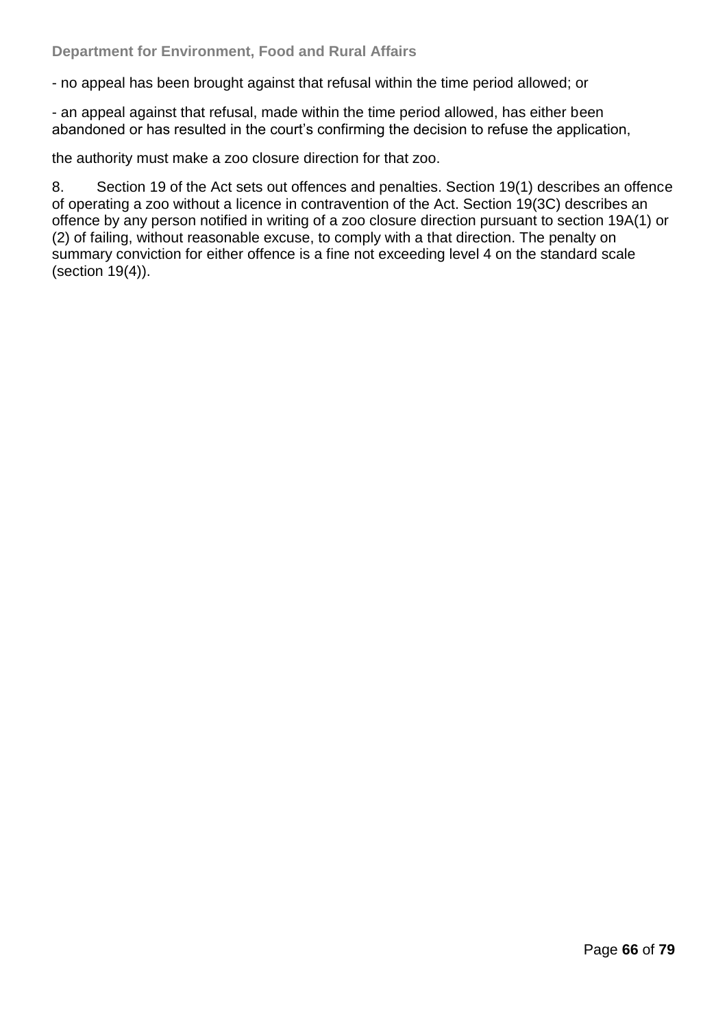- no appeal has been brought against that refusal within the time period allowed; or

- an appeal against that refusal, made within the time period allowed, has either been abandoned or has resulted in the court's confirming the decision to refuse the application,

the authority must make a zoo closure direction for that zoo.

8. Section 19 of the Act sets out offences and penalties. Section 19(1) describes an offence of operating a zoo without a licence in contravention of the Act. Section 19(3C) describes an offence by any person notified in writing of a zoo closure direction pursuant to section 19A(1) or (2) of failing, without reasonable excuse, to comply with a that direction. The penalty on summary conviction for either offence is a fine not exceeding level 4 on the standard scale (section 19(4)).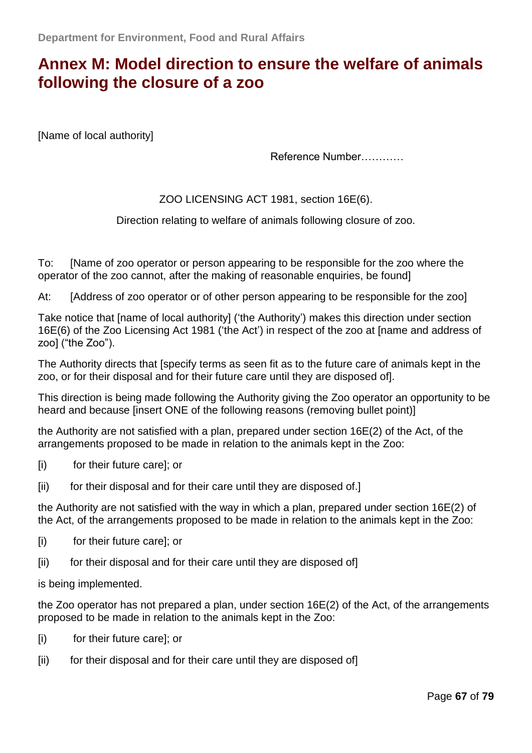# Annex M: Model direction to ensure the welfare of animals following the closure of a zoo

[Name of local authority]

Reference Number…………

ZOO LICENSING ACT 1981, section 16E(6).

Direction relating to welfare of animals following closure of zoo.

To: [Name of zoo operator or person appearing to be responsible for the zoo where the operator of the zoo cannot, after the making of reasonable enquiries, be found]

At: [Address of zoo operator or of other person appearing to be responsible for the zoo]

Take notice that [name of local authority] ('the Authority') makes this direction under section 16E(6) of the Zoo Licensing Act 1981 ('the Act') in respect of the zoo at [name and address of zoo] ("the Zoo").

The Authority directs that [specify terms as seen fit as to the future care of animals kept in the zoo, or for their disposal and for their future care until they are disposed of].

This direction is being made following the Authority giving the Zoo operator an opportunity to be heard and because [insert ONE of the following reasons (removing bullet point)]

the Authority are not satisfied with a plan, prepared under section 16E(2) of the Act, of the arrangements proposed to be made in relation to the animals kept in the Zoo:

[i] for their future care]; or

[ii] for their disposal and for their care until they are disposed of.]

the Authority are not satisfied with the way in which a plan, prepared under section 16E(2) of the Act, of the arrangements proposed to be made in relation to the animals kept in the Zoo:

[i] for their future care]; or

[ii] for their disposal and for their care until they are disposed of]

is being implemented.

the Zoo operator has not prepared a plan, under section 16E(2) of the Act, of the arrangements proposed to be made in relation to the animals kept in the Zoo:

[i] for their future care]; or

[ii] for their disposal and for their care until they are disposed of]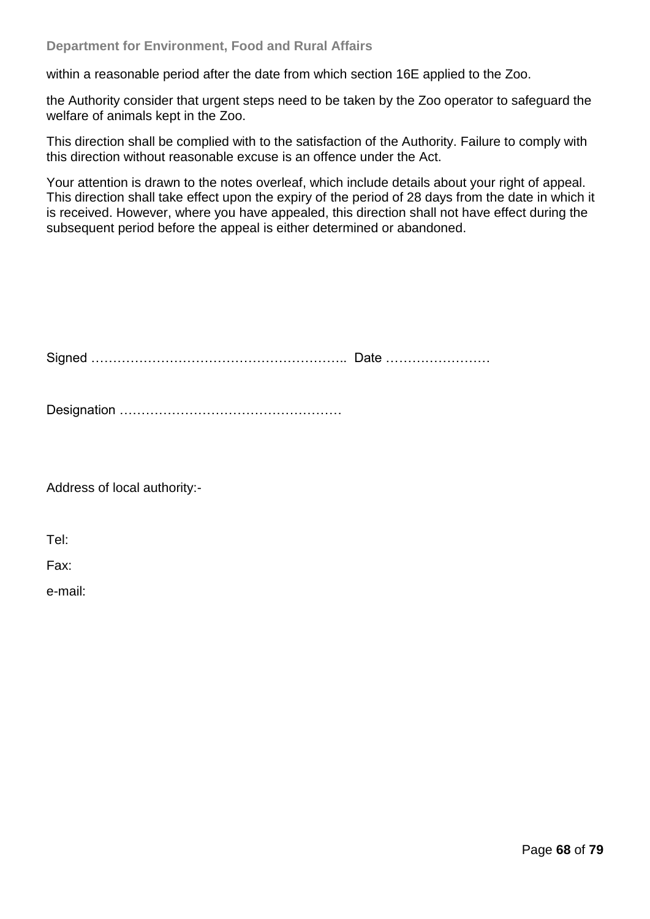within a reasonable period after the date from which section 16E applied to the Zoo.

the Authority consider that urgent steps need to be taken by the Zoo operator to safeguard the welfare of animals kept in the Zoo.

This direction shall be complied with to the satisfaction of the Authority. Failure to comply with this direction without reasonable excuse is an offence under the Act.

Your attention is drawn to the notes overleaf, which include details about your right of appeal. This direction shall take effect upon the expiry of the period of 28 days from the date in which it is received. However, where you have appealed, this direction shall not have effect during the subsequent period before the appeal is either determined or abandoned.

Signed ………………………………………………….. Date ……………………

Designation ……………………………………………

Address of local authority:-

Tel:

Fax:

e-mail: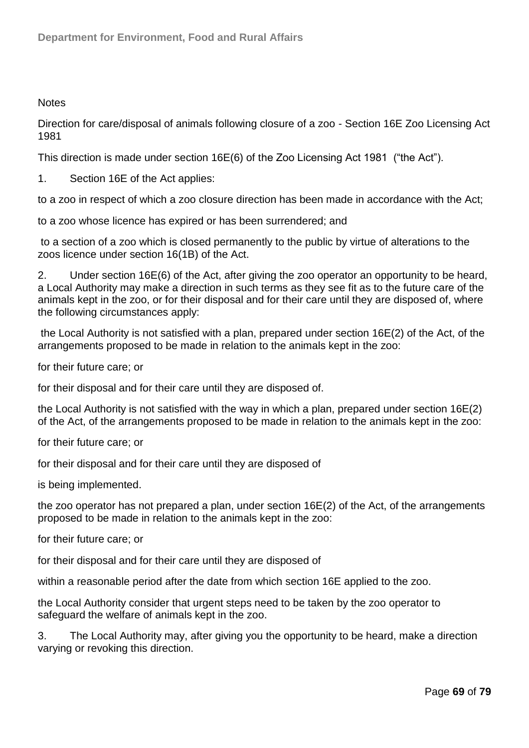Notes

Direction for care/disposal of animals following closure of a zoo - Section 16E Zoo Licensing Act 1981

This direction is made under section 16E(6) of the Zoo Licensing Act 1981 ("the Act").

1. Section 16E of the Act applies:

to a zoo in respect of which a zoo closure direction has been made in accordance with the Act;

to a zoo whose licence has expired or has been surrendered; and

to a section of a zoo which is closed permanently to the public by virtue of alterations to the zoos licence under section 16(1B) of the Act.

2. Under section 16E(6) of the Act, after giving the zoo operator an opportunity to be heard, a Local Authority may make a direction in such terms as they see fit as to the future care of the animals kept in the zoo, or for their disposal and for their care until they are disposed of, where the following circumstances apply:

the Local Authority is not satisfied with a plan, prepared under section 16E(2) of the Act, of the arrangements proposed to be made in relation to the animals kept in the zoo:

for their future care; or

for their disposal and for their care until they are disposed of.

the Local Authority is not satisfied with the way in which a plan, prepared under section 16E(2) of the Act, of the arrangements proposed to be made in relation to the animals kept in the zoo:

for their future care; or

for their disposal and for their care until they are disposed of

is being implemented.

the zoo operator has not prepared a plan, under section 16E(2) of the Act, of the arrangements proposed to be made in relation to the animals kept in the zoo:

for their future care; or

for their disposal and for their care until they are disposed of

within a reasonable period after the date from which section 16E applied to the zoo.

the Local Authority consider that urgent steps need to be taken by the zoo operator to safeguard the welfare of animals kept in the zoo.

3. The Local Authority may, after giving you the opportunity to be heard, make a direction varying or revoking this direction.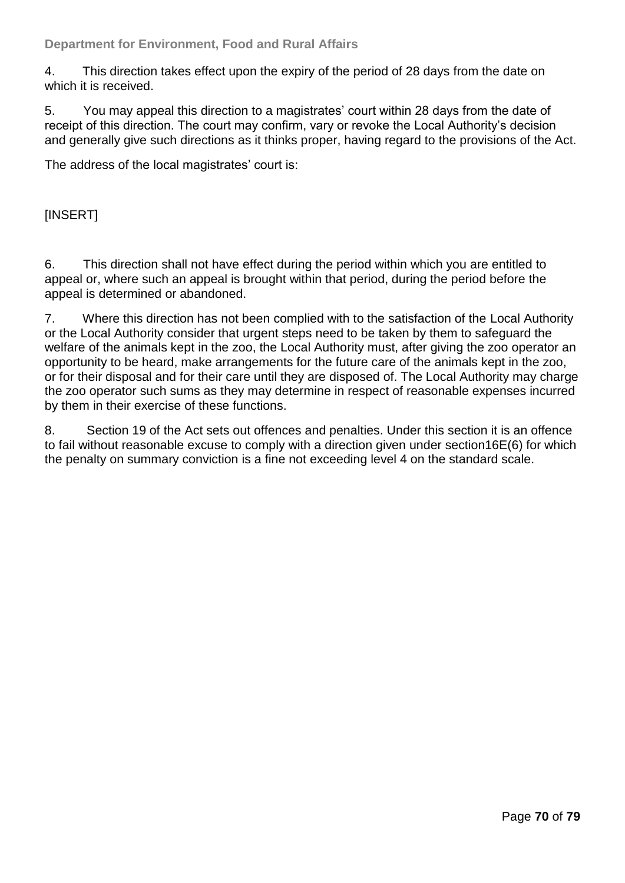4. This direction takes effect upon the expiry of the period of 28 days from the date on which it is received.

5. You may appeal this direction to a magistrates' court within 28 days from the date of receipt of this direction. The court may confirm, vary or revoke the Local Authority's decision and generally give such directions as it thinks proper, having regard to the provisions of the Act.

The address of the local magistrates' court is:

[INSERT]

6. This direction shall not have effect during the period within which you are entitled to appeal or, where such an appeal is brought within that period, during the period before the appeal is determined or abandoned.

7. Where this direction has not been complied with to the satisfaction of the Local Authority or the Local Authority consider that urgent steps need to be taken by them to safeguard the welfare of the animals kept in the zoo, the Local Authority must, after giving the zoo operator an opportunity to be heard, make arrangements for the future care of the animals kept in the zoo, or for their disposal and for their care until they are disposed of. The Local Authority may charge the zoo operator such sums as they may determine in respect of reasonable expenses incurred by them in their exercise of these functions.

8. Section 19 of the Act sets out offences and penalties. Under this section it is an offence to fail without reasonable excuse to comply with a direction given under section16E(6) for which the penalty on summary conviction is a fine not exceeding level 4 on the standard scale.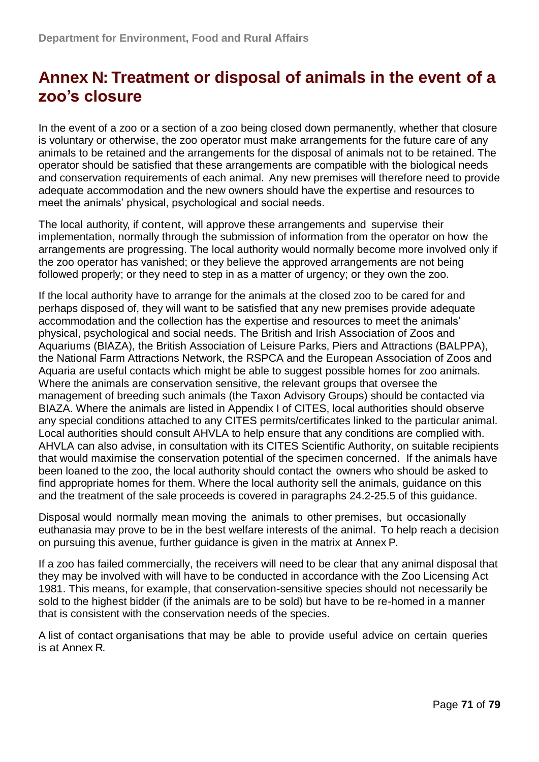# Annex N: Treatment or disposal of animals in the event of a zoo's closure

In the event of a zoo or a section of a zoo being closed down permanently, whether that closure is voluntary or otherwise, the zoo operator must make arrangements for the future care of any animals to be retained and the arrangements for the disposal of animals not to be retained. The operator should be satisfied that these arrangements are compatible with the biological needs and conservation requirements of each animal. Any new premises will therefore need to provide adequate accommodation and the new owners should have the expertise and resources to meet the animals' physical, psychological and social needs.

The local authority, if content, will approve these arrangements and supervise their implementation, normally through the submission of information from the operator on how the arrangements are progressing. The local authority would normally become more involved only if the zoo operator has vanished; or they believe the approved arrangements are not being followed properly; or they need to step in as a matter of urgency; or they own the zoo.

If the local authority have to arrange for the animals at the closed zoo to be cared for and perhaps disposed of, they will want to be satisfied that any new premises provide adequate accommodation and the collection has the expertise and resources to meet the animals' physical, psychological and social needs. The British and Irish Association of Zoos and Aquariums (BIAZA), the British Association of Leisure Parks, Piers and Attractions (BALPPA), the National Farm Attractions Network, the RSPCA and the European Association of Zoos and Aquaria are useful contacts which might be able to suggest possible homes for zoo animals. Where the animals are conservation sensitive, the relevant groups that oversee the management of breeding such animals (the Taxon Advisory Groups) should be contacted via BIAZA. Where the animals are listed in Appendix I of CITES, local authorities should observe any special conditions attached to any CITES permits/certificates linked to the particular animal. Local authorities should consult AHVLA to help ensure that any conditions are complied with. AHVLA can also advise, in consultation with its CITES Scientific Authority, on suitable recipients that would maximise the conservation potential of the specimen concerned. If the animals have been loaned to the zoo, the local authority should contact the owners who should be asked to find appropriate homes for them. Where the local authority sell the animals, guidance on this and the treatment of the sale proceeds is covered in paragraphs 24.2-25.5 of this guidance.

Disposal would normally mean moving the animals to other premises, but occasionally euthanasia may prove to be in the best welfare interests of the animal. To help reach a decision on pursuing this avenue, further guidance is given in the matrix at Annex P.

If a zoo has failed commercially, the receivers will need to be clear that any animal disposal that they may be involved with will have to be conducted in accordance with the Zoo Licensing Act 1981. This means, for example, that conservation-sensitive species should not necessarily be sold to the highest bidder (if the animals are to be sold) but have to be re-homed in a manner that is consistent with the conservation needs of the species.

A list of contact organisations that may be able to provide useful advice on certain queries is at Annex R.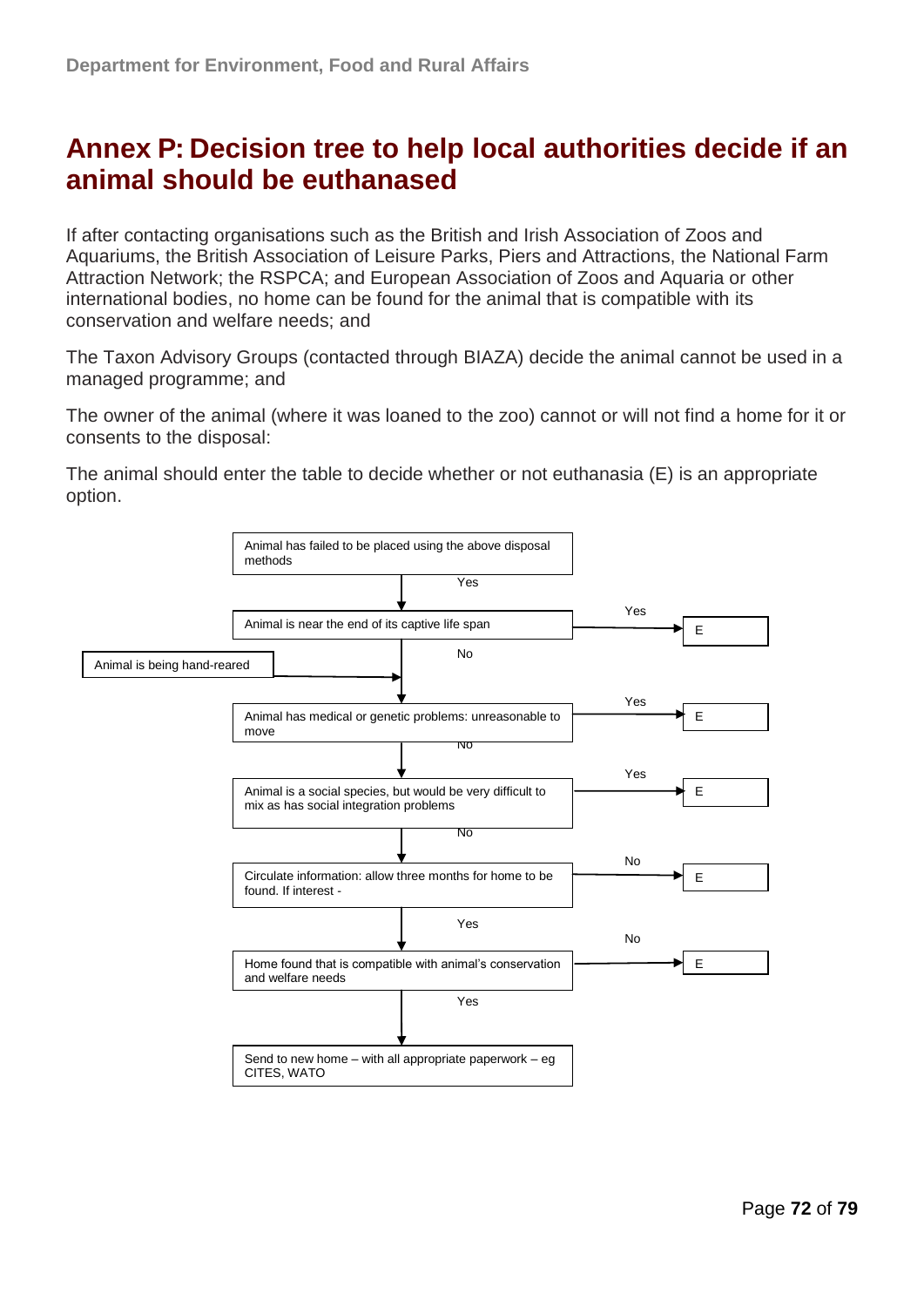# Annex P: Decision tree to help local authorities decide if an animal should be euthanased

If after contacting organisations such as the British and Irish Association of Zoos and Aquariums, the British Association of Leisure Parks, Piers and Attractions, the National Farm Attraction Network; the RSPCA; and European Association of Zoos and Aquaria or other international bodies, no home can be found for the animal that is compatible with its conservation and welfare needs; and

The Taxon Advisory Groups (contacted through BIAZA) decide the animal cannot be used in a managed programme; and

The owner of the animal (where it was loaned to the zoo) cannot or will not find a home for it or consents to the disposal:

The animal should enter the table to decide whether or not euthanasia (E) is an appropriate option.

Animal has failed to be placed using the above disposal methods

↓ Yes

Animal is near the end of its captive life span → Yes → E

↓ No

Animal is being hand-reared →

↓

Animal has medical or genetic problems: unreasonable to move → Yes → E

↓ No

Animal is a social species, but would be very difficult to mix as has social integration problems → Yes → E

↓ No

Circulate information: allow three months for home to be found. If interest - → No → E

↓ Yes

Home found that is compatible with animal's conservation and welfare needs → No → E

↓ Yes

Send to new home – with all appropriate paperwork – eg CITES, WATO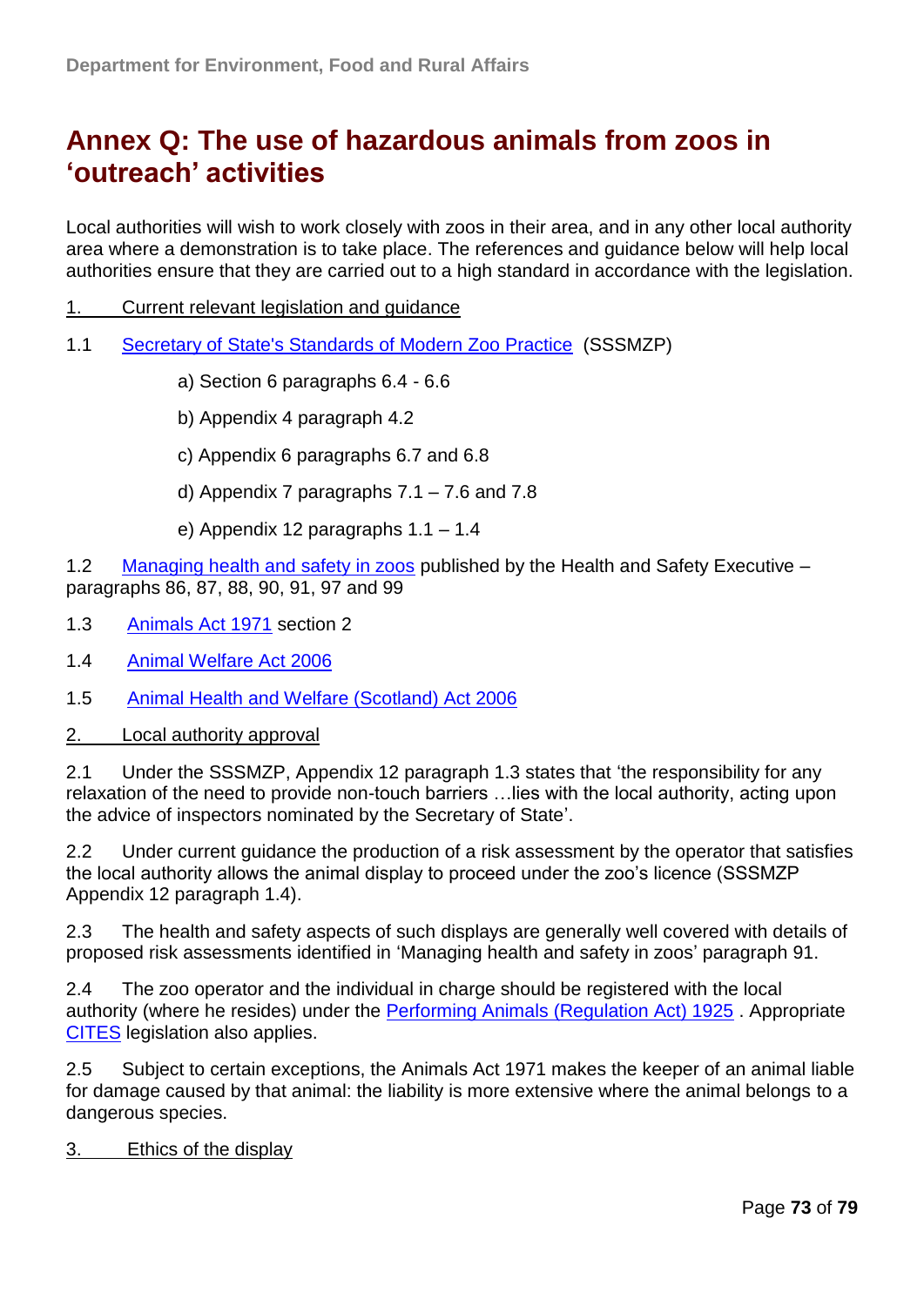# Annex Q: The use of hazardous animals from zoos in 'outreach' activities

Local authorities will wish to work closely with zoos in their area, and in any other local authority area where a demonstration is to take place. The references and guidance below will help local authorities ensure that they are carried out to a high standard in accordance with the legislation.

1. Current relevant legislation and guidance

1.1 Secretary of State's Standards of Modern Zoo Practice (SSSMZP)

- a) Section 6 paragraphs 6.4 - 6.6
- b) Appendix 4 paragraph 4.2
- c) Appendix 6 paragraphs 6.7 and 6.8
- d) Appendix 7 paragraphs 7.1 – 7.6 and 7.8
- e) Appendix 12 paragraphs 1.1 – 1.4

1.2 Managing health and safety in zoos published by the Health and Safety Executive – paragraphs 86, 87, 88, 90, 91, 97 and 99

1.3 Animals Act 1971 section 2

1.4 Animal Welfare Act 2006

1.5 Animal Health and Welfare (Scotland) Act 2006

2. Local authority approval

2.1 Under the SSSMZP, Appendix 12 paragraph 1.3 states that 'the responsibility for any relaxation of the need to provide non-touch barriers …lies with the local authority, acting upon the advice of inspectors nominated by the Secretary of State'.

2.2 Under current guidance the production of a risk assessment by the operator that satisfies the local authority allows the animal display to proceed under the zoo's licence (SSSMZP Appendix 12 paragraph 1.4).

2.3 The health and safety aspects of such displays are generally well covered with details of proposed risk assessments identified in 'Managing health and safety in zoos' paragraph 91.

2.4 The zoo operator and the individual in charge should be registered with the local authority (where he resides) under the Performing Animals (Regulation Act) 1925 . Appropriate CITES legislation also applies.

2.5 Subject to certain exceptions, the Animals Act 1971 makes the keeper of an animal liable for damage caused by that animal: the liability is more extensive where the animal belongs to a dangerous species.

3. Ethics of the display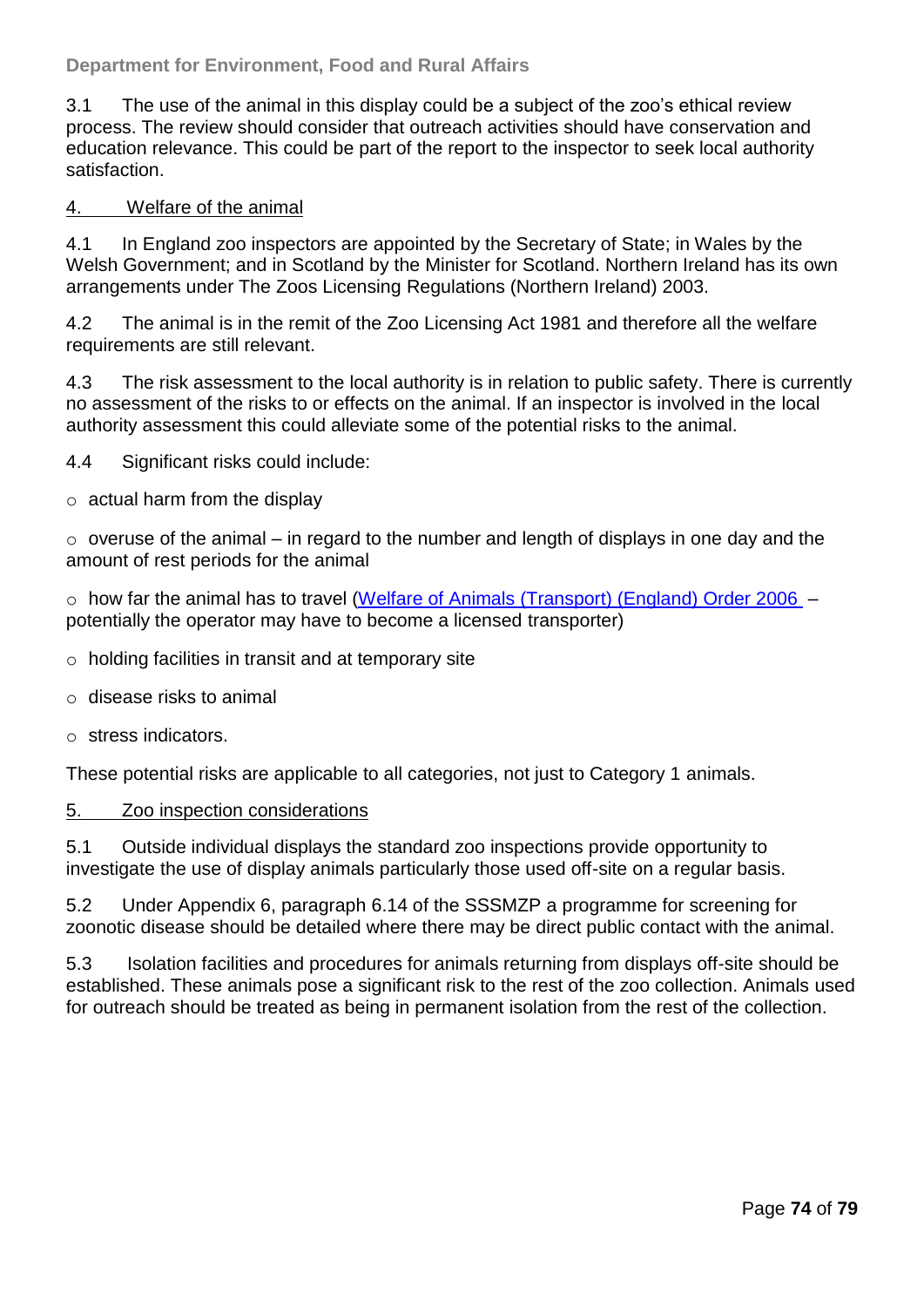3.1 The use of the animal in this display could be a subject of the zoo's ethical review process. The review should consider that outreach activities should have conservation and education relevance. This could be part of the report to the inspector to seek local authority satisfaction.

## 4. Welfare of the animal

4.1 In England zoo inspectors are appointed by the Secretary of State; in Wales by the Welsh Government; and in Scotland by the Minister for Scotland. Northern Ireland has its own arrangements under The Zoos Licensing Regulations (Northern Ireland) 2003.

4.2 The animal is in the remit of the Zoo Licensing Act 1981 and therefore all the welfare requirements are still relevant.

4.3 The risk assessment to the local authority is in relation to public safety. There is currently no assessment of the risks to or effects on the animal. If an inspector is involved in the local authority assessment this could alleviate some of the potential risks to the animal.

4.4 Significant risks could include:

- actual harm from the display
- overuse of the animal – in regard to the number and length of displays in one day and the amount of rest periods for the animal
- how far the animal has to travel (Welfare of Animals (Transport) (England) Order 2006 – potentially the operator may have to become a licensed transporter)
- holding facilities in transit and at temporary site
- disease risks to animal
- stress indicators.

These potential risks are applicable to all categories, not just to Category 1 animals.

## 5. Zoo inspection considerations

5.1 Outside individual displays the standard zoo inspections provide opportunity to investigate the use of display animals particularly those used off-site on a regular basis.

5.2 Under Appendix 6, paragraph 6.14 of the SSSMZP a programme for screening for zoonotic disease should be detailed where there may be direct public contact with the animal.

5.3 Isolation facilities and procedures for animals returning from displays off-site should be established. These animals pose a significant risk to the rest of the zoo collection. Animals used for outreach should be treated as being in permanent isolation from the rest of the collection.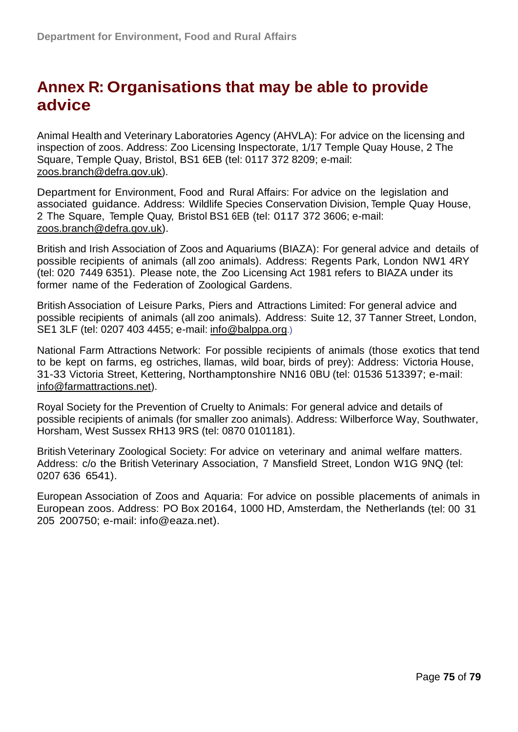# Annex R: Organisations that may be able to provide advice

Animal Health and Veterinary Laboratories Agency (AHVLA): For advice on the licensing and inspection of zoos. Address: Zoo Licensing Inspectorate, 1/17 Temple Quay House, 2 The Square, Temple Quay, Bristol, BS1 6EB (tel: 0117 372 8209; e-mail: zoos.branch@defra.gov.uk).

Department for Environment, Food and Rural Affairs: For advice on the legislation and associated guidance. Address: Wildlife Species Conservation Division, Temple Quay House, 2 The Square, Temple Quay, Bristol BS1 6EB (tel: 0117 372 3606; e-mail: zoos.branch@defra.gov.uk).

British and Irish Association of Zoos and Aquariums (BIAZA): For general advice and details of possible recipients of animals (all zoo animals). Address: Regents Park, London NW1 4RY (tel: 020 7449 6351). Please note, the Zoo Licensing Act 1981 refers to BIAZA under its former name of the Federation of Zoological Gardens.

British Association of Leisure Parks, Piers and Attractions Limited: For general advice and possible recipients of animals (all zoo animals). Address: Suite 12, 37 Tanner Street, London, SE1 3LF (tel: 0207 403 4455; e-mail: info@balppa.org.)

National Farm Attractions Network: For possible recipients of animals (those exotics that tend to be kept on farms, eg ostriches, llamas, wild boar, birds of prey): Address: Victoria House, 31-33 Victoria Street, Kettering, Northamptonshire NN16 0BU (tel: 01536 513397; e-mail: info@farmattractions.net).

Royal Society for the Prevention of Cruelty to Animals: For general advice and details of possible recipients of animals (for smaller zoo animals). Address: Wilberforce Way, Southwater, Horsham, West Sussex RH13 9RS (tel: 0870 0101181).

British Veterinary Zoological Society: For advice on veterinary and animal welfare matters. Address: c/o the British Veterinary Association, 7 Mansfield Street, London W1G 9NQ (tel: 0207 636 6541).

European Association of Zoos and Aquaria: For advice on possible placements of animals in European zoos. Address: PO Box 20164, 1000 HD, Amsterdam, the Netherlands (tel: 00 31 205 200750; e-mail: info@eaza.net).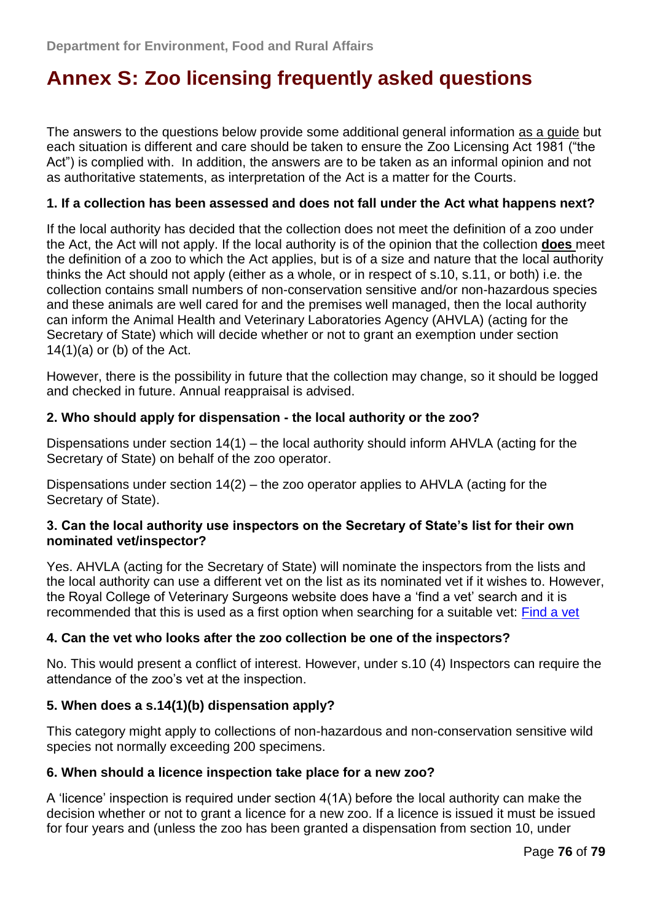# Annex S: Zoo licensing frequently asked questions

The answers to the questions below provide some additional general information as a guide but each situation is different and care should be taken to ensure the Zoo Licensing Act 1981 ("the Act") is complied with. In addition, the answers are to be taken as an informal opinion and not as authoritative statements, as interpretation of the Act is a matter for the Courts.

**1. If a collection has been assessed and does not fall under the Act what happens next?**

If the local authority has decided that the collection does not meet the definition of a zoo under the Act, the Act will not apply. If the local authority is of the opinion that the collection **does** meet the definition of a zoo to which the Act applies, but is of a size and nature that the local authority thinks the Act should not apply (either as a whole, or in respect of s.10, s.11, or both) i.e. the collection contains small numbers of non-conservation sensitive and/or non-hazardous species and these animals are well cared for and the premises well managed, then the local authority can inform the Animal Health and Veterinary Laboratories Agency (AHVLA) (acting for the Secretary of State) which will decide whether or not to grant an exemption under section 14(1)(a) or (b) of the Act.

However, there is the possibility in future that the collection may change, so it should be logged and checked in future. Annual reappraisal is advised.

**2. Who should apply for dispensation - the local authority or the zoo?**

Dispensations under section 14(1) – the local authority should inform AHVLA (acting for the Secretary of State) on behalf of the zoo operator.

Dispensations under section 14(2) – the zoo operator applies to AHVLA (acting for the Secretary of State).

**3. Can the local authority use inspectors on the Secretary of State's list for their own nominated vet/inspector?**

Yes. AHVLA (acting for the Secretary of State) will nominate the inspectors from the lists and the local authority can use a different vet on the list as its nominated vet if it wishes to. However, the Royal College of Veterinary Surgeons website does have a 'find a vet' search and it is recommended that this is used as a first option when searching for a suitable vet: Find a vet

**4. Can the vet who looks after the zoo collection be one of the inspectors?**

No. This would present a conflict of interest. However, under s.10 (4) Inspectors can require the attendance of the zoo's vet at the inspection.

**5. When does a s.14(1)(b) dispensation apply?**

This category might apply to collections of non-hazardous and non-conservation sensitive wild species not normally exceeding 200 specimens.

**6. When should a licence inspection take place for a new zoo?**

A 'licence' inspection is required under section 4(1A) before the local authority can make the decision whether or not to grant a licence for a new zoo. If a licence is issued it must be issued for four years and (unless the zoo has been granted a dispensation from section 10, under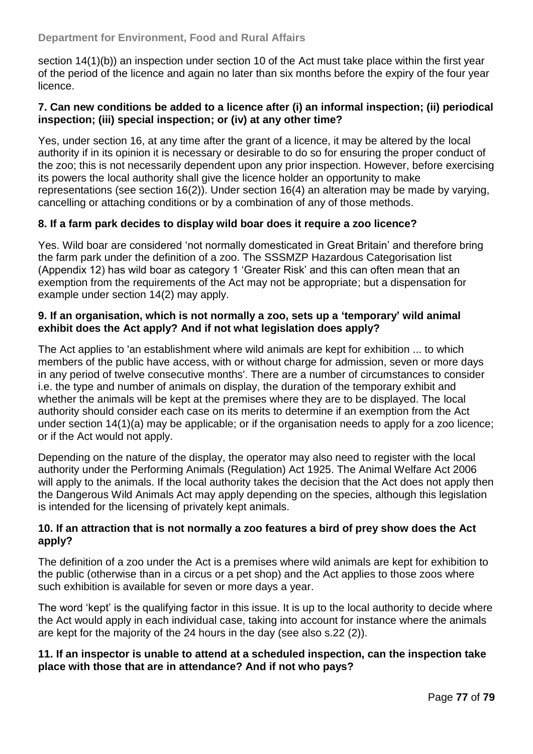section 14(1)(b)) an inspection under section 10 of the Act must take place within the first year of the period of the licence and again no later than six months before the expiry of the four year licence.

**7. Can new conditions be added to a licence after (i) an informal inspection; (ii) periodical inspection; (iii) special inspection; or (iv) at any other time?**

Yes, under section 16, at any time after the grant of a licence, it may be altered by the local authority if in its opinion it is necessary or desirable to do so for ensuring the proper conduct of the zoo; this is not necessarily dependent upon any prior inspection. However, before exercising its powers the local authority shall give the licence holder an opportunity to make representations (see section 16(2)). Under section 16(4) an alteration may be made by varying, cancelling or attaching conditions or by a combination of any of those methods.

**8. If a farm park decides to display wild boar does it require a zoo licence?**

Yes. Wild boar are considered 'not normally domesticated in Great Britain' and therefore bring the farm park under the definition of a zoo. The SSSMZP Hazardous Categorisation list (Appendix 12) has wild boar as category 1 'Greater Risk' and this can often mean that an exemption from the requirements of the Act may not be appropriate; but a dispensation for example under section 14(2) may apply.

**9. If an organisation, which is not normally a zoo, sets up a 'temporary' wild animal exhibit does the Act apply? And if not what legislation does apply?**

The Act applies to 'an establishment where wild animals are kept for exhibition ... to which members of the public have access, with or without charge for admission, seven or more days in any period of twelve consecutive months'. There are a number of circumstances to consider i.e. the type and number of animals on display, the duration of the temporary exhibit and whether the animals will be kept at the premises where they are to be displayed. The local authority should consider each case on its merits to determine if an exemption from the Act under section 14(1)(a) may be applicable; or if the organisation needs to apply for a zoo licence; or if the Act would not apply.

Depending on the nature of the display, the operator may also need to register with the local authority under the Performing Animals (Regulation) Act 1925. The Animal Welfare Act 2006 will apply to the animals. If the local authority takes the decision that the Act does not apply then the Dangerous Wild Animals Act may apply depending on the species, although this legislation is intended for the licensing of privately kept animals.

**10. If an attraction that is not normally a zoo features a bird of prey show does the Act apply?**

The definition of a zoo under the Act is a premises where wild animals are kept for exhibition to the public (otherwise than in a circus or a pet shop) and the Act applies to those zoos where such exhibition is available for seven or more days a year.

The word 'kept' is the qualifying factor in this issue. It is up to the local authority to decide where the Act would apply in each individual case, taking into account for instance where the animals are kept for the majority of the 24 hours in the day (see also s.22 (2)).

**11. If an inspector is unable to attend at a scheduled inspection, can the inspection take place with those that are in attendance? And if not who pays?**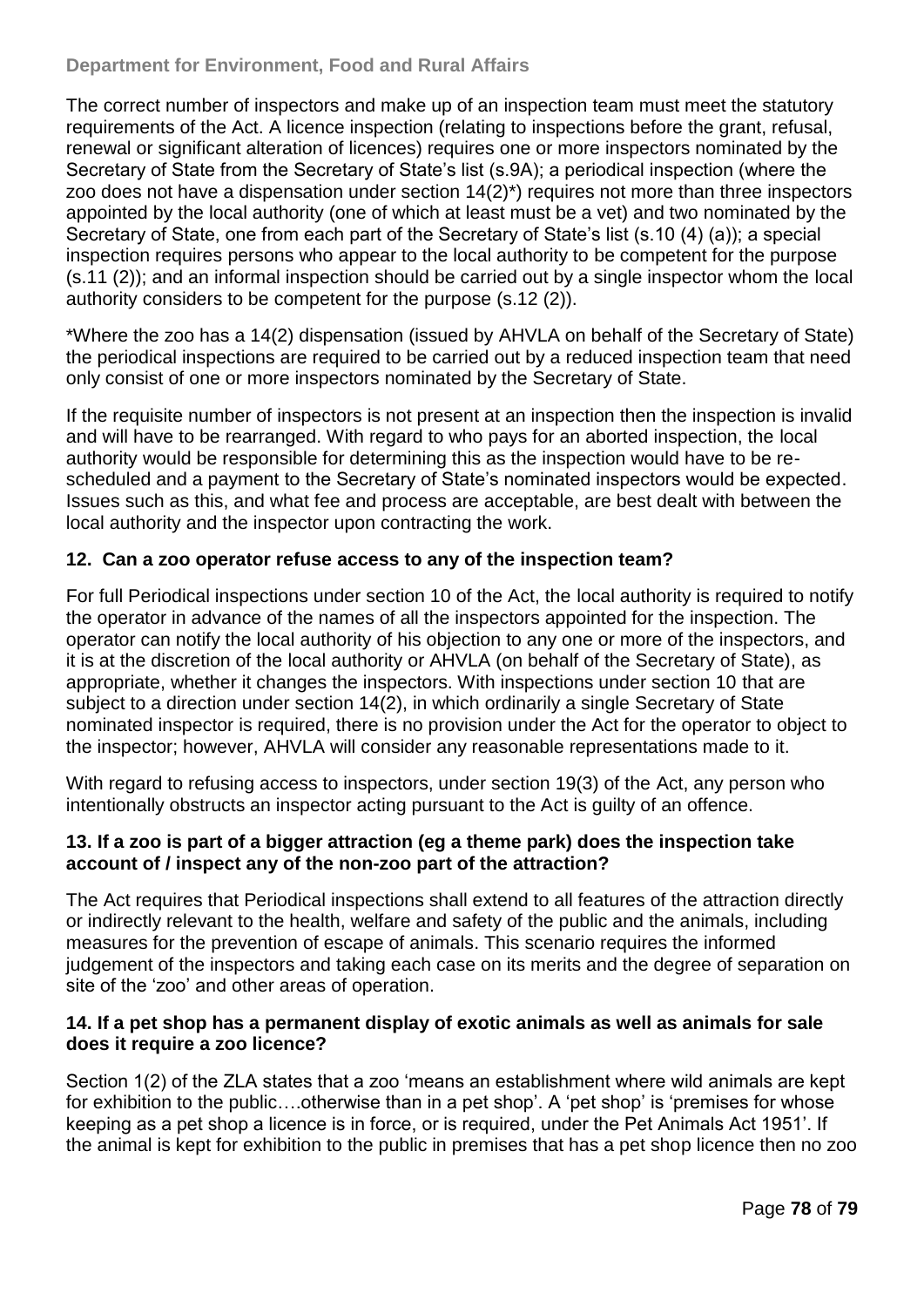The correct number of inspectors and make up of an inspection team must meet the statutory requirements of the Act. A licence inspection (relating to inspections before the grant, refusal, renewal or significant alteration of licences) requires one or more inspectors nominated by the Secretary of State from the Secretary of State's list (s.9A); a periodical inspection (where the zoo does not have a dispensation under section 14(2)*) requires not more than three inspectors appointed by the local authority (one of which at least must be a vet) and two nominated by the Secretary of State, one from each part of the Secretary of State's list (s.10 (4) (a)); a special inspection requires persons who appear to the local authority to be competent for the purpose (s.11 (2)); and an informal inspection should be carried out by a single inspector whom the local authority considers to be competent for the purpose (s.12 (2)).

*Where the zoo has a 14(2) dispensation (issued by AHVLA on behalf of the Secretary of State) the periodical inspections are required to be carried out by a reduced inspection team that need only consist of one or more inspectors nominated by the Secretary of State.

If the requisite number of inspectors is not present at an inspection then the inspection is invalid and will have to be rearranged. With regard to who pays for an aborted inspection, the local authority would be responsible for determining this as the inspection would have to be re-scheduled and a payment to the Secretary of State's nominated inspectors would be expected. Issues such as this, and what fee and process are acceptable, are best dealt with between the local authority and the inspector upon contracting the work.

### 12. Can a zoo operator refuse access to any of the inspection team?

For full Periodical inspections under section 10 of the Act, the local authority is required to notify the operator in advance of the names of all the inspectors appointed for the inspection. The operator can notify the local authority of his objection to any one or more of the inspectors, and it is at the discretion of the local authority or AHVLA (on behalf of the Secretary of State), as appropriate, whether it changes the inspectors. With inspections under section 10 that are subject to a direction under section 14(2), in which ordinarily a single Secretary of State nominated inspector is required, there is no provision under the Act for the operator to object to the inspector; however, AHVLA will consider any reasonable representations made to it.

With regard to refusing access to inspectors, under section 19(3) of the Act, any person who intentionally obstructs an inspector acting pursuant to the Act is guilty of an offence.

### 13. If a zoo is part of a bigger attraction (eg a theme park) does the inspection take account of / inspect any of the non-zoo part of the attraction?

The Act requires that Periodical inspections shall extend to all features of the attraction directly or indirectly relevant to the health, welfare and safety of the public and the animals, including measures for the prevention of escape of animals. This scenario requires the informed judgement of the inspectors and taking each case on its merits and the degree of separation on site of the 'zoo' and other areas of operation.

### 14. If a pet shop has a permanent display of exotic animals as well as animals for sale does it require a zoo licence?

Section 1(2) of the ZLA states that a zoo 'means an establishment where wild animals are kept for exhibition to the public….otherwise than in a pet shop'. A 'pet shop' is 'premises for whose keeping as a pet shop a licence is in force, or is required, under the Pet Animals Act 1951'. If the animal is kept for exhibition to the public in premises that has a pet shop licence then no zoo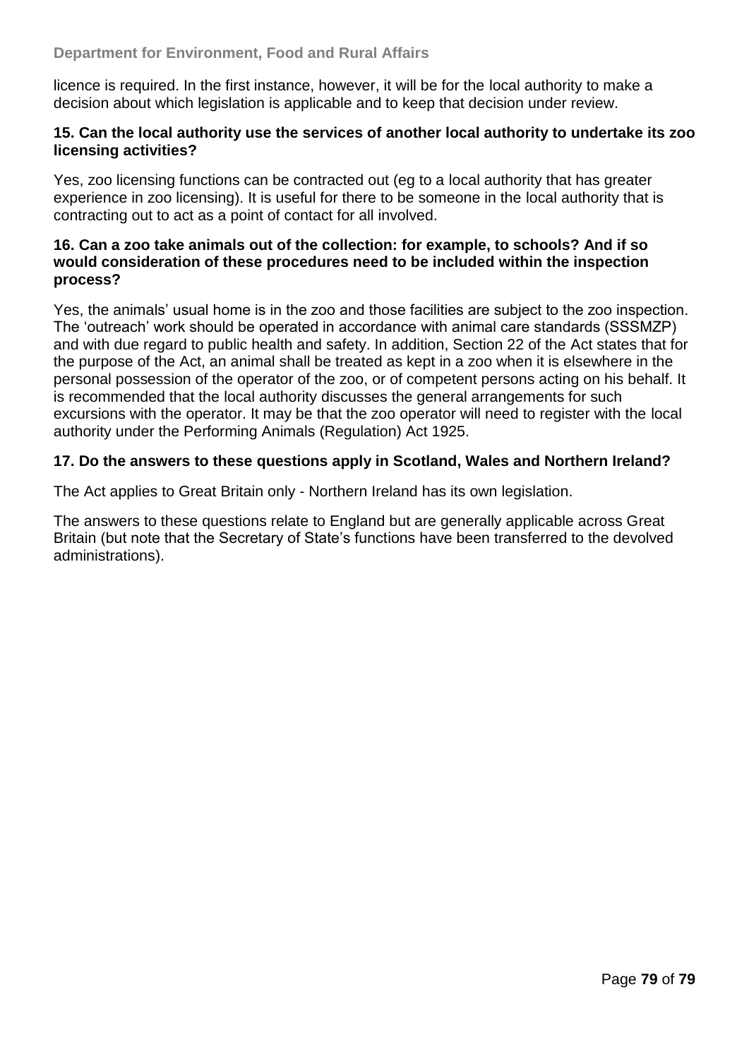licence is required. In the first instance, however, it will be for the local authority to make a decision about which legislation is applicable and to keep that decision under review.

**15. Can the local authority use the services of another local authority to undertake its zoo licensing activities?**

Yes, zoo licensing functions can be contracted out (eg to a local authority that has greater experience in zoo licensing). It is useful for there to be someone in the local authority that is contracting out to act as a point of contact for all involved.

**16. Can a zoo take animals out of the collection: for example, to schools? And if so would consideration of these procedures need to be included within the inspection process?**

Yes, the animals' usual home is in the zoo and those facilities are subject to the zoo inspection. The 'outreach' work should be operated in accordance with animal care standards (SSSMZP) and with due regard to public health and safety. In addition, Section 22 of the Act states that for the purpose of the Act, an animal shall be treated as kept in a zoo when it is elsewhere in the personal possession of the operator of the zoo, or of competent persons acting on his behalf. It is recommended that the local authority discusses the general arrangements for such excursions with the operator. It may be that the zoo operator will need to register with the local authority under the Performing Animals (Regulation) Act 1925.

**17. Do the answers to these questions apply in Scotland, Wales and Northern Ireland?**

The Act applies to Great Britain only - Northern Ireland has its own legislation.

The answers to these questions relate to England but are generally applicable across Great Britain (but note that the Secretary of State's functions have been transferred to the devolved administrations).